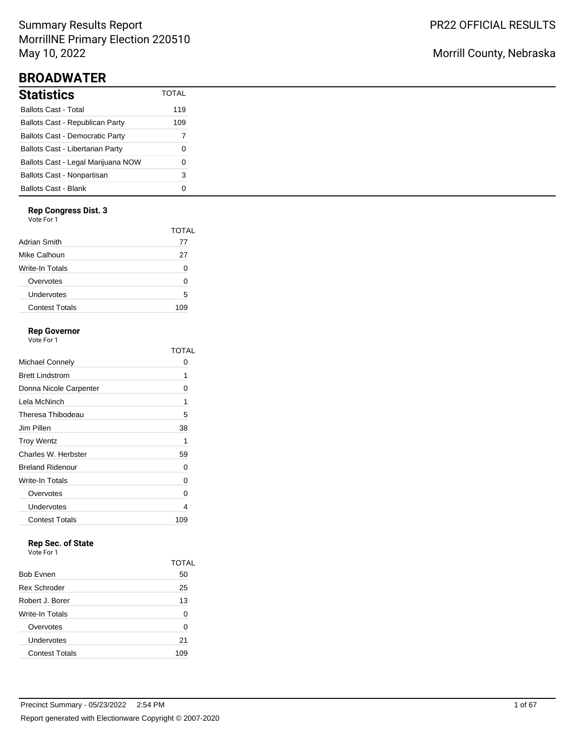Summary Results Report
MorrillNE Primary Election 220510
May 10, 2022

PR22 OFFICIAL RESULTS

Morrill County, Nebraska

# BROADWATER

## Statistics

| Statistics | TOTAL |
|---|---|
| Ballots Cast - Total | 119 |
| Ballots Cast - Republican Party | 109 |
| Ballots Cast - Democratic Party | 7 |
| Ballots Cast - Libertarian Party | 0 |
| Ballots Cast - Legal Marijuana NOW | 0 |
| Ballots Cast - Nonpartisan | 3 |
| Ballots Cast - Blank | 0 |

### Rep Congress Dist. 3

Vote For 1

| | TOTAL |
|---|---|
| Adrian Smith | 77 |
| Mike Calhoun | 27 |
| Write-In Totals | 0 |
| Overvotes | 0 |
| Undervotes | 5 |
| Contest Totals | 109 |

### Rep Governor

Vote For 1

| | TOTAL |
|---|---|
| Michael Connely | 0 |
| Brett Lindstrom | 1 |
| Donna Nicole Carpenter | 0 |
| Lela McNinch | 1 |
| Theresa Thibodeau | 5 |
| Jim Pillen | 38 |
| Troy Wentz | 1 |
| Charles W. Herbster | 59 |
| Breland Ridenour | 0 |
| Write-In Totals | 0 |
| Overvotes | 0 |
| Undervotes | 4 |
| Contest Totals | 109 |

### Rep Sec. of State

Vote For 1

| | TOTAL |
|---|---|
| Bob Evnen | 50 |
| Rex Schroder | 25 |
| Robert J. Borer | 13 |
| Write-In Totals | 0 |
| Overvotes | 0 |
| Undervotes | 21 |
| Contest Totals | 109 |

Precinct Summary - 05/23/2022 2:54 PM

Report generated with Electionware Copyright © 2007-2020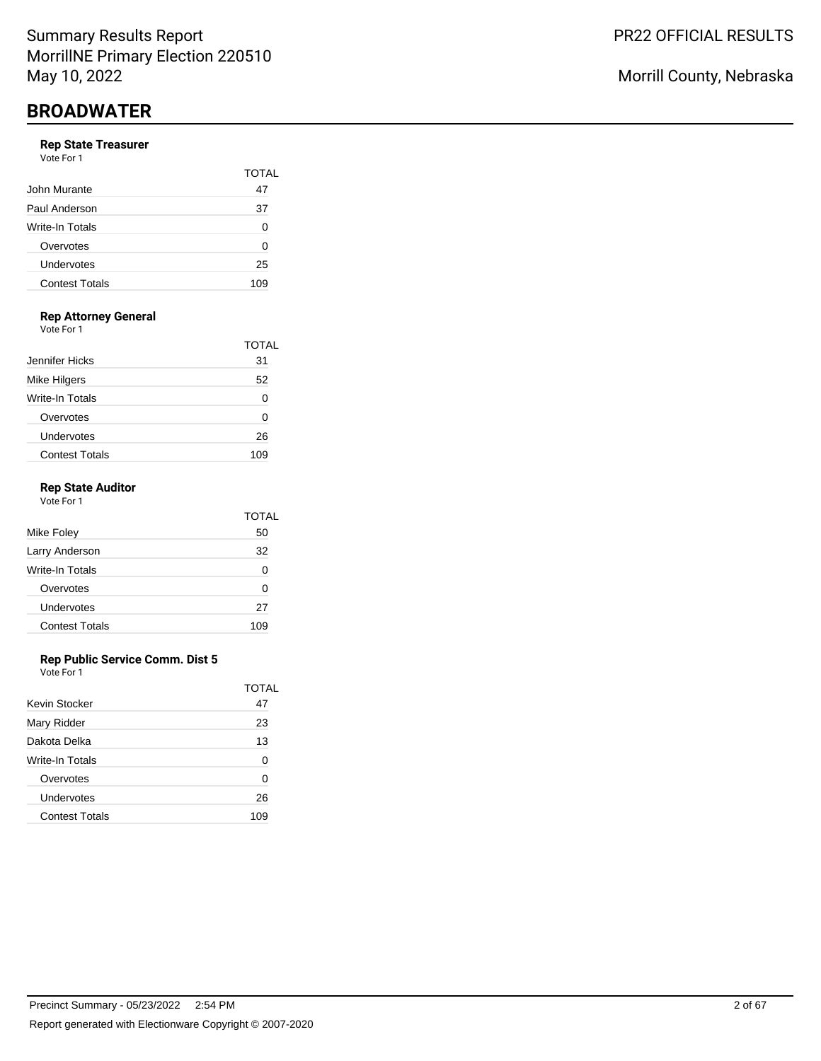## BROADWATER

### Rep State Treasurer

Vote For 1

| | TOTAL |
|---|---|
| John Murante | 47 |
| Paul Anderson | 37 |
| Write-In Totals | 0 |
| Overvotes | 0 |
| Undervotes | 25 |
| Contest Totals | 109 |

### Rep Attorney General

Vote For 1

| | TOTAL |
|---|---|
| Jennifer Hicks | 31 |
| Mike Hilgers | 52 |
| Write-In Totals | 0 |
| Overvotes | 0 |
| Undervotes | 26 |
| Contest Totals | 109 |

### Rep State Auditor

Vote For 1

| | TOTAL |
|---|---|
| Mike Foley | 50 |
| Larry Anderson | 32 |
| Write-In Totals | 0 |
| Overvotes | 0 |
| Undervotes | 27 |
| Contest Totals | 109 |

### Rep Public Service Comm. Dist 5

Vote For 1

| | TOTAL |
|---|---|
| Kevin Stocker | 47 |
| Mary Ridder | 23 |
| Dakota Delka | 13 |
| Write-In Totals | 0 |
| Overvotes | 0 |
| Undervotes | 26 |
| Contest Totals | 109 |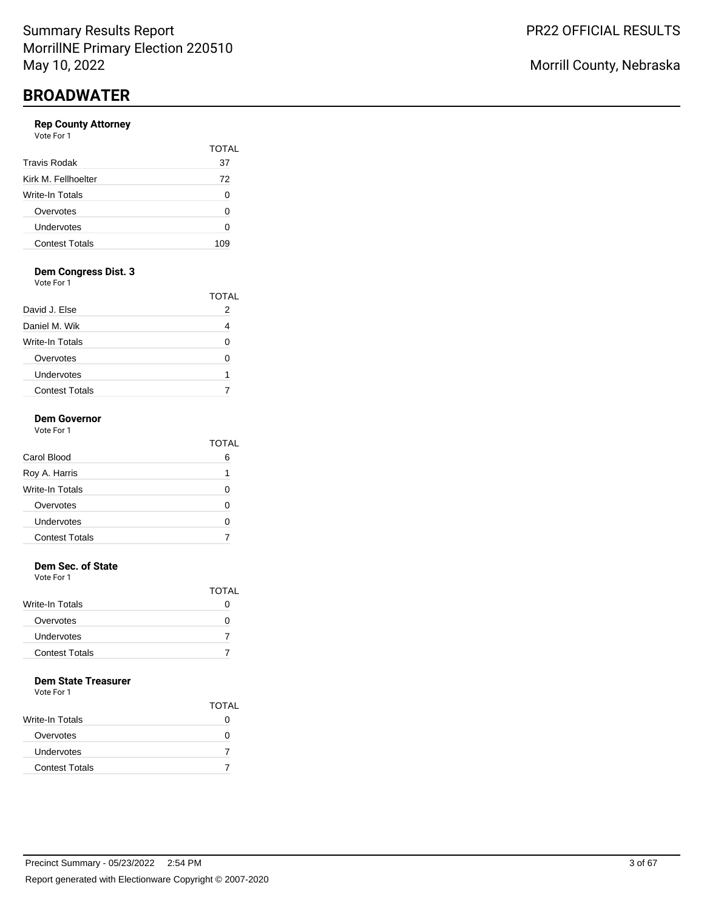# BROADWATER

### Rep County Attorney

Vote For 1

| | TOTAL |
|---|---|
| Travis Rodak | 37 |
| Kirk M. Fellhoelter | 72 |
| Write-In Totals | 0 |
| Overvotes | 0 |
| Undervotes | 0 |
| Contest Totals | 109 |

### Dem Congress Dist. 3

Vote For 1

| | TOTAL |
|---|---|
| David J. Else | 2 |
| Daniel M. Wik | 4 |
| Write-In Totals | 0 |
| Overvotes | 0 |
| Undervotes | 1 |
| Contest Totals | 7 |

### Dem Governor

Vote For 1

| | TOTAL |
|---|---|
| Carol Blood | 6 |
| Roy A. Harris | 1 |
| Write-In Totals | 0 |
| Overvotes | 0 |
| Undervotes | 0 |
| Contest Totals | 7 |

### Dem Sec. of State

Vote For 1

| | TOTAL |
|---|---|
| Write-In Totals | 0 |
| Overvotes | 0 |
| Undervotes | 7 |
| Contest Totals | 7 |

### Dem State Treasurer

Vote For 1

| | TOTAL |
|---|---|
| Write-In Totals | 0 |
| Overvotes | 0 |
| Undervotes | 7 |
| Contest Totals | 7 |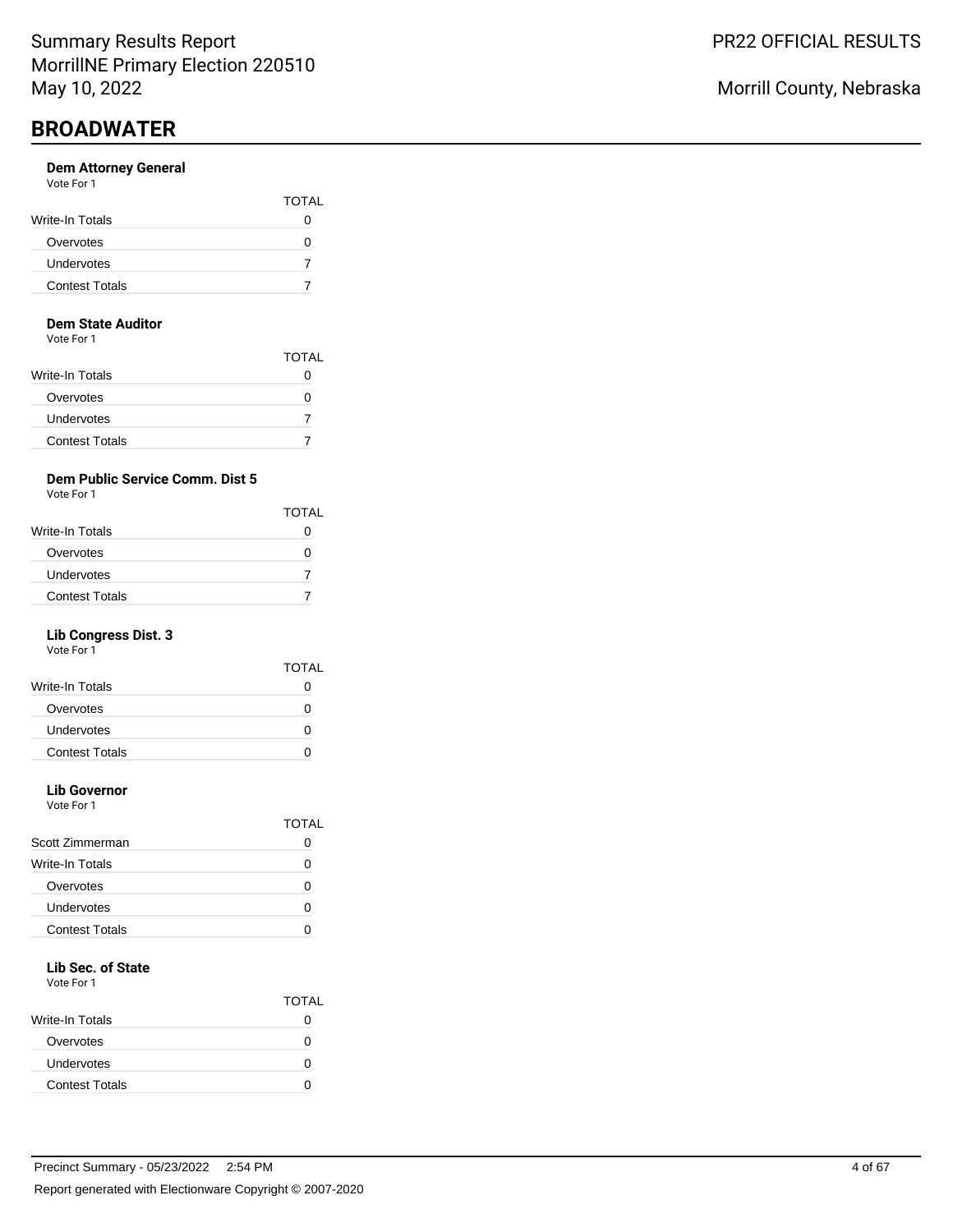# BROADWATER

### Dem Attorney General

Vote For 1

| | TOTAL |
|---|---|
| Write-In Totals | 0 |
| Overvotes | 0 |
| Undervotes | 7 |
| Contest Totals | 7 |

### Dem State Auditor

Vote For 1

| | TOTAL |
|---|---|
| Write-In Totals | 0 |
| Overvotes | 0 |
| Undervotes | 7 |
| Contest Totals | 7 |

### Dem Public Service Comm. Dist 5

Vote For 1

| | TOTAL |
|---|---|
| Write-In Totals | 0 |
| Overvotes | 0 |
| Undervotes | 7 |
| Contest Totals | 7 |

### Lib Congress Dist. 3

Vote For 1

| | TOTAL |
|---|---|
| Write-In Totals | 0 |
| Overvotes | 0 |
| Undervotes | 0 |
| Contest Totals | 0 |

### Lib Governor

Vote For 1

| | TOTAL |
|---|---|
| Scott Zimmerman | 0 |
| Write-In Totals | 0 |
| Overvotes | 0 |
| Undervotes | 0 |
| Contest Totals | 0 |

### Lib Sec. of State

Vote For 1

| | TOTAL |
|---|---|
| Write-In Totals | 0 |
| Overvotes | 0 |
| Undervotes | 0 |
| Contest Totals | 0 |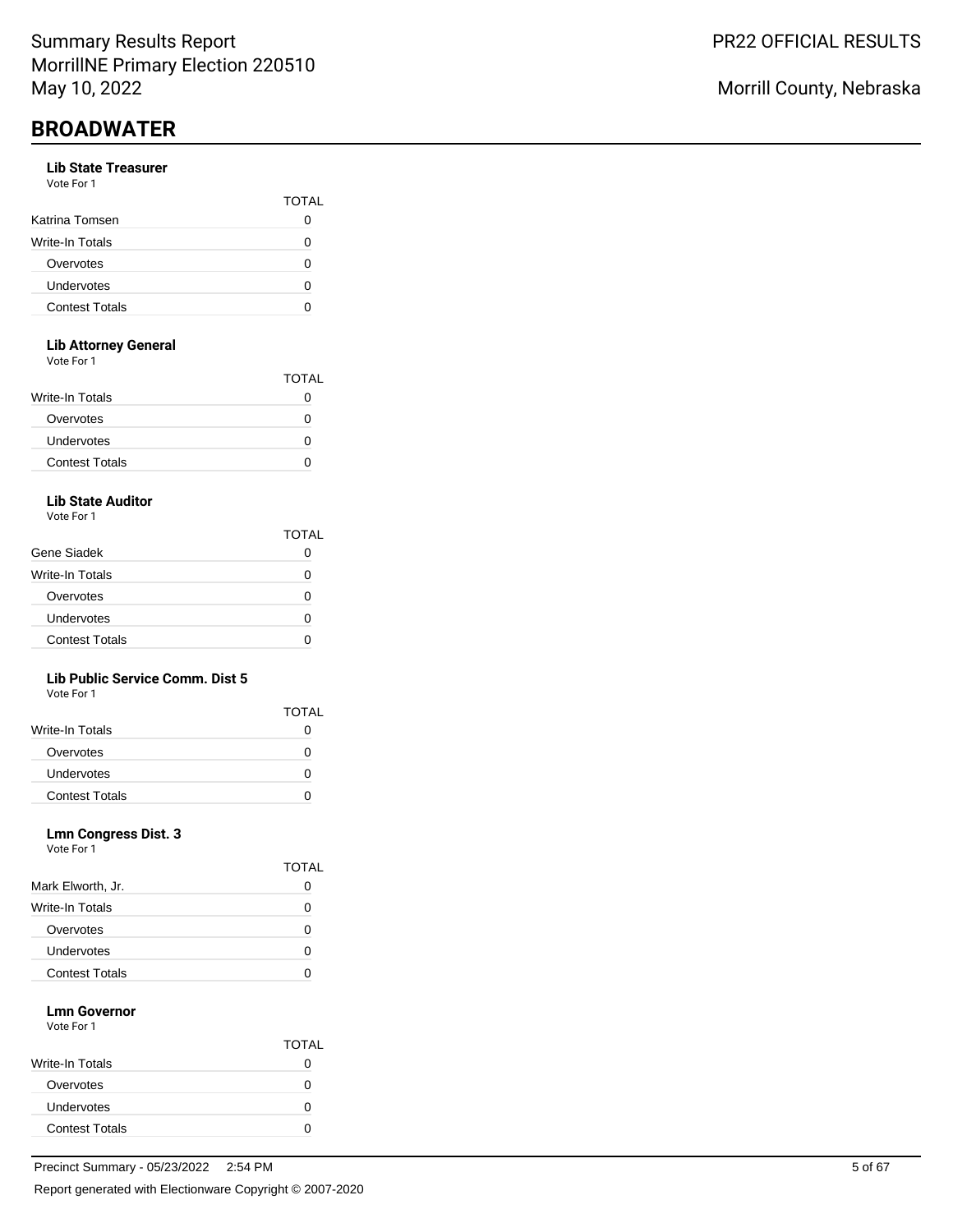## BROADWATER

### Lib State Treasurer
Vote For 1

| | TOTAL |
|---|---|
| Katrina Tomsen | 0 |
| Write-In Totals | 0 |
| Overvotes | 0 |
| Undervotes | 0 |
| Contest Totals | 0 |

### Lib Attorney General
Vote For 1

| | TOTAL |
|---|---|
| Write-In Totals | 0 |
| Overvotes | 0 |
| Undervotes | 0 |
| Contest Totals | 0 |

### Lib State Auditor
Vote For 1

| | TOTAL |
|---|---|
| Gene Siadek | 0 |
| Write-In Totals | 0 |
| Overvotes | 0 |
| Undervotes | 0 |
| Contest Totals | 0 |

### Lib Public Service Comm. Dist 5
Vote For 1

| | TOTAL |
|---|---|
| Write-In Totals | 0 |
| Overvotes | 0 |
| Undervotes | 0 |
| Contest Totals | 0 |

### Lmn Congress Dist. 3
Vote For 1

| | TOTAL |
|---|---|
| Mark Elworth, Jr. | 0 |
| Write-In Totals | 0 |
| Overvotes | 0 |
| Undervotes | 0 |
| Contest Totals | 0 |

### Lmn Governor
Vote For 1

| | TOTAL |
|---|---|
| Write-In Totals | 0 |
| Overvotes | 0 |
| Undervotes | 0 |
| Contest Totals | 0 |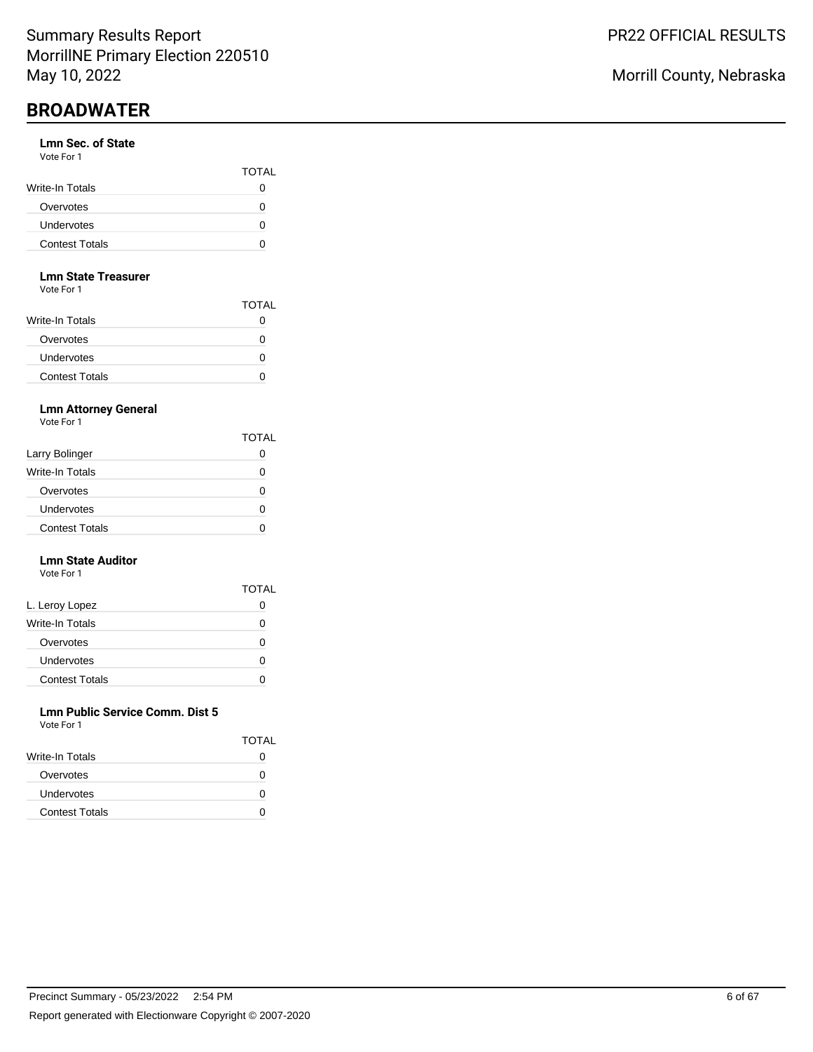# BROADWATER

### Lmn Sec. of State

Vote For 1

| | TOTAL |
|---|---|
| Write-In Totals | 0 |
| Overvotes | 0 |
| Undervotes | 0 |
| Contest Totals | 0 |

### Lmn State Treasurer

Vote For 1

| | TOTAL |
|---|---|
| Write-In Totals | 0 |
| Overvotes | 0 |
| Undervotes | 0 |
| Contest Totals | 0 |

### Lmn Attorney General

Vote For 1

| | TOTAL |
|---|---|
| Larry Bolinger | 0 |
| Write-In Totals | 0 |
| Overvotes | 0 |
| Undervotes | 0 |
| Contest Totals | 0 |

### Lmn State Auditor

Vote For 1

| | TOTAL |
|---|---|
| L. Leroy Lopez | 0 |
| Write-In Totals | 0 |
| Overvotes | 0 |
| Undervotes | 0 |
| Contest Totals | 0 |

### Lmn Public Service Comm. Dist 5

Vote For 1

| | TOTAL |
|---|---|
| Write-In Totals | 0 |
| Overvotes | 0 |
| Undervotes | 0 |
| Contest Totals | 0 |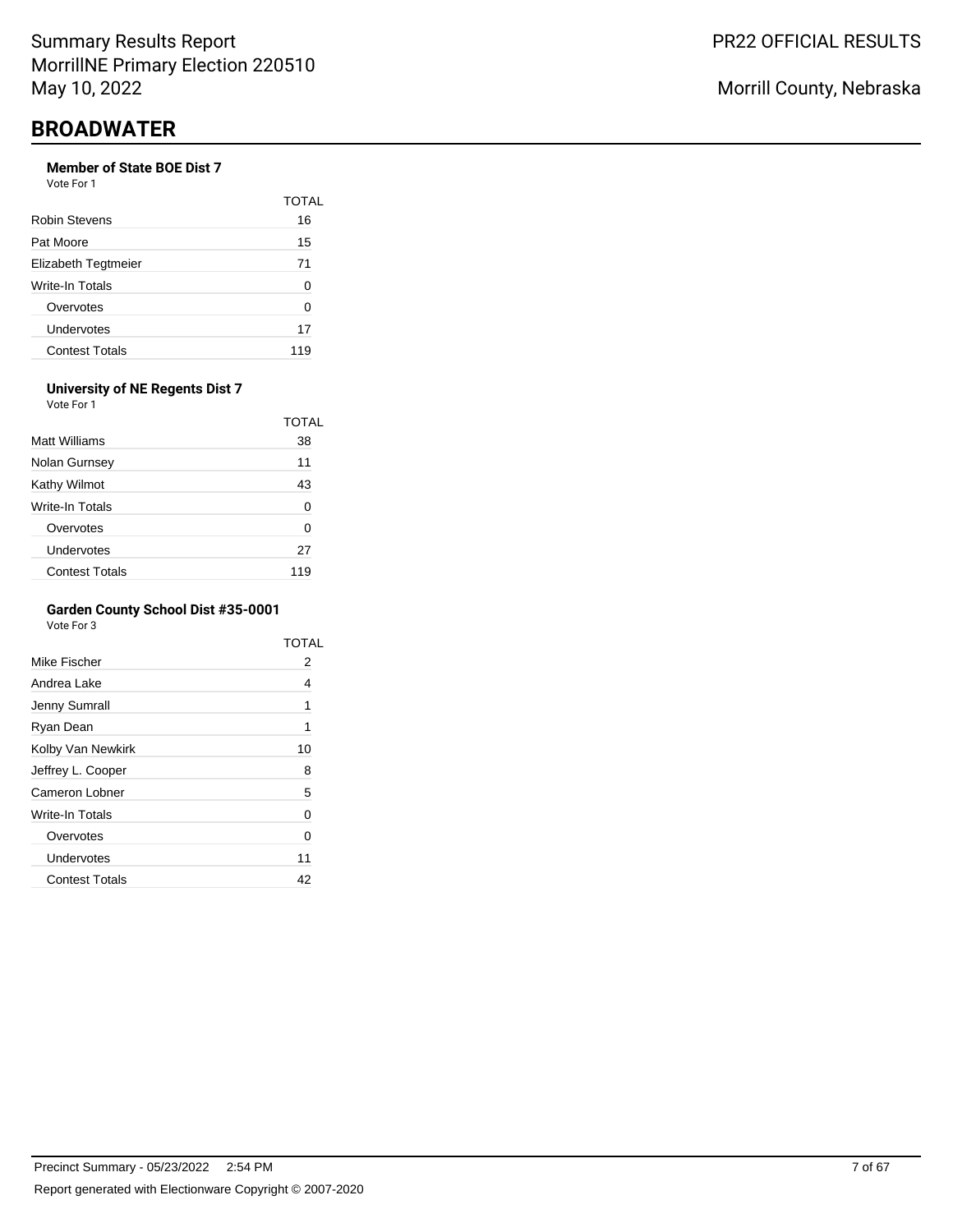## BROADWATER

### Member of State BOE Dist 7

Vote For 1

| | TOTAL |
|---|---|
| Robin Stevens | 16 |
| Pat Moore | 15 |
| Elizabeth Tegtmeier | 71 |
| Write-In Totals | 0 |
| Overvotes | 0 |
| Undervotes | 17 |
| Contest Totals | 119 |

### University of NE Regents Dist 7

Vote For 1

| | TOTAL |
|---|---|
| Matt Williams | 38 |
| Nolan Gurnsey | 11 |
| Kathy Wilmot | 43 |
| Write-In Totals | 0 |
| Overvotes | 0 |
| Undervotes | 27 |
| Contest Totals | 119 |

### Garden County School Dist #35-0001

Vote For 3

| | TOTAL |
|---|---|
| Mike Fischer | 2 |
| Andrea Lake | 4 |
| Jenny Sumrall | 1 |
| Ryan Dean | 1 |
| Kolby Van Newkirk | 10 |
| Jeffrey L. Cooper | 8 |
| Cameron Lobner | 5 |
| Write-In Totals | 0 |
| Overvotes | 0 |
| Undervotes | 11 |
| Contest Totals | 42 |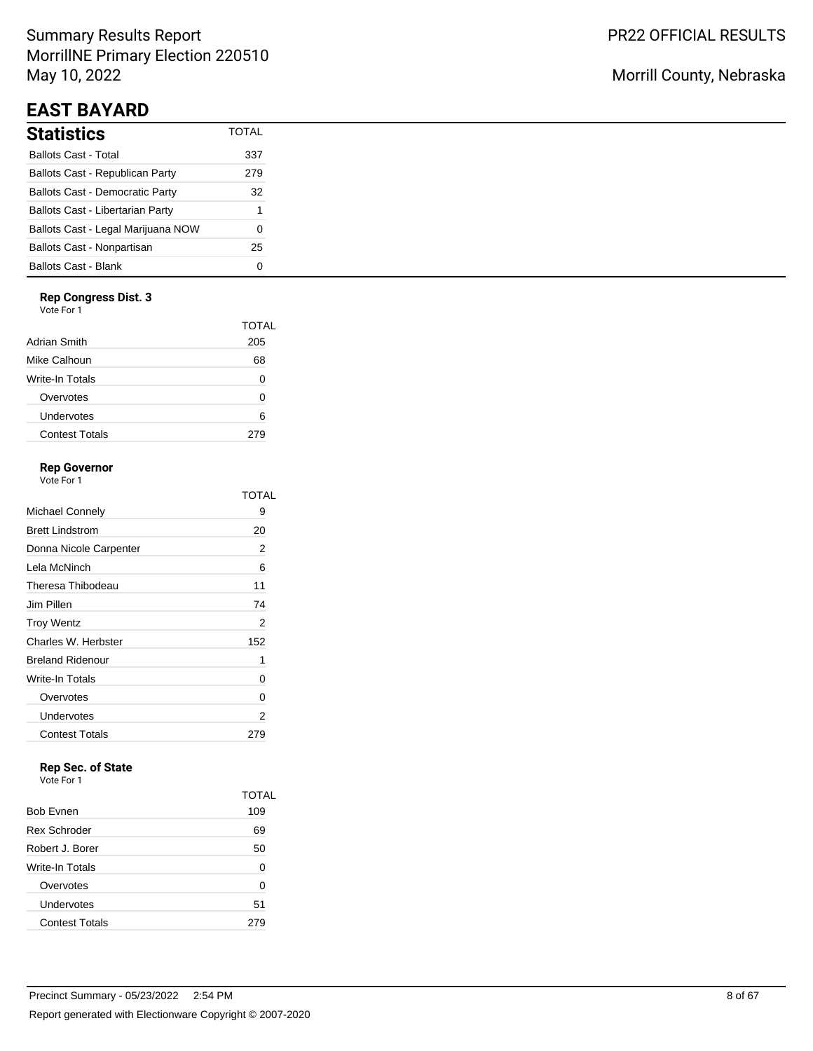## EAST BAYARD

### Statistics

| Statistics | TOTAL |
|---|---|
| Ballots Cast - Total | 337 |
| Ballots Cast - Republican Party | 279 |
| Ballots Cast - Democratic Party | 32 |
| Ballots Cast - Libertarian Party | 1 |
| Ballots Cast - Legal Marijuana NOW | 0 |
| Ballots Cast - Nonpartisan | 25 |
| Ballots Cast - Blank | 0 |

**Rep Congress Dist. 3**
Vote For 1

| | TOTAL |
|---|---|
| Adrian Smith | 205 |
| Mike Calhoun | 68 |
| Write-In Totals | 0 |
| Overvotes | 0 |
| Undervotes | 6 |
| Contest Totals | 279 |

**Rep Governor**
Vote For 1

| | TOTAL |
|---|---|
| Michael Connely | 9 |
| Brett Lindstrom | 20 |
| Donna Nicole Carpenter | 2 |
| Lela McNinch | 6 |
| Theresa Thibodeau | 11 |
| Jim Pillen | 74 |
| Troy Wentz | 2 |
| Charles W. Herbster | 152 |
| Breland Ridenour | 1 |
| Write-In Totals | 0 |
| Overvotes | 0 |
| Undervotes | 2 |
| Contest Totals | 279 |

**Rep Sec. of State**
Vote For 1

| | TOTAL |
|---|---|
| Bob Evnen | 109 |
| Rex Schroder | 69 |
| Robert J. Borer | 50 |
| Write-In Totals | 0 |
| Overvotes | 0 |
| Undervotes | 51 |
| Contest Totals | 279 |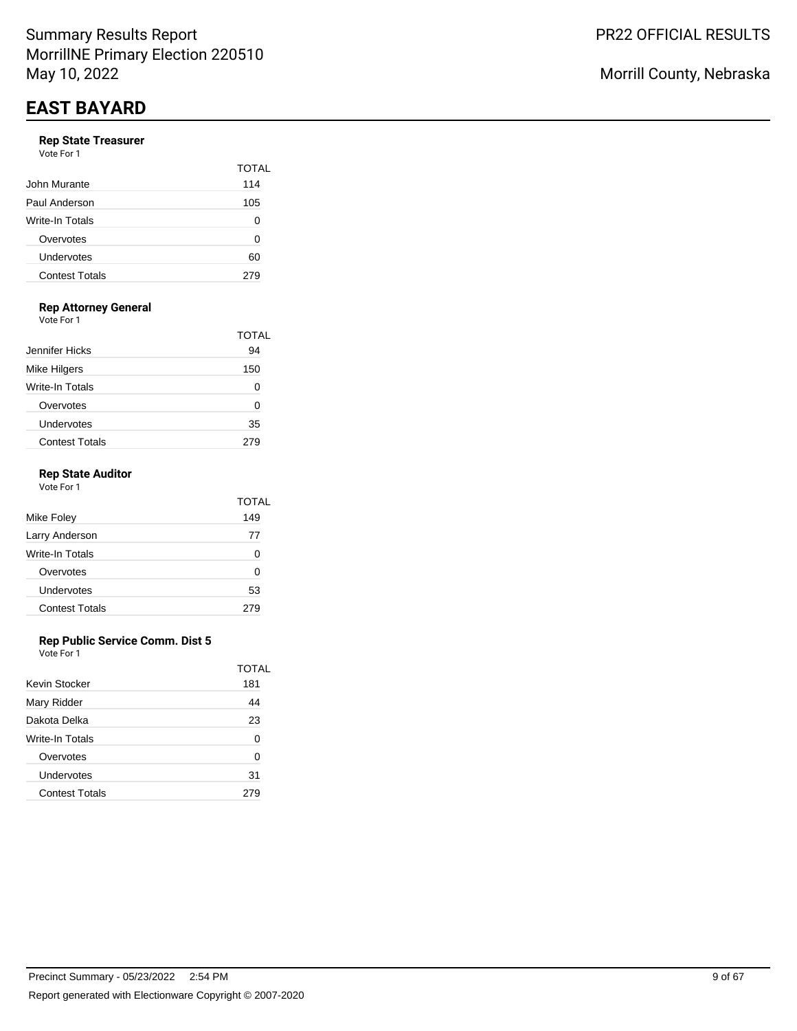## EAST BAYARD

### Rep State Treasurer

Vote For 1

| | TOTAL |
|---|---|
| John Murante | 114 |
| Paul Anderson | 105 |
| Write-In Totals | 0 |
| Overvotes | 0 |
| Undervotes | 60 |
| Contest Totals | 279 |

### Rep Attorney General

Vote For 1

| | TOTAL |
|---|---|
| Jennifer Hicks | 94 |
| Mike Hilgers | 150 |
| Write-In Totals | 0 |
| Overvotes | 0 |
| Undervotes | 35 |
| Contest Totals | 279 |

### Rep State Auditor

Vote For 1

| | TOTAL |
|---|---|
| Mike Foley | 149 |
| Larry Anderson | 77 |
| Write-In Totals | 0 |
| Overvotes | 0 |
| Undervotes | 53 |
| Contest Totals | 279 |

### Rep Public Service Comm. Dist 5

Vote For 1

| | TOTAL |
|---|---|
| Kevin Stocker | 181 |
| Mary Ridder | 44 |
| Dakota Delka | 23 |
| Write-In Totals | 0 |
| Overvotes | 0 |
| Undervotes | 31 |
| Contest Totals | 279 |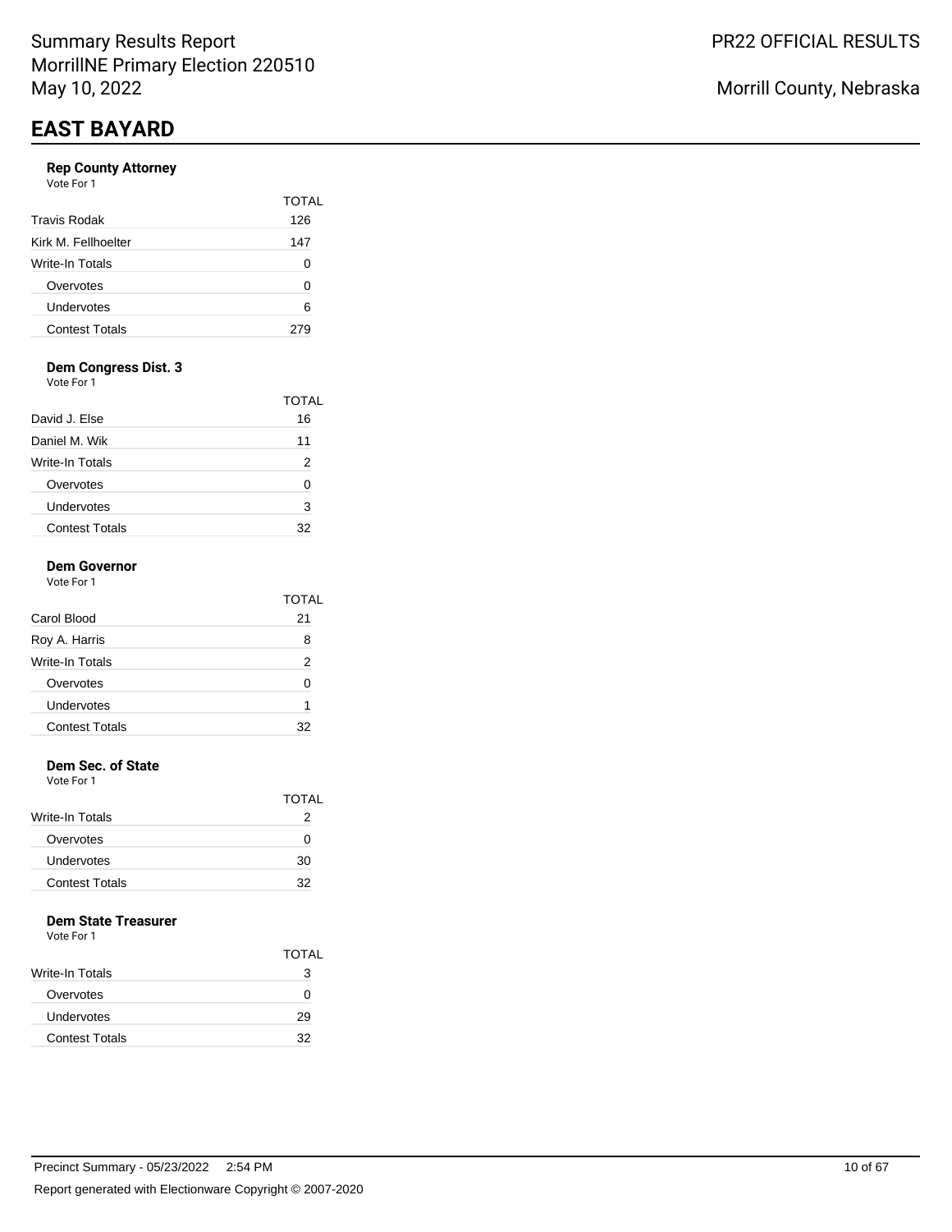# EAST BAYARD

### Rep County Attorney

Vote For 1

| | TOTAL |
|---|---|
| Travis Rodak | 126 |
| Kirk M. Fellhoelter | 147 |
| Write-In Totals | 0 |
| Overvotes | 0 |
| Undervotes | 6 |
| Contest Totals | 279 |

### Dem Congress Dist. 3

Vote For 1

| | TOTAL |
|---|---|
| David J. Else | 16 |
| Daniel M. Wik | 11 |
| Write-In Totals | 2 |
| Overvotes | 0 |
| Undervotes | 3 |
| Contest Totals | 32 |

### Dem Governor

Vote For 1

| | TOTAL |
|---|---|
| Carol Blood | 21 |
| Roy A. Harris | 8 |
| Write-In Totals | 2 |
| Overvotes | 0 |
| Undervotes | 1 |
| Contest Totals | 32 |

### Dem Sec. of State

Vote For 1

| | TOTAL |
|---|---|
| Write-In Totals | 2 |
| Overvotes | 0 |
| Undervotes | 30 |
| Contest Totals | 32 |

### Dem State Treasurer

Vote For 1

| | TOTAL |
|---|---|
| Write-In Totals | 3 |
| Overvotes | 0 |
| Undervotes | 29 |
| Contest Totals | 32 |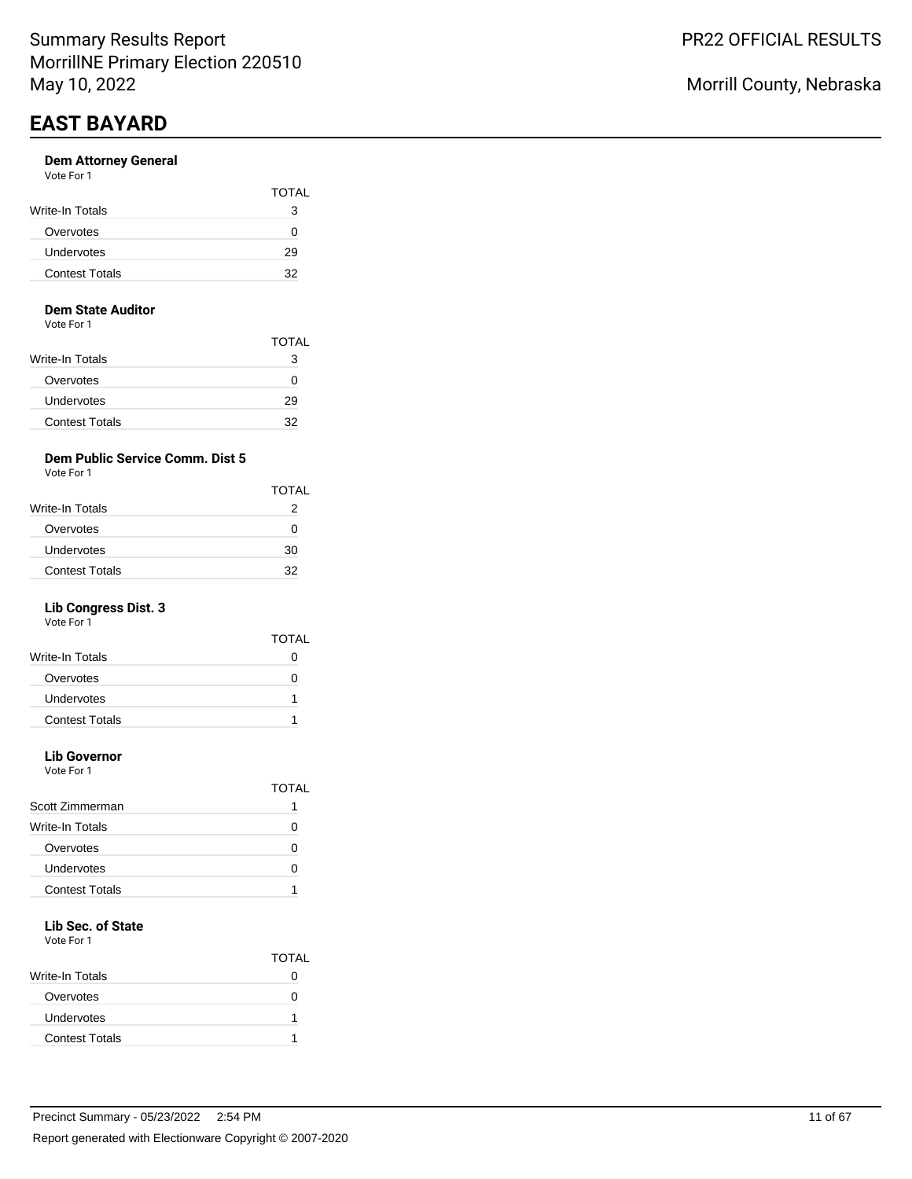## EAST BAYARD

### Dem Attorney General

Vote For 1

| | TOTAL |
|---|---|
| Write-In Totals | 3 |
| Overvotes | 0 |
| Undervotes | 29 |
| Contest Totals | 32 |

### Dem State Auditor

Vote For 1

| | TOTAL |
|---|---|
| Write-In Totals | 3 |
| Overvotes | 0 |
| Undervotes | 29 |
| Contest Totals | 32 |

### Dem Public Service Comm. Dist 5

Vote For 1

| | TOTAL |
|---|---|
| Write-In Totals | 2 |
| Overvotes | 0 |
| Undervotes | 30 |
| Contest Totals | 32 |

### Lib Congress Dist. 3

Vote For 1

| | TOTAL |
|---|---|
| Write-In Totals | 0 |
| Overvotes | 0 |
| Undervotes | 1 |
| Contest Totals | 1 |

### Lib Governor

Vote For 1

| | TOTAL |
|---|---|
| Scott Zimmerman | 1 |
| Write-In Totals | 0 |
| Overvotes | 0 |
| Undervotes | 0 |
| Contest Totals | 1 |

### Lib Sec. of State

Vote For 1

| | TOTAL |
|---|---|
| Write-In Totals | 0 |
| Overvotes | 0 |
| Undervotes | 1 |
| Contest Totals | 1 |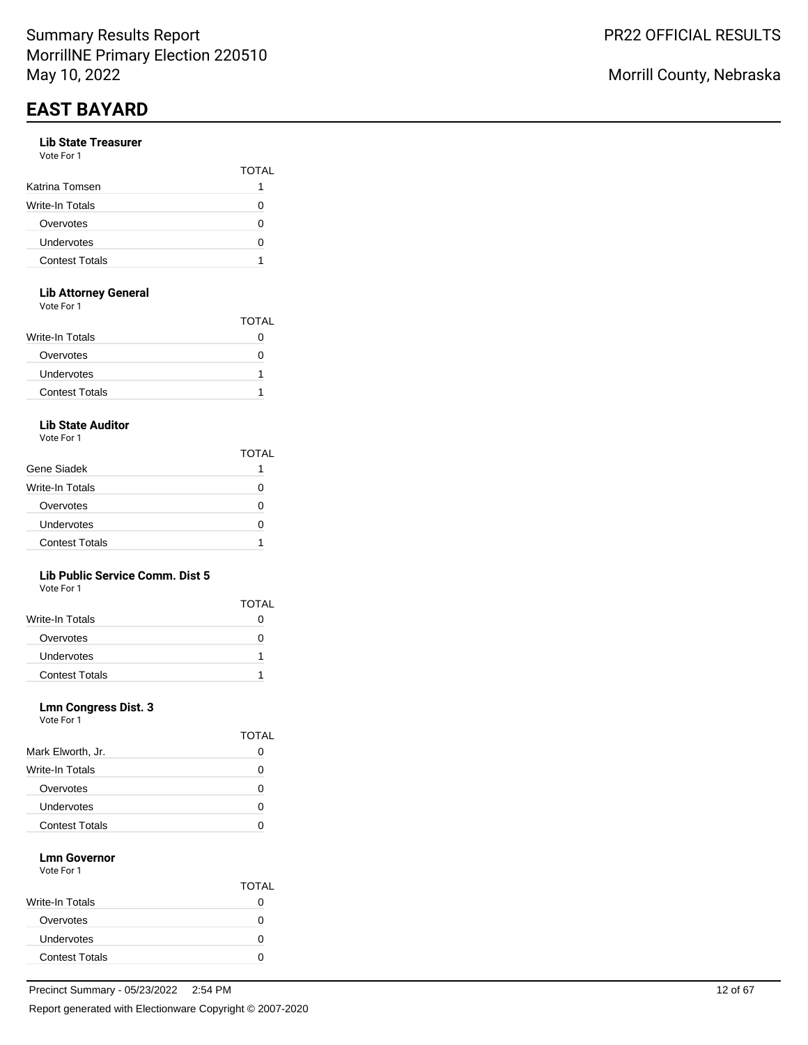# EAST BAYARD

### Lib State Treasurer

Vote For 1

| | TOTAL |
|---|---|
| Katrina Tomsen | 1 |
| Write-In Totals | 0 |
| Overvotes | 0 |
| Undervotes | 0 |
| Contest Totals | 1 |

### Lib Attorney General

Vote For 1

| | TOTAL |
|---|---|
| Write-In Totals | 0 |
| Overvotes | 0 |
| Undervotes | 1 |
| Contest Totals | 1 |

### Lib State Auditor

Vote For 1

| | TOTAL |
|---|---|
| Gene Siadek | 1 |
| Write-In Totals | 0 |
| Overvotes | 0 |
| Undervotes | 0 |
| Contest Totals | 1 |

### Lib Public Service Comm. Dist 5

Vote For 1

| | TOTAL |
|---|---|
| Write-In Totals | 0 |
| Overvotes | 0 |
| Undervotes | 1 |
| Contest Totals | 1 |

### Lmn Congress Dist. 3

Vote For 1

| | TOTAL |
|---|---|
| Mark Elworth, Jr. | 0 |
| Write-In Totals | 0 |
| Overvotes | 0 |
| Undervotes | 0 |
| Contest Totals | 0 |

### Lmn Governor

Vote For 1

| | TOTAL |
|---|---|
| Write-In Totals | 0 |
| Overvotes | 0 |
| Undervotes | 0 |
| Contest Totals | 0 |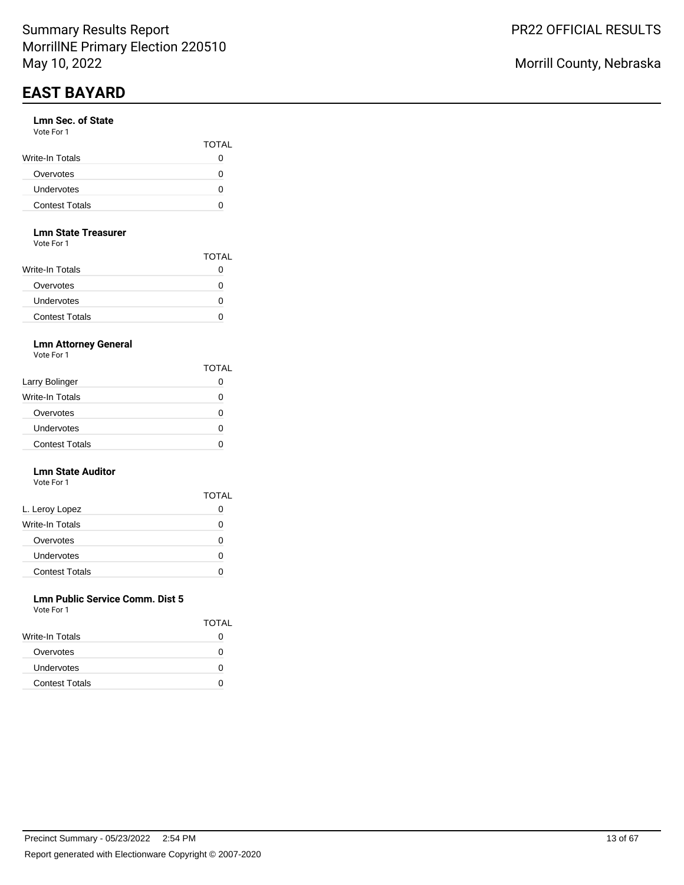# EAST BAYARD

### Lmn Sec. of State

Vote For 1

| | TOTAL |
|---|---|
| Write-In Totals | 0 |
| Overvotes | 0 |
| Undervotes | 0 |
| Contest Totals | 0 |

### Lmn State Treasurer

Vote For 1

| | TOTAL |
|---|---|
| Write-In Totals | 0 |
| Overvotes | 0 |
| Undervotes | 0 |
| Contest Totals | 0 |

### Lmn Attorney General

Vote For 1

| | TOTAL |
|---|---|
| Larry Bolinger | 0 |
| Write-In Totals | 0 |
| Overvotes | 0 |
| Undervotes | 0 |
| Contest Totals | 0 |

### Lmn State Auditor

Vote For 1

| | TOTAL |
|---|---|
| L. Leroy Lopez | 0 |
| Write-In Totals | 0 |
| Overvotes | 0 |
| Undervotes | 0 |
| Contest Totals | 0 |

### Lmn Public Service Comm. Dist 5

Vote For 1

| | TOTAL |
|---|---|
| Write-In Totals | 0 |
| Overvotes | 0 |
| Undervotes | 0 |
| Contest Totals | 0 |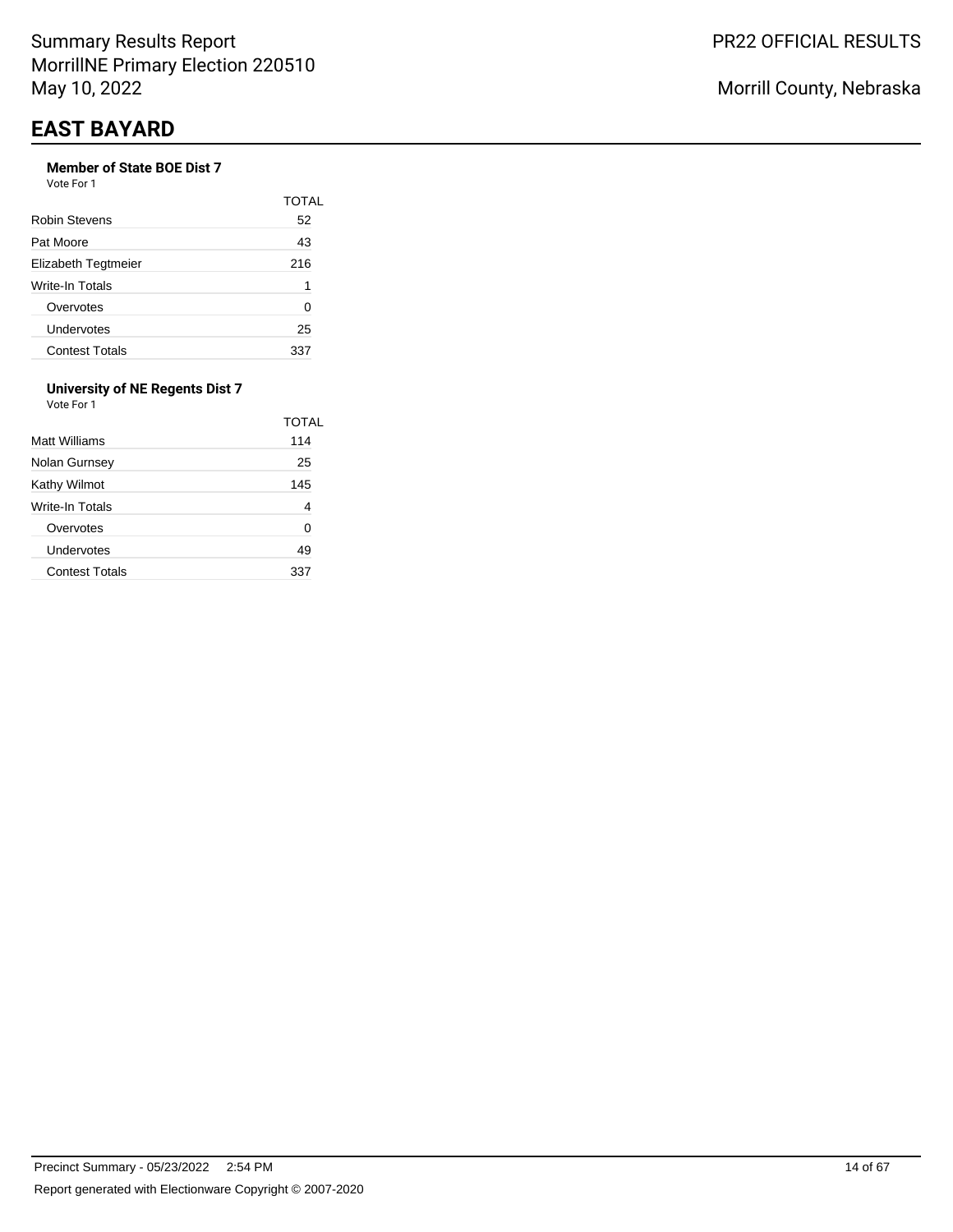# EAST BAYARD

### Member of State BOE Dist 7

Vote For 1

| | TOTAL |
|---|---|
| Robin Stevens | 52 |
| Pat Moore | 43 |
| Elizabeth Tegtmeier | 216 |
| Write-In Totals | 1 |
| Overvotes | 0 |
| Undervotes | 25 |
| Contest Totals | 337 |

### University of NE Regents Dist 7

Vote For 1

| | TOTAL |
|---|---|
| Matt Williams | 114 |
| Nolan Gurnsey | 25 |
| Kathy Wilmot | 145 |
| Write-In Totals | 4 |
| Overvotes | 0 |
| Undervotes | 49 |
| Contest Totals | 337 |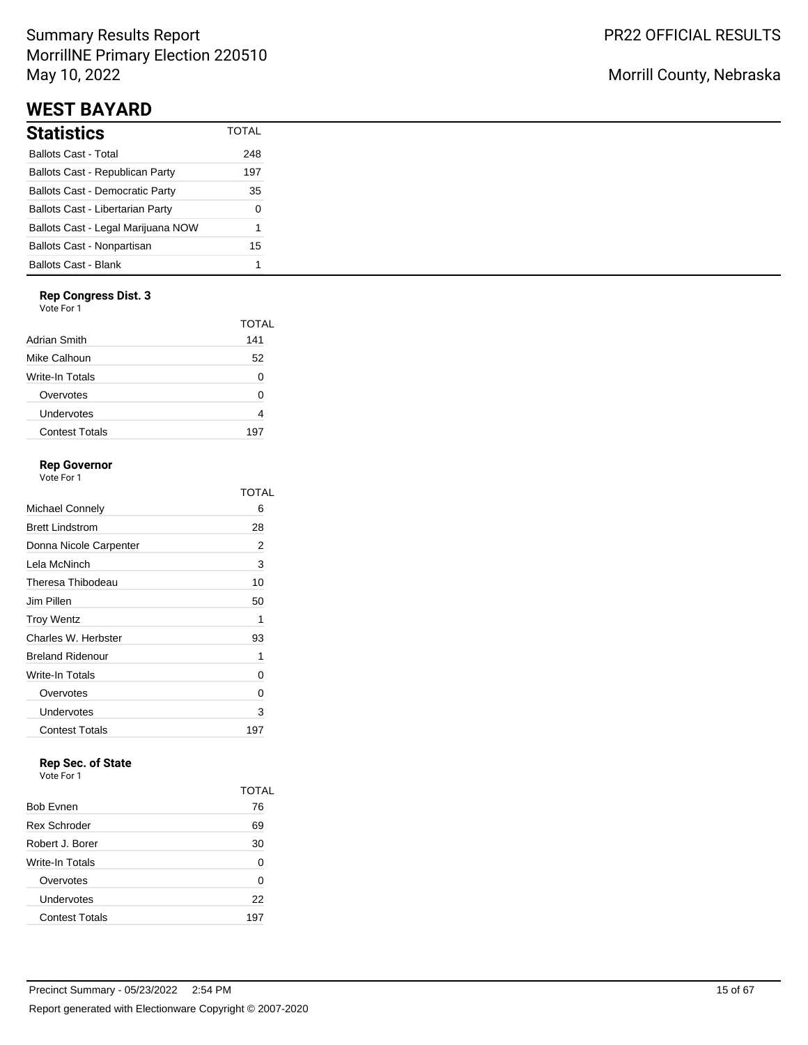# WEST BAYARD

## Statistics

| Statistics | TOTAL |
| --- | --- |
| Ballots Cast - Total | 248 |
| Ballots Cast - Republican Party | 197 |
| Ballots Cast - Democratic Party | 35 |
| Ballots Cast - Libertarian Party | 0 |
| Ballots Cast - Legal Marijuana NOW | 1 |
| Ballots Cast - Nonpartisan | 15 |
| Ballots Cast - Blank | 1 |

### Rep Congress Dist. 3

Vote For 1

| | TOTAL |
| --- | --- |
| Adrian Smith | 141 |
| Mike Calhoun | 52 |
| Write-In Totals | 0 |
| Overvotes | 0 |
| Undervotes | 4 |
| Contest Totals | 197 |

### Rep Governor

Vote For 1

| | TOTAL |
| --- | --- |
| Michael Connely | 6 |
| Brett Lindstrom | 28 |
| Donna Nicole Carpenter | 2 |
| Lela McNinch | 3 |
| Theresa Thibodeau | 10 |
| Jim Pillen | 50 |
| Troy Wentz | 1 |
| Charles W. Herbster | 93 |
| Breland Ridenour | 1 |
| Write-In Totals | 0 |
| Overvotes | 0 |
| Undervotes | 3 |
| Contest Totals | 197 |

### Rep Sec. of State

Vote For 1

| | TOTAL |
| --- | --- |
| Bob Evnen | 76 |
| Rex Schroder | 69 |
| Robert J. Borer | 30 |
| Write-In Totals | 0 |
| Overvotes | 0 |
| Undervotes | 22 |
| Contest Totals | 197 |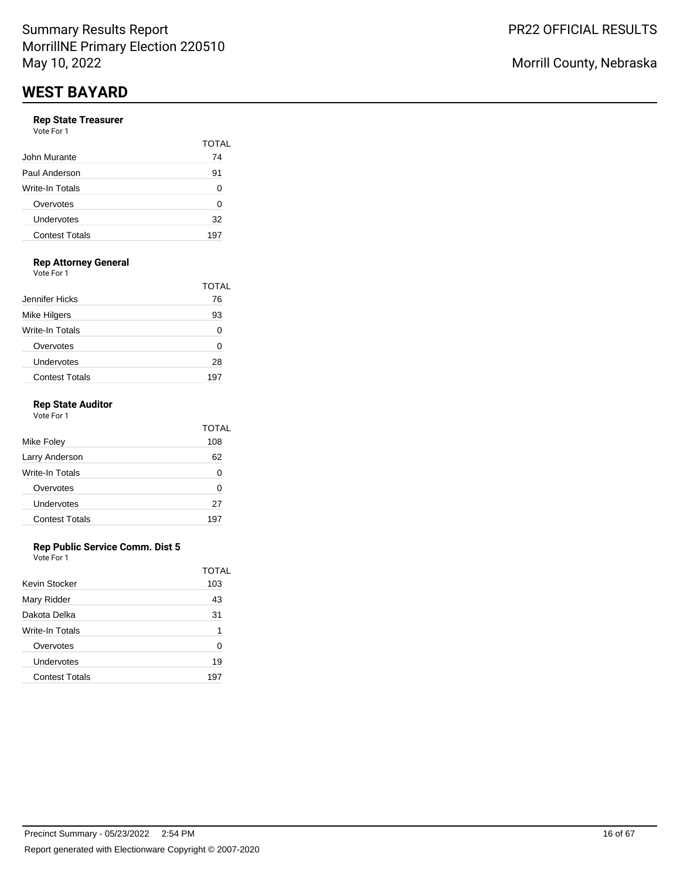## WEST BAYARD

### Rep State Treasurer

Vote For 1

| | TOTAL |
|---|---|
| John Murante | 74 |
| Paul Anderson | 91 |
| Write-In Totals | 0 |
| Overvotes | 0 |
| Undervotes | 32 |
| Contest Totals | 197 |

### Rep Attorney General

Vote For 1

| | TOTAL |
|---|---|
| Jennifer Hicks | 76 |
| Mike Hilgers | 93 |
| Write-In Totals | 0 |
| Overvotes | 0 |
| Undervotes | 28 |
| Contest Totals | 197 |

### Rep State Auditor

Vote For 1

| | TOTAL |
|---|---|
| Mike Foley | 108 |
| Larry Anderson | 62 |
| Write-In Totals | 0 |
| Overvotes | 0 |
| Undervotes | 27 |
| Contest Totals | 197 |

### Rep Public Service Comm. Dist 5

Vote For 1

| | TOTAL |
|---|---|
| Kevin Stocker | 103 |
| Mary Ridder | 43 |
| Dakota Delka | 31 |
| Write-In Totals | 1 |
| Overvotes | 0 |
| Undervotes | 19 |
| Contest Totals | 197 |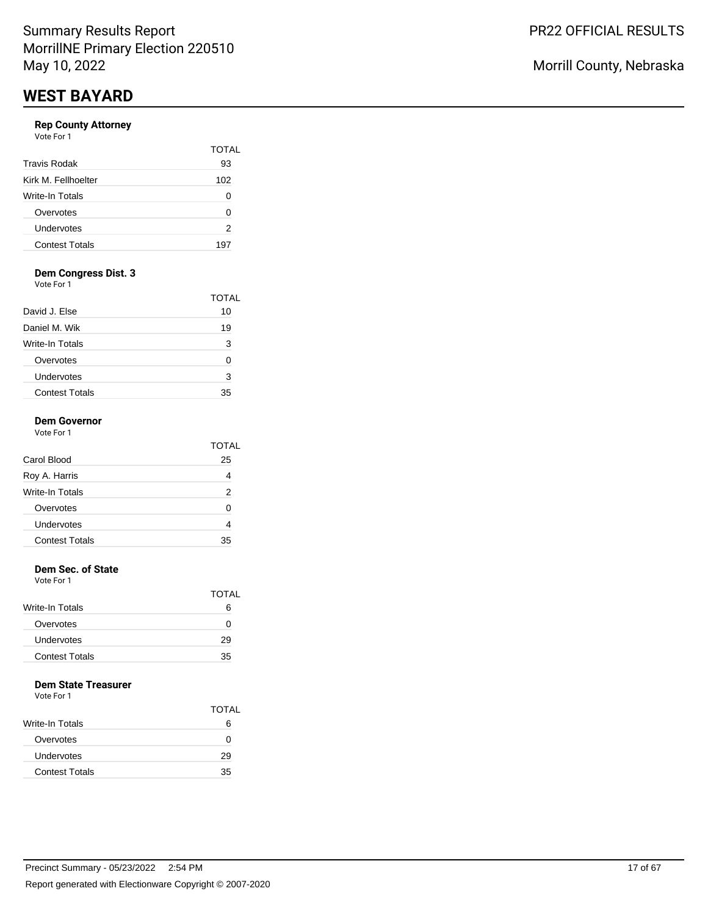# WEST BAYARD

### Rep County Attorney

Vote For 1

| | TOTAL |
|---|---|
| Travis Rodak | 93 |
| Kirk M. Fellhoelter | 102 |
| Write-In Totals | 0 |
| Overvotes | 0 |
| Undervotes | 2 |
| Contest Totals | 197 |

### Dem Congress Dist. 3

Vote For 1

| | TOTAL |
|---|---|
| David J. Else | 10 |
| Daniel M. Wik | 19 |
| Write-In Totals | 3 |
| Overvotes | 0 |
| Undervotes | 3 |
| Contest Totals | 35 |

### Dem Governor

Vote For 1

| | TOTAL |
|---|---|
| Carol Blood | 25 |
| Roy A. Harris | 4 |
| Write-In Totals | 2 |
| Overvotes | 0 |
| Undervotes | 4 |
| Contest Totals | 35 |

### Dem Sec. of State

Vote For 1

| | TOTAL |
|---|---|
| Write-In Totals | 6 |
| Overvotes | 0 |
| Undervotes | 29 |
| Contest Totals | 35 |

### Dem State Treasurer

Vote For 1

| | TOTAL |
|---|---|
| Write-In Totals | 6 |
| Overvotes | 0 |
| Undervotes | 29 |
| Contest Totals | 35 |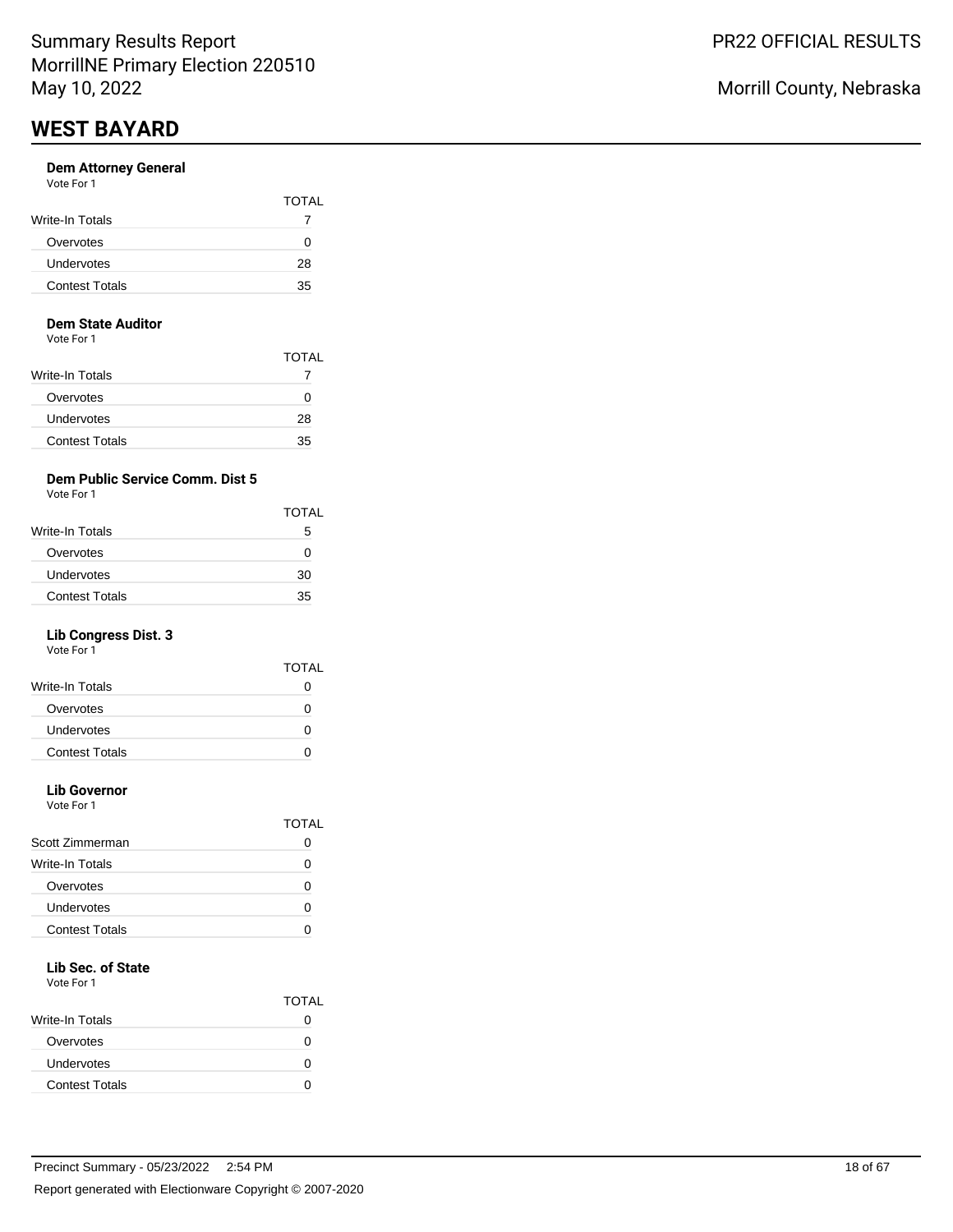# WEST BAYARD

**Dem Attorney General**
Vote For 1

| | TOTAL |
|---|---|
| Write-In Totals | 7 |
| Overvotes | 0 |
| Undervotes | 28 |
| Contest Totals | 35 |

**Dem State Auditor**
Vote For 1

| | TOTAL |
|---|---|
| Write-In Totals | 7 |
| Overvotes | 0 |
| Undervotes | 28 |
| Contest Totals | 35 |

**Dem Public Service Comm. Dist 5**
Vote For 1

| | TOTAL |
|---|---|
| Write-In Totals | 5 |
| Overvotes | 0 |
| Undervotes | 30 |
| Contest Totals | 35 |

**Lib Congress Dist. 3**
Vote For 1

| | TOTAL |
|---|---|
| Write-In Totals | 0 |
| Overvotes | 0 |
| Undervotes | 0 |
| Contest Totals | 0 |

**Lib Governor**
Vote For 1

| | TOTAL |
|---|---|
| Scott Zimmerman | 0 |
| Write-In Totals | 0 |
| Overvotes | 0 |
| Undervotes | 0 |
| Contest Totals | 0 |

**Lib Sec. of State**
Vote For 1

| | TOTAL |
|---|---|
| Write-In Totals | 0 |
| Overvotes | 0 |
| Undervotes | 0 |
| Contest Totals | 0 |

Precinct Summary - 05/23/2022 2:54 PM

Report generated with Electionware Copyright © 2007-2020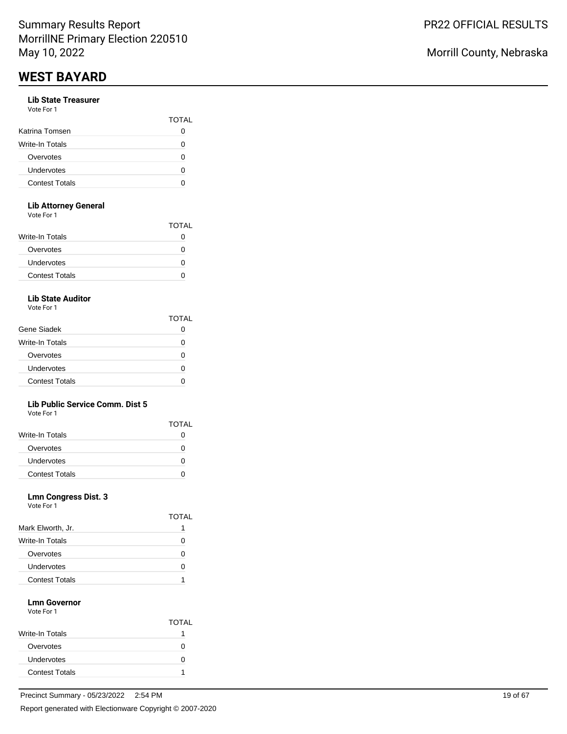## WEST BAYARD

### Lib State Treasurer

Vote For 1

| | TOTAL |
|---|---|
| Katrina Tomsen | 0 |
| Write-In Totals | 0 |
| Overvotes | 0 |
| Undervotes | 0 |
| Contest Totals | 0 |

### Lib Attorney General

Vote For 1

| | TOTAL |
|---|---|
| Write-In Totals | 0 |
| Overvotes | 0 |
| Undervotes | 0 |
| Contest Totals | 0 |

### Lib State Auditor

Vote For 1

| | TOTAL |
|---|---|
| Gene Siadek | 0 |
| Write-In Totals | 0 |
| Overvotes | 0 |
| Undervotes | 0 |
| Contest Totals | 0 |

### Lib Public Service Comm. Dist 5

Vote For 1

| | TOTAL |
|---|---|
| Write-In Totals | 0 |
| Overvotes | 0 |
| Undervotes | 0 |
| Contest Totals | 0 |

### Lmn Congress Dist. 3

Vote For 1

| | TOTAL |
|---|---|
| Mark Elworth, Jr. | 1 |
| Write-In Totals | 0 |
| Overvotes | 0 |
| Undervotes | 0 |
| Contest Totals | 1 |

### Lmn Governor

Vote For 1

| | TOTAL |
|---|---|
| Write-In Totals | 1 |
| Overvotes | 0 |
| Undervotes | 0 |
| Contest Totals | 1 |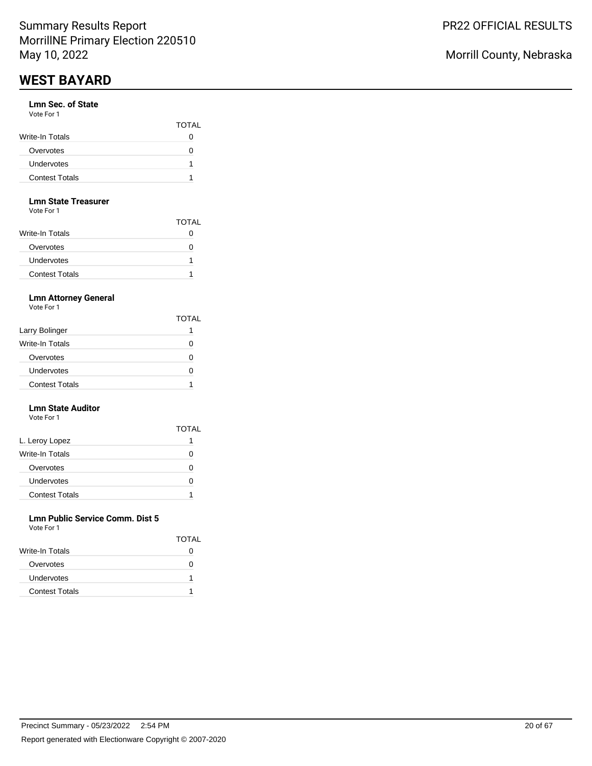## WEST BAYARD

### Lmn Sec. of State

Vote For 1

| | TOTAL |
|---|---|
| Write-In Totals | 0 |
| Overvotes | 0 |
| Undervotes | 1 |
| Contest Totals | 1 |

### Lmn State Treasurer

Vote For 1

| | TOTAL |
|---|---|
| Write-In Totals | 0 |
| Overvotes | 0 |
| Undervotes | 1 |
| Contest Totals | 1 |

### Lmn Attorney General

Vote For 1

| | TOTAL |
|---|---|
| Larry Bolinger | 1 |
| Write-In Totals | 0 |
| Overvotes | 0 |
| Undervotes | 0 |
| Contest Totals | 1 |

### Lmn State Auditor

Vote For 1

| | TOTAL |
|---|---|
| L. Leroy Lopez | 1 |
| Write-In Totals | 0 |
| Overvotes | 0 |
| Undervotes | 0 |
| Contest Totals | 1 |

### Lmn Public Service Comm. Dist 5

Vote For 1

| | TOTAL |
|---|---|
| Write-In Totals | 0 |
| Overvotes | 0 |
| Undervotes | 1 |
| Contest Totals | 1 |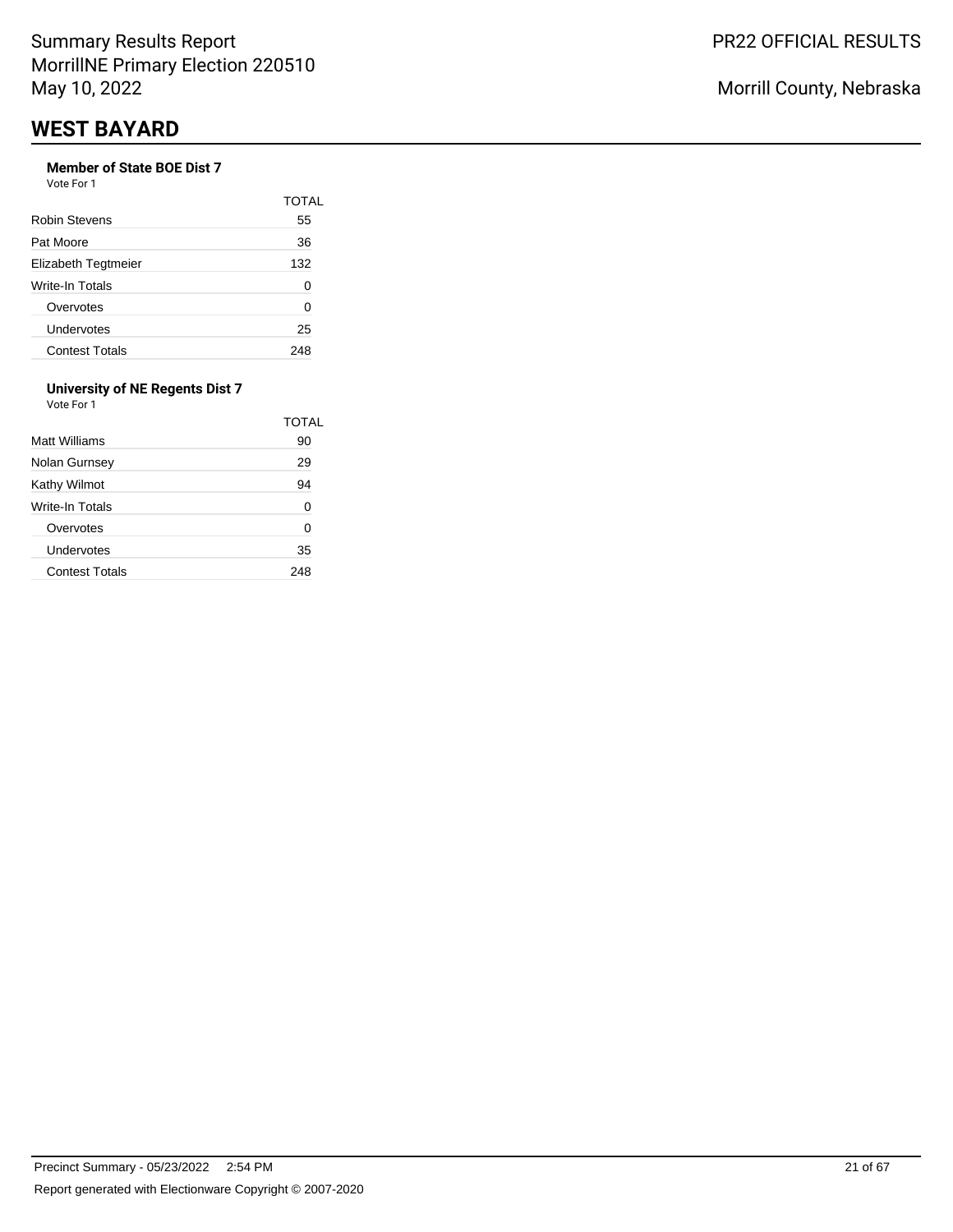# WEST BAYARD

### Member of State BOE Dist 7

Vote For 1

| | TOTAL |
|---|---|
| Robin Stevens | 55 |
| Pat Moore | 36 |
| Elizabeth Tegtmeier | 132 |
| Write-In Totals | 0 |
| Overvotes | 0 |
| Undervotes | 25 |
| Contest Totals | 248 |

### University of NE Regents Dist 7

Vote For 1

| | TOTAL |
|---|---|
| Matt Williams | 90 |
| Nolan Gurnsey | 29 |
| Kathy Wilmot | 94 |
| Write-In Totals | 0 |
| Overvotes | 0 |
| Undervotes | 35 |
| Contest Totals | 248 |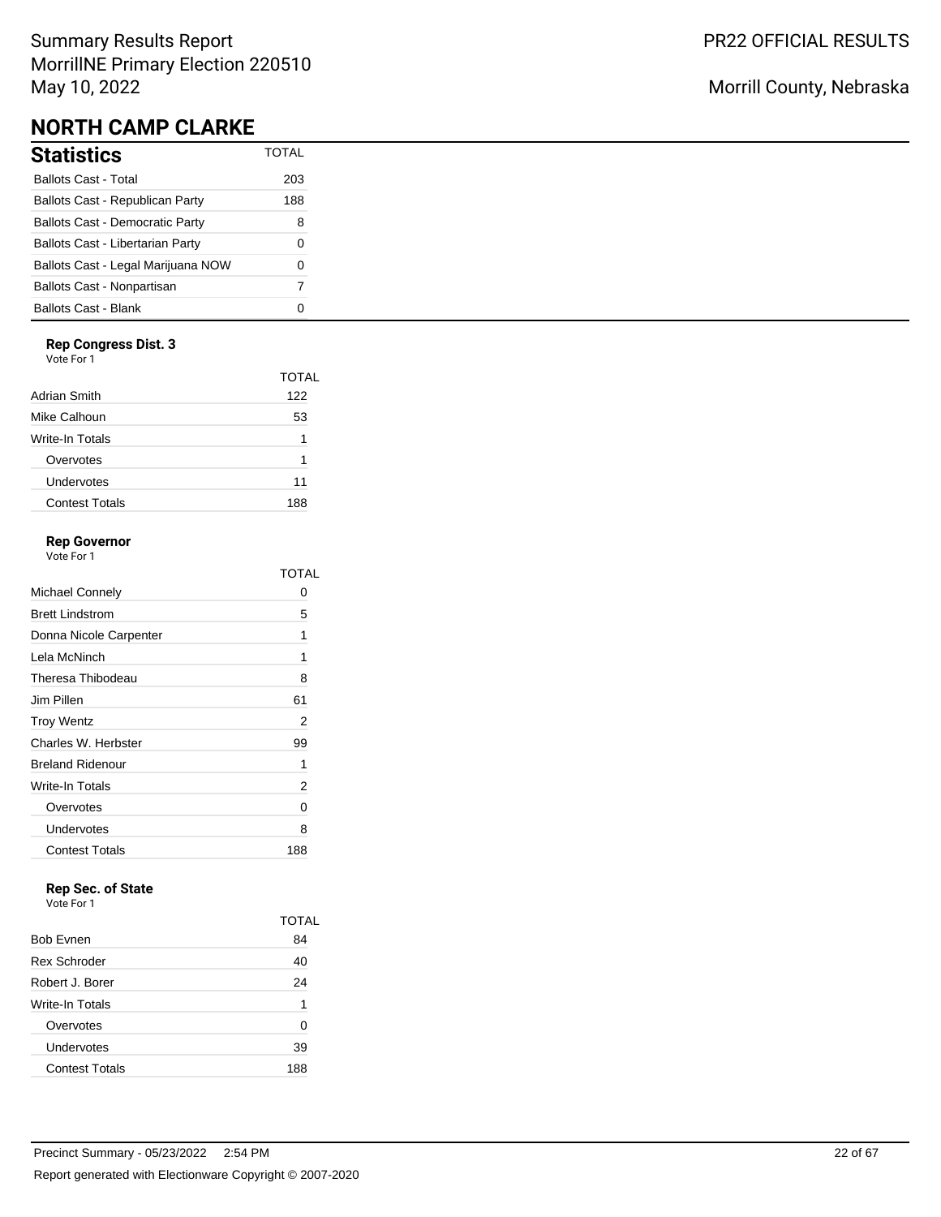Summary Results Report
MorrillNE Primary Election 220510
May 10, 2022

PR22 OFFICIAL RESULTS

Morrill County, Nebraska

# NORTH CAMP CLARKE

## Statistics

| | TOTAL |
|---|---|
| Ballots Cast - Total | 203 |
| Ballots Cast - Republican Party | 188 |
| Ballots Cast - Democratic Party | 8 |
| Ballots Cast - Libertarian Party | 0 |
| Ballots Cast - Legal Marijuana NOW | 0 |
| Ballots Cast - Nonpartisan | 7 |
| Ballots Cast - Blank | 0 |

### Rep Congress Dist. 3

Vote For 1

| | TOTAL |
|---|---|
| Adrian Smith | 122 |
| Mike Calhoun | 53 |
| Write-In Totals | 1 |
| Overvotes | 1 |
| Undervotes | 11 |
| Contest Totals | 188 |

### Rep Governor

Vote For 1

| | TOTAL |
|---|---|
| Michael Connely | 0 |
| Brett Lindstrom | 5 |
| Donna Nicole Carpenter | 1 |
| Lela McNinch | 1 |
| Theresa Thibodeau | 8 |
| Jim Pillen | 61 |
| Troy Wentz | 2 |
| Charles W. Herbster | 99 |
| Breland Ridenour | 1 |
| Write-In Totals | 2 |
| Overvotes | 0 |
| Undervotes | 8 |
| Contest Totals | 188 |

### Rep Sec. of State

Vote For 1

| | TOTAL |
|---|---|
| Bob Evnen | 84 |
| Rex Schroder | 40 |
| Robert J. Borer | 24 |
| Write-In Totals | 1 |
| Overvotes | 0 |
| Undervotes | 39 |
| Contest Totals | 188 |

Precinct Summary - 05/23/2022 2:54 PM

Report generated with Electionware Copyright © 2007-2020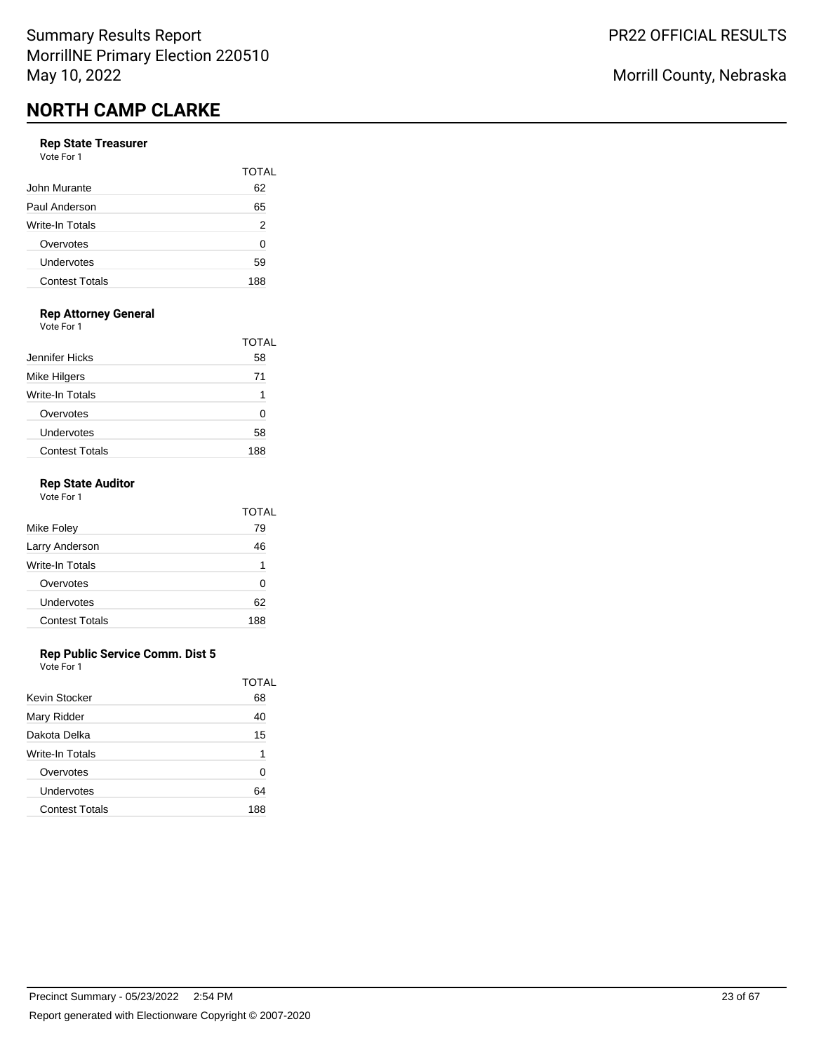## NORTH CAMP CLARKE

### Rep State Treasurer

Vote For 1

| | TOTAL |
|---|---|
| John Murante | 62 |
| Paul Anderson | 65 |
| Write-In Totals | 2 |
| Overvotes | 0 |
| Undervotes | 59 |
| Contest Totals | 188 |

### Rep Attorney General

Vote For 1

| | TOTAL |
|---|---|
| Jennifer Hicks | 58 |
| Mike Hilgers | 71 |
| Write-In Totals | 1 |
| Overvotes | 0 |
| Undervotes | 58 |
| Contest Totals | 188 |

### Rep State Auditor

Vote For 1

| | TOTAL |
|---|---|
| Mike Foley | 79 |
| Larry Anderson | 46 |
| Write-In Totals | 1 |
| Overvotes | 0 |
| Undervotes | 62 |
| Contest Totals | 188 |

### Rep Public Service Comm. Dist 5

Vote For 1

| | TOTAL |
|---|---|
| Kevin Stocker | 68 |
| Mary Ridder | 40 |
| Dakota Delka | 15 |
| Write-In Totals | 1 |
| Overvotes | 0 |
| Undervotes | 64 |
| Contest Totals | 188 |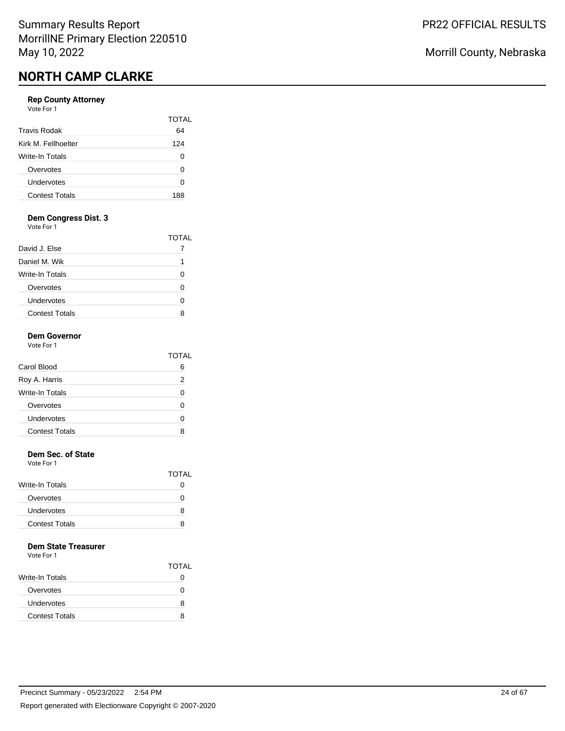## NORTH CAMP CLARKE

### Rep County Attorney

Vote For 1

| | TOTAL |
|---|---|
| Travis Rodak | 64 |
| Kirk M. Fellhoelter | 124 |
| Write-In Totals | 0 |
| Overvotes | 0 |
| Undervotes | 0 |
| Contest Totals | 188 |

### Dem Congress Dist. 3

Vote For 1

| | TOTAL |
|---|---|
| David J. Else | 7 |
| Daniel M. Wik | 1 |
| Write-In Totals | 0 |
| Overvotes | 0 |
| Undervotes | 0 |
| Contest Totals | 8 |

### Dem Governor

Vote For 1

| | TOTAL |
|---|---|
| Carol Blood | 6 |
| Roy A. Harris | 2 |
| Write-In Totals | 0 |
| Overvotes | 0 |
| Undervotes | 0 |
| Contest Totals | 8 |

### Dem Sec. of State

Vote For 1

| | TOTAL |
|---|---|
| Write-In Totals | 0 |
| Overvotes | 0 |
| Undervotes | 8 |
| Contest Totals | 8 |

### Dem State Treasurer

Vote For 1

| | TOTAL |
|---|---|
| Write-In Totals | 0 |
| Overvotes | 0 |
| Undervotes | 8 |
| Contest Totals | 8 |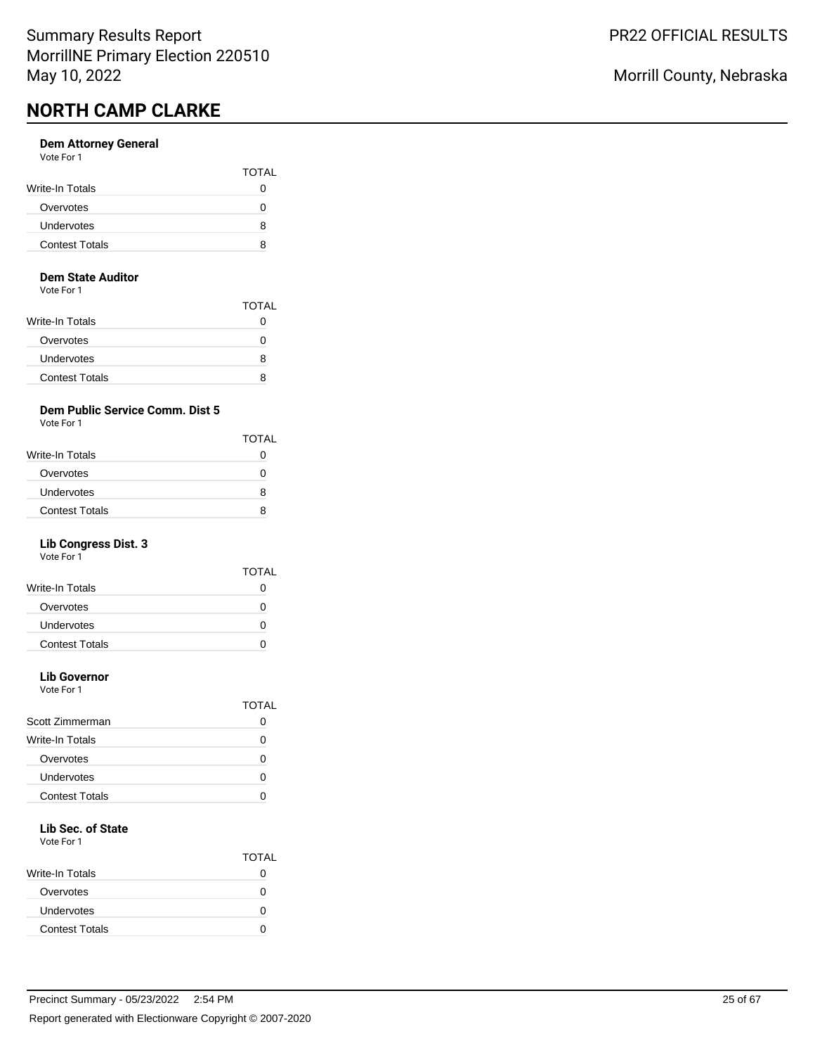## NORTH CAMP CLARKE

### Dem Attorney General

Vote For 1

| | TOTAL |
|---|---|
| Write-In Totals | 0 |
| Overvotes | 0 |
| Undervotes | 8 |
| Contest Totals | 8 |

### Dem State Auditor

Vote For 1

| | TOTAL |
|---|---|
| Write-In Totals | 0 |
| Overvotes | 0 |
| Undervotes | 8 |
| Contest Totals | 8 |

### Dem Public Service Comm. Dist 5

Vote For 1

| | TOTAL |
|---|---|
| Write-In Totals | 0 |
| Overvotes | 0 |
| Undervotes | 8 |
| Contest Totals | 8 |

### Lib Congress Dist. 3

Vote For 1

| | TOTAL |
|---|---|
| Write-In Totals | 0 |
| Overvotes | 0 |
| Undervotes | 0 |
| Contest Totals | 0 |

### Lib Governor

Vote For 1

| | TOTAL |
|---|---|
| Scott Zimmerman | 0 |
| Write-In Totals | 0 |
| Overvotes | 0 |
| Undervotes | 0 |
| Contest Totals | 0 |

### Lib Sec. of State

Vote For 1

| | TOTAL |
|---|---|
| Write-In Totals | 0 |
| Overvotes | 0 |
| Undervotes | 0 |
| Contest Totals | 0 |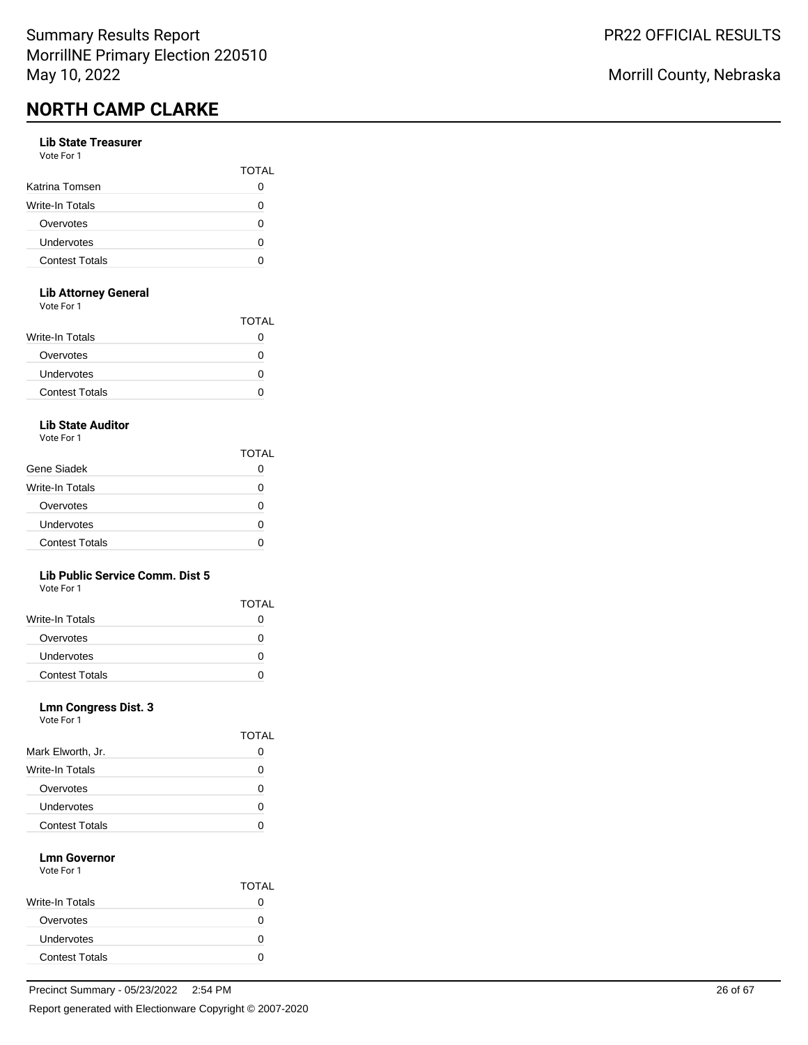## NORTH CAMP CLARKE

### Lib State Treasurer
Vote For 1

| | TOTAL |
|---|---|
| Katrina Tomsen | 0 |
| Write-In Totals | 0 |
| Overvotes | 0 |
| Undervotes | 0 |
| Contest Totals | 0 |

### Lib Attorney General
Vote For 1

| | TOTAL |
|---|---|
| Write-In Totals | 0 |
| Overvotes | 0 |
| Undervotes | 0 |
| Contest Totals | 0 |

### Lib State Auditor
Vote For 1

| | TOTAL |
|---|---|
| Gene Siadek | 0 |
| Write-In Totals | 0 |
| Overvotes | 0 |
| Undervotes | 0 |
| Contest Totals | 0 |

### Lib Public Service Comm. Dist 5
Vote For 1

| | TOTAL |
|---|---|
| Write-In Totals | 0 |
| Overvotes | 0 |
| Undervotes | 0 |
| Contest Totals | 0 |

### Lmn Congress Dist. 3
Vote For 1

| | TOTAL |
|---|---|
| Mark Elworth, Jr. | 0 |
| Write-In Totals | 0 |
| Overvotes | 0 |
| Undervotes | 0 |
| Contest Totals | 0 |

### Lmn Governor
Vote For 1

| | TOTAL |
|---|---|
| Write-In Totals | 0 |
| Overvotes | 0 |
| Undervotes | 0 |
| Contest Totals | 0 |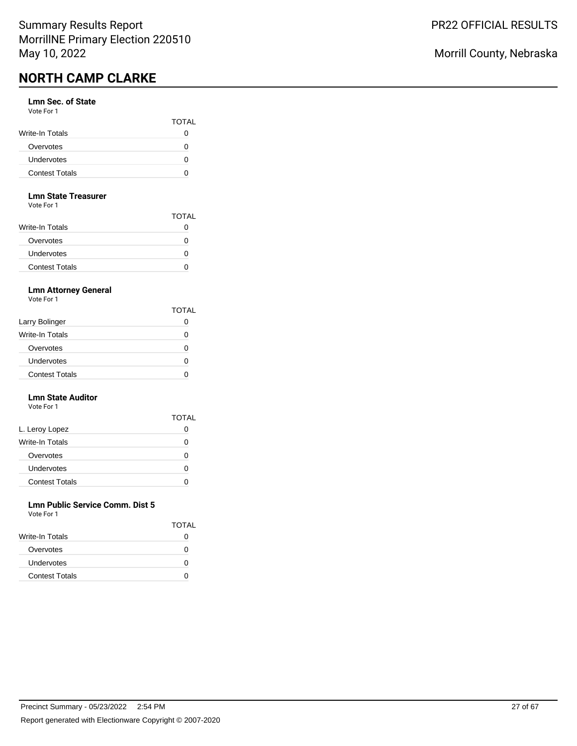# NORTH CAMP CLARKE

### Lmn Sec. of State

Vote For 1

| | TOTAL |
|---|---|
| Write-In Totals | 0 |
| Overvotes | 0 |
| Undervotes | 0 |
| Contest Totals | 0 |

### Lmn State Treasurer

Vote For 1

| | TOTAL |
|---|---|
| Write-In Totals | 0 |
| Overvotes | 0 |
| Undervotes | 0 |
| Contest Totals | 0 |

### Lmn Attorney General

Vote For 1

| | TOTAL |
|---|---|
| Larry Bolinger | 0 |
| Write-In Totals | 0 |
| Overvotes | 0 |
| Undervotes | 0 |
| Contest Totals | 0 |

### Lmn State Auditor

Vote For 1

| | TOTAL |
|---|---|
| L. Leroy Lopez | 0 |
| Write-In Totals | 0 |
| Overvotes | 0 |
| Undervotes | 0 |
| Contest Totals | 0 |

### Lmn Public Service Comm. Dist 5

Vote For 1

| | TOTAL |
|---|---|
| Write-In Totals | 0 |
| Overvotes | 0 |
| Undervotes | 0 |
| Contest Totals | 0 |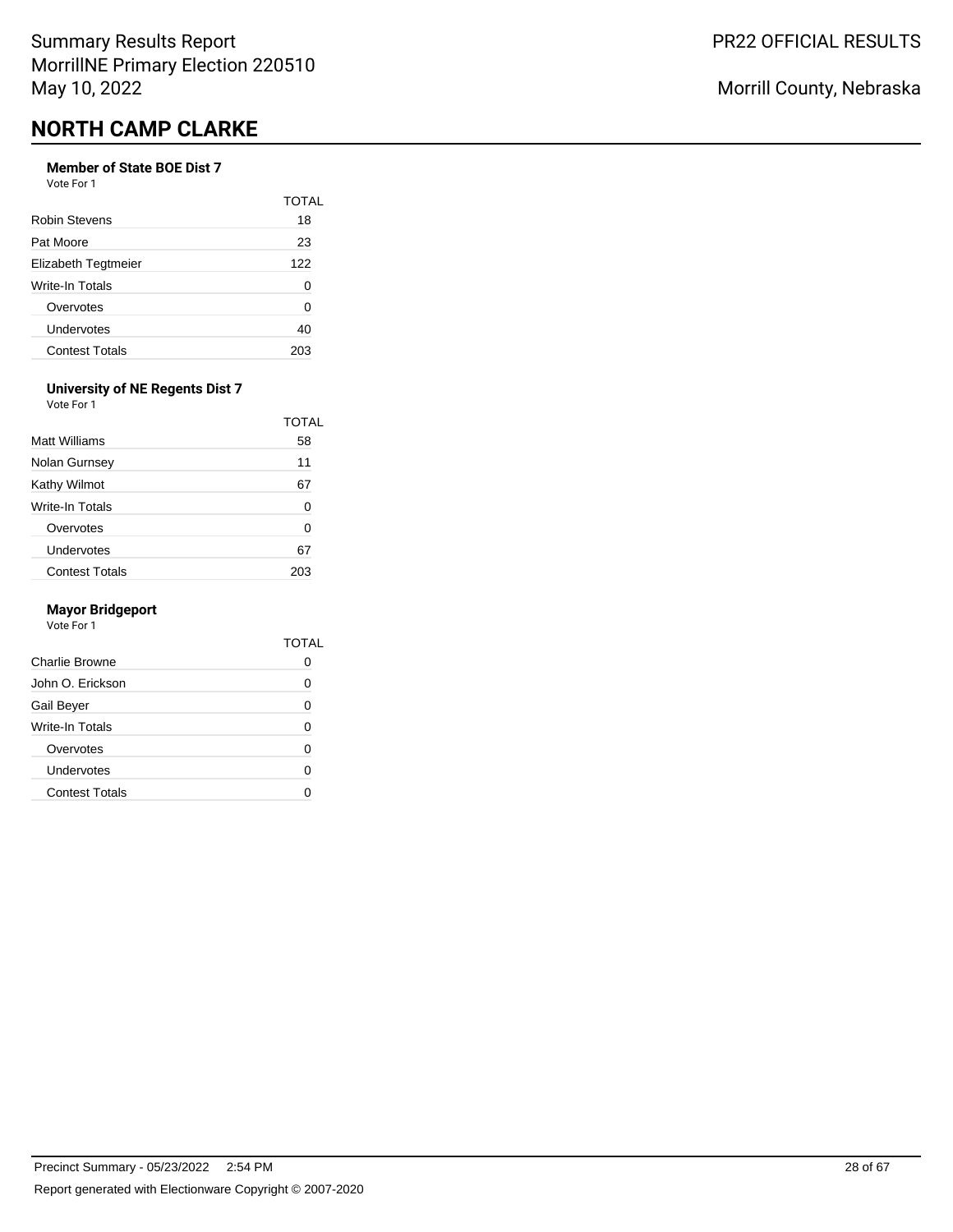# NORTH CAMP CLARKE

### Member of State BOE Dist 7

Vote For 1

| | TOTAL |
|---|---|
| Robin Stevens | 18 |
| Pat Moore | 23 |
| Elizabeth Tegtmeier | 122 |
| Write-In Totals | 0 |
| Overvotes | 0 |
| Undervotes | 40 |
| Contest Totals | 203 |

### University of NE Regents Dist 7

Vote For 1

| | TOTAL |
|---|---|
| Matt Williams | 58 |
| Nolan Gurnsey | 11 |
| Kathy Wilmot | 67 |
| Write-In Totals | 0 |
| Overvotes | 0 |
| Undervotes | 67 |
| Contest Totals | 203 |

### Mayor Bridgeport

Vote For 1

| | TOTAL |
|---|---|
| Charlie Browne | 0 |
| John O. Erickson | 0 |
| Gail Beyer | 0 |
| Write-In Totals | 0 |
| Overvotes | 0 |
| Undervotes | 0 |
| Contest Totals | 0 |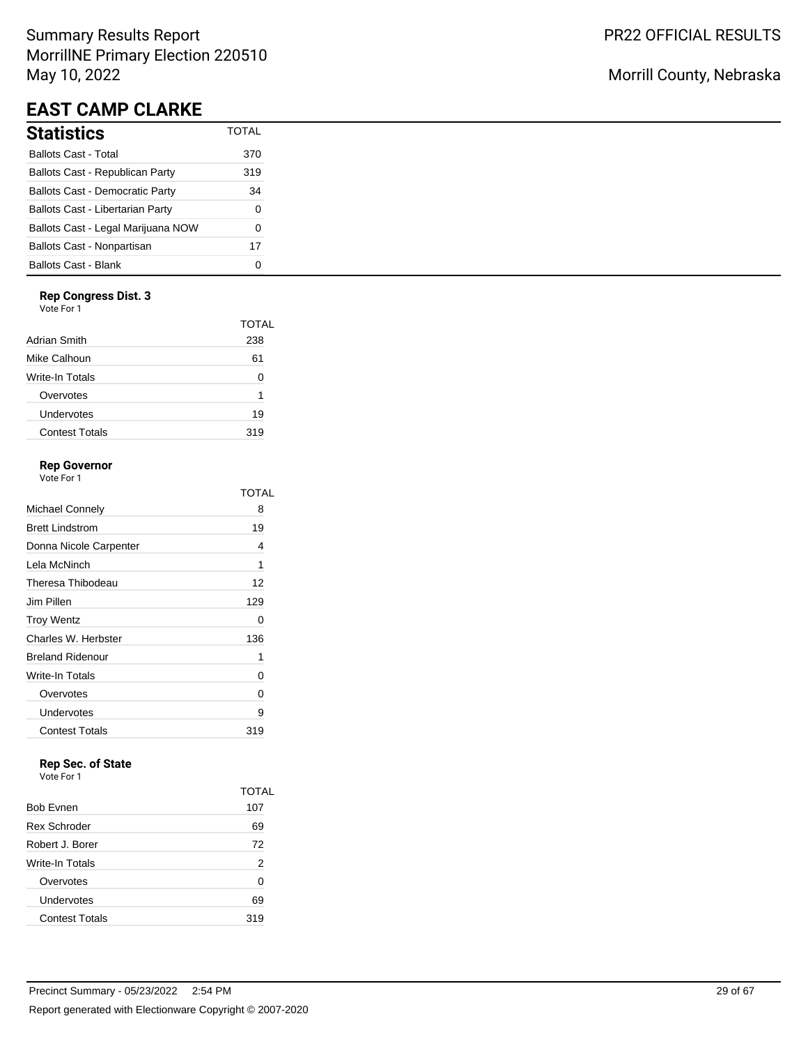Summary Results Report
MorrillNE Primary Election 220510
May 10, 2022

PR22 OFFICIAL RESULTS

Morrill County, Nebraska

# EAST CAMP CLARKE

## Statistics

| Statistics | TOTAL |
|---|---|
| Ballots Cast - Total | 370 |
| Ballots Cast - Republican Party | 319 |
| Ballots Cast - Democratic Party | 34 |
| Ballots Cast - Libertarian Party | 0 |
| Ballots Cast - Legal Marijuana NOW | 0 |
| Ballots Cast - Nonpartisan | 17 |
| Ballots Cast - Blank | 0 |

### Rep Congress Dist. 3

Vote For 1

| | TOTAL |
|---|---|
| Adrian Smith | 238 |
| Mike Calhoun | 61 |
| Write-In Totals | 0 |
| Overvotes | 1 |
| Undervotes | 19 |
| Contest Totals | 319 |

### Rep Governor

Vote For 1

| | TOTAL |
|---|---|
| Michael Connely | 8 |
| Brett Lindstrom | 19 |
| Donna Nicole Carpenter | 4 |
| Lela McNinch | 1 |
| Theresa Thibodeau | 12 |
| Jim Pillen | 129 |
| Troy Wentz | 0 |
| Charles W. Herbster | 136 |
| Breland Ridenour | 1 |
| Write-In Totals | 0 |
| Overvotes | 0 |
| Undervotes | 9 |
| Contest Totals | 319 |

### Rep Sec. of State

Vote For 1

| | TOTAL |
|---|---|
| Bob Evnen | 107 |
| Rex Schroder | 69 |
| Robert J. Borer | 72 |
| Write-In Totals | 2 |
| Overvotes | 0 |
| Undervotes | 69 |
| Contest Totals | 319 |

Precinct Summary - 05/23/2022 2:54 PM

Report generated with Electionware Copyright © 2007-2020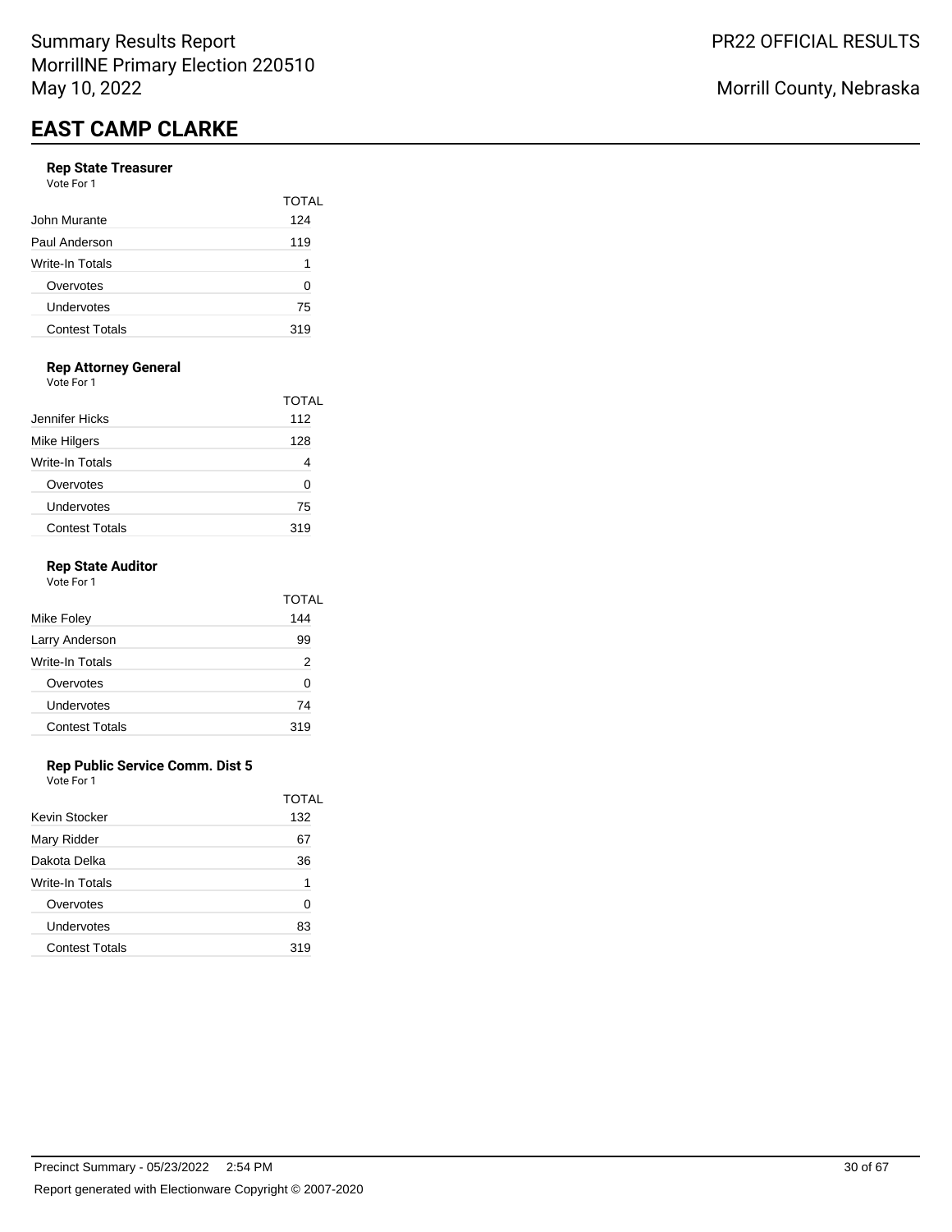# EAST CAMP CLARKE

### Rep State Treasurer

Vote For 1

| | TOTAL |
|---|---|
| John Murante | 124 |
| Paul Anderson | 119 |
| Write-In Totals | 1 |
| Overvotes | 0 |
| Undervotes | 75 |
| Contest Totals | 319 |

### Rep Attorney General

Vote For 1

| | TOTAL |
|---|---|
| Jennifer Hicks | 112 |
| Mike Hilgers | 128 |
| Write-In Totals | 4 |
| Overvotes | 0 |
| Undervotes | 75 |
| Contest Totals | 319 |

### Rep State Auditor

Vote For 1

| | TOTAL |
|---|---|
| Mike Foley | 144 |
| Larry Anderson | 99 |
| Write-In Totals | 2 |
| Overvotes | 0 |
| Undervotes | 74 |
| Contest Totals | 319 |

### Rep Public Service Comm. Dist 5

Vote For 1

| | TOTAL |
|---|---|
| Kevin Stocker | 132 |
| Mary Ridder | 67 |
| Dakota Delka | 36 |
| Write-In Totals | 1 |
| Overvotes | 0 |
| Undervotes | 83 |
| Contest Totals | 319 |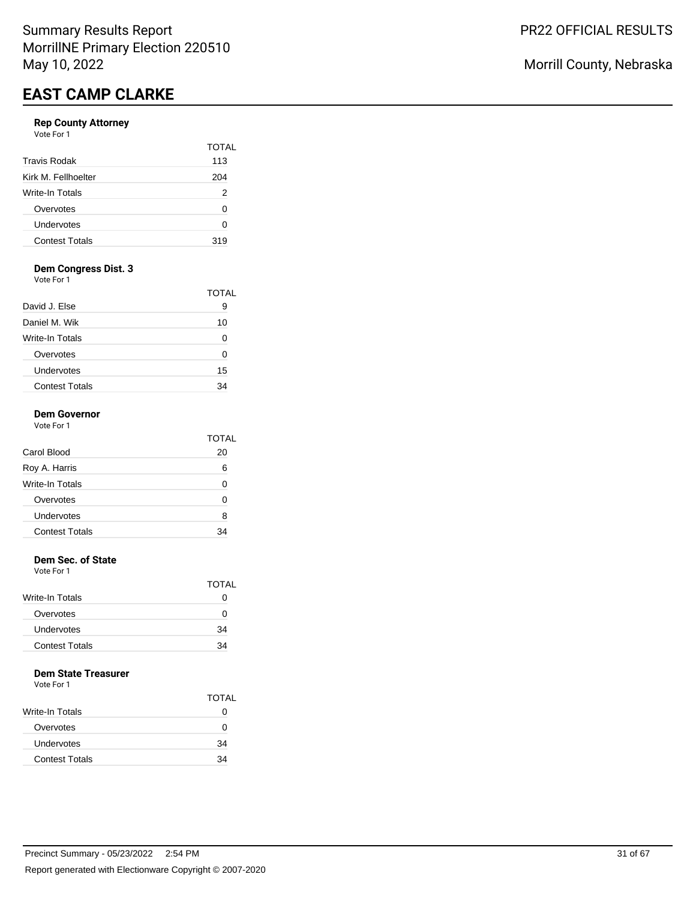Summary Results Report
MorrillNE Primary Election 220510
May 10, 2022

PR22 OFFICIAL RESULTS

Morrill County, Nebraska

# EAST CAMP CLARKE

### Rep County Attorney
Vote For 1

| | TOTAL |
|---|---|
| Travis Rodak | 113 |
| Kirk M. Fellhoelter | 204 |
| Write-In Totals | 2 |
| Overvotes | 0 |
| Undervotes | 0 |
| Contest Totals | 319 |

### Dem Congress Dist. 3
Vote For 1

| | TOTAL |
|---|---|
| David J. Else | 9 |
| Daniel M. Wik | 10 |
| Write-In Totals | 0 |
| Overvotes | 0 |
| Undervotes | 15 |
| Contest Totals | 34 |

### Dem Governor
Vote For 1

| | TOTAL |
|---|---|
| Carol Blood | 20 |
| Roy A. Harris | 6 |
| Write-In Totals | 0 |
| Overvotes | 0 |
| Undervotes | 8 |
| Contest Totals | 34 |

### Dem Sec. of State
Vote For 1

| | TOTAL |
|---|---|
| Write-In Totals | 0 |
| Overvotes | 0 |
| Undervotes | 34 |
| Contest Totals | 34 |

### Dem State Treasurer
Vote For 1

| | TOTAL |
|---|---|
| Write-In Totals | 0 |
| Overvotes | 0 |
| Undervotes | 34 |
| Contest Totals | 34 |

Precinct Summary - 05/23/2022 2:54 PM

Report generated with Electionware Copyright © 2007-2020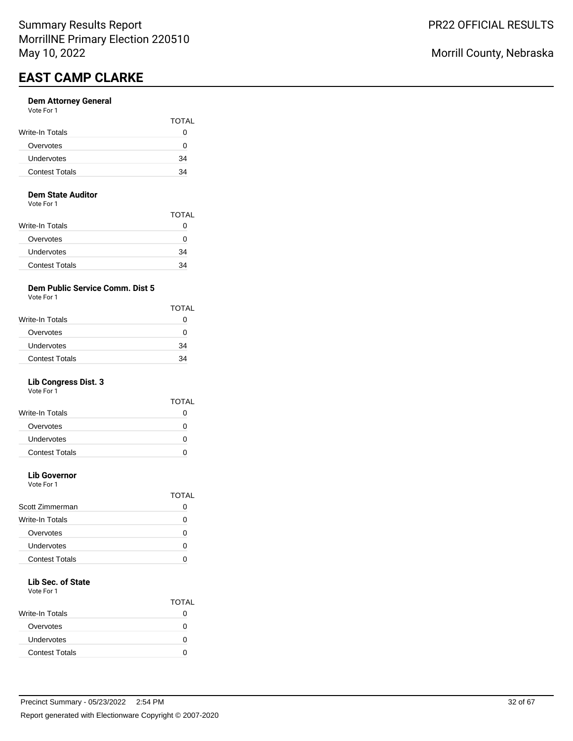# EAST CAMP CLARKE

### Dem Attorney General

Vote For 1

| | TOTAL |
|---|---|
| Write-In Totals | 0 |
| Overvotes | 0 |
| Undervotes | 34 |
| Contest Totals | 34 |

### Dem State Auditor

Vote For 1

| | TOTAL |
|---|---|
| Write-In Totals | 0 |
| Overvotes | 0 |
| Undervotes | 34 |
| Contest Totals | 34 |

### Dem Public Service Comm. Dist 5

Vote For 1

| | TOTAL |
|---|---|
| Write-In Totals | 0 |
| Overvotes | 0 |
| Undervotes | 34 |
| Contest Totals | 34 |

### Lib Congress Dist. 3

Vote For 1

| | TOTAL |
|---|---|
| Write-In Totals | 0 |
| Overvotes | 0 |
| Undervotes | 0 |
| Contest Totals | 0 |

### Lib Governor

Vote For 1

| | TOTAL |
|---|---|
| Scott Zimmerman | 0 |
| Write-In Totals | 0 |
| Overvotes | 0 |
| Undervotes | 0 |
| Contest Totals | 0 |

### Lib Sec. of State

Vote For 1

| | TOTAL |
|---|---|
| Write-In Totals | 0 |
| Overvotes | 0 |
| Undervotes | 0 |
| Contest Totals | 0 |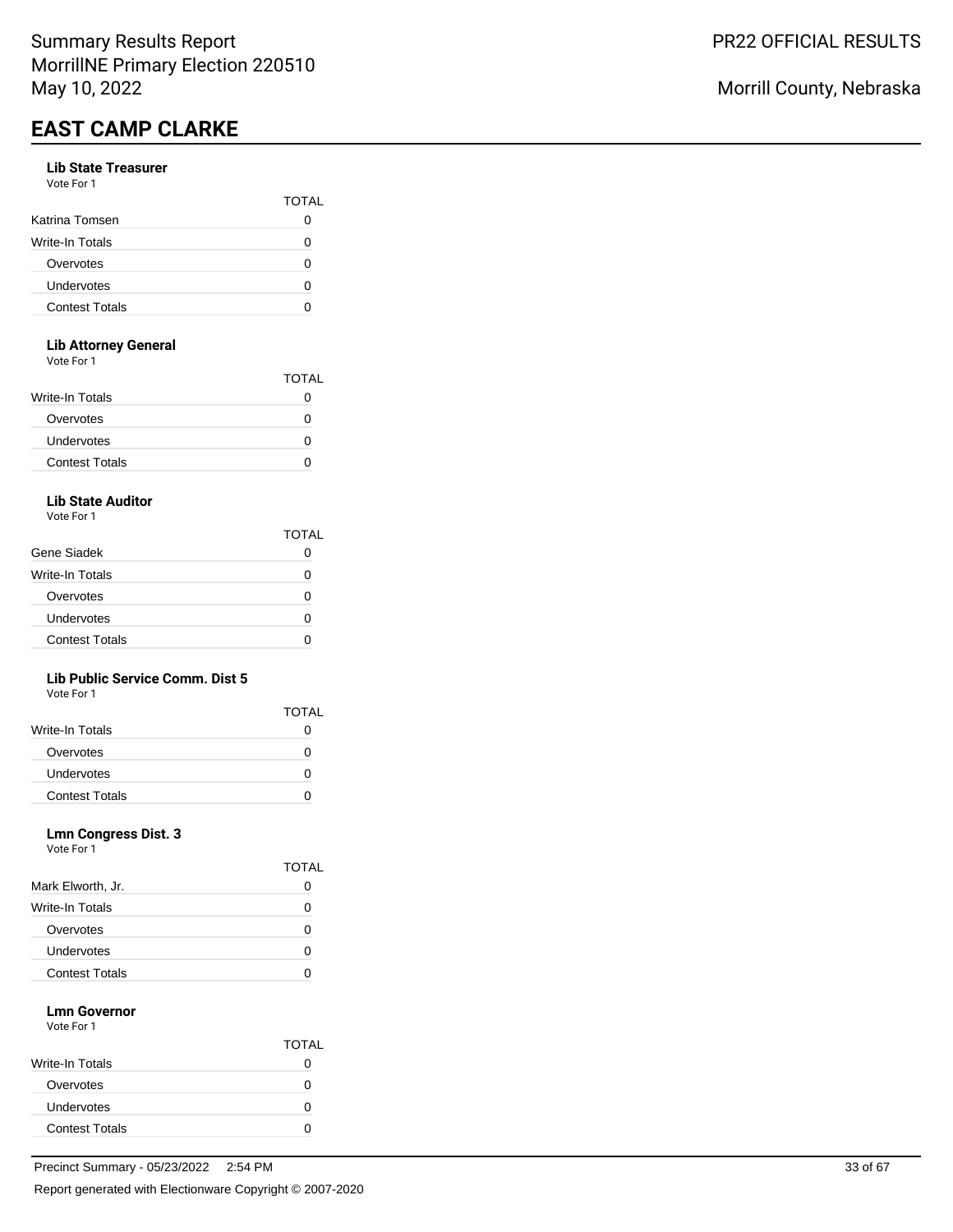# EAST CAMP CLARKE

### Lib State Treasurer
Vote For 1

| | TOTAL |
|---|---|
| Katrina Tomsen | 0 |
| Write-In Totals | 0 |
| Overvotes | 0 |
| Undervotes | 0 |
| Contest Totals | 0 |

### Lib Attorney General
Vote For 1

| | TOTAL |
|---|---|
| Write-In Totals | 0 |
| Overvotes | 0 |
| Undervotes | 0 |
| Contest Totals | 0 |

### Lib State Auditor
Vote For 1

| | TOTAL |
|---|---|
| Gene Siadek | 0 |
| Write-In Totals | 0 |
| Overvotes | 0 |
| Undervotes | 0 |
| Contest Totals | 0 |

### Lib Public Service Comm. Dist 5
Vote For 1

| | TOTAL |
|---|---|
| Write-In Totals | 0 |
| Overvotes | 0 |
| Undervotes | 0 |
| Contest Totals | 0 |

### Lmn Congress Dist. 3
Vote For 1

| | TOTAL |
|---|---|
| Mark Elworth, Jr. | 0 |
| Write-In Totals | 0 |
| Overvotes | 0 |
| Undervotes | 0 |
| Contest Totals | 0 |

### Lmn Governor
Vote For 1

| | TOTAL |
|---|---|
| Write-In Totals | 0 |
| Overvotes | 0 |
| Undervotes | 0 |
| Contest Totals | 0 |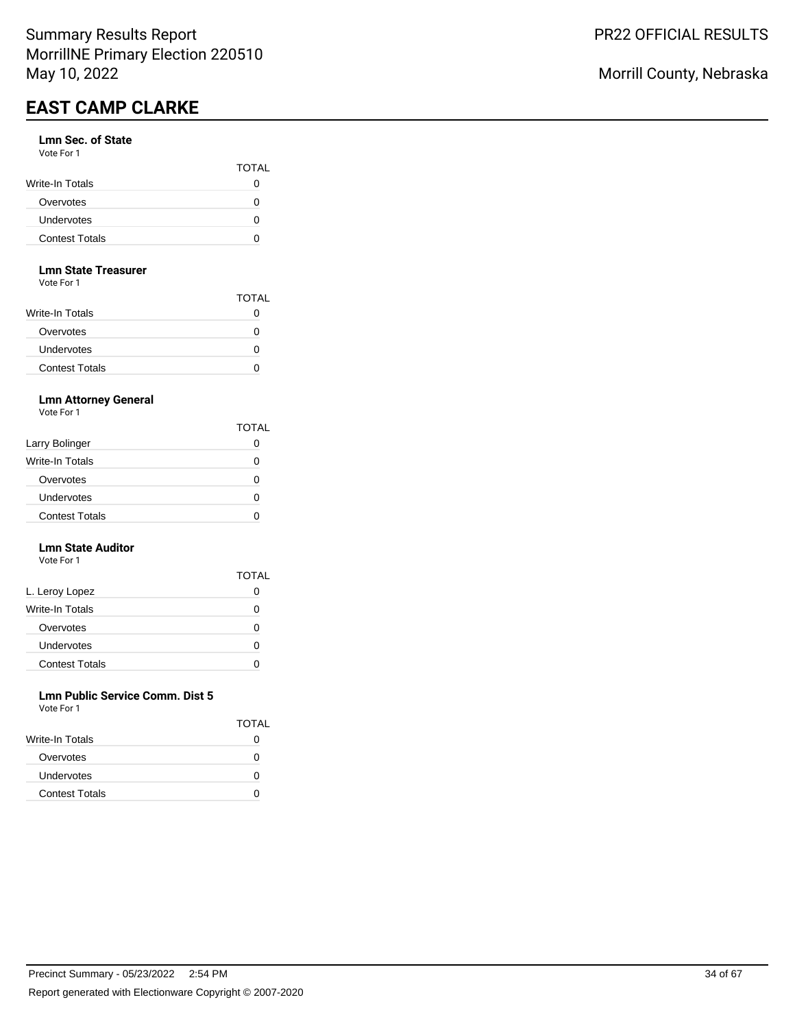# EAST CAMP CLARKE

### Lmn Sec. of State

Vote For 1

| | TOTAL |
|---|---|
| Write-In Totals | 0 |
| Overvotes | 0 |
| Undervotes | 0 |
| Contest Totals | 0 |

### Lmn State Treasurer

Vote For 1

| | TOTAL |
|---|---|
| Write-In Totals | 0 |
| Overvotes | 0 |
| Undervotes | 0 |
| Contest Totals | 0 |

### Lmn Attorney General

Vote For 1

| | TOTAL |
|---|---|
| Larry Bolinger | 0 |
| Write-In Totals | 0 |
| Overvotes | 0 |
| Undervotes | 0 |
| Contest Totals | 0 |

### Lmn State Auditor

Vote For 1

| | TOTAL |
|---|---|
| L. Leroy Lopez | 0 |
| Write-In Totals | 0 |
| Overvotes | 0 |
| Undervotes | 0 |
| Contest Totals | 0 |

### Lmn Public Service Comm. Dist 5

Vote For 1

| | TOTAL |
|---|---|
| Write-In Totals | 0 |
| Overvotes | 0 |
| Undervotes | 0 |
| Contest Totals | 0 |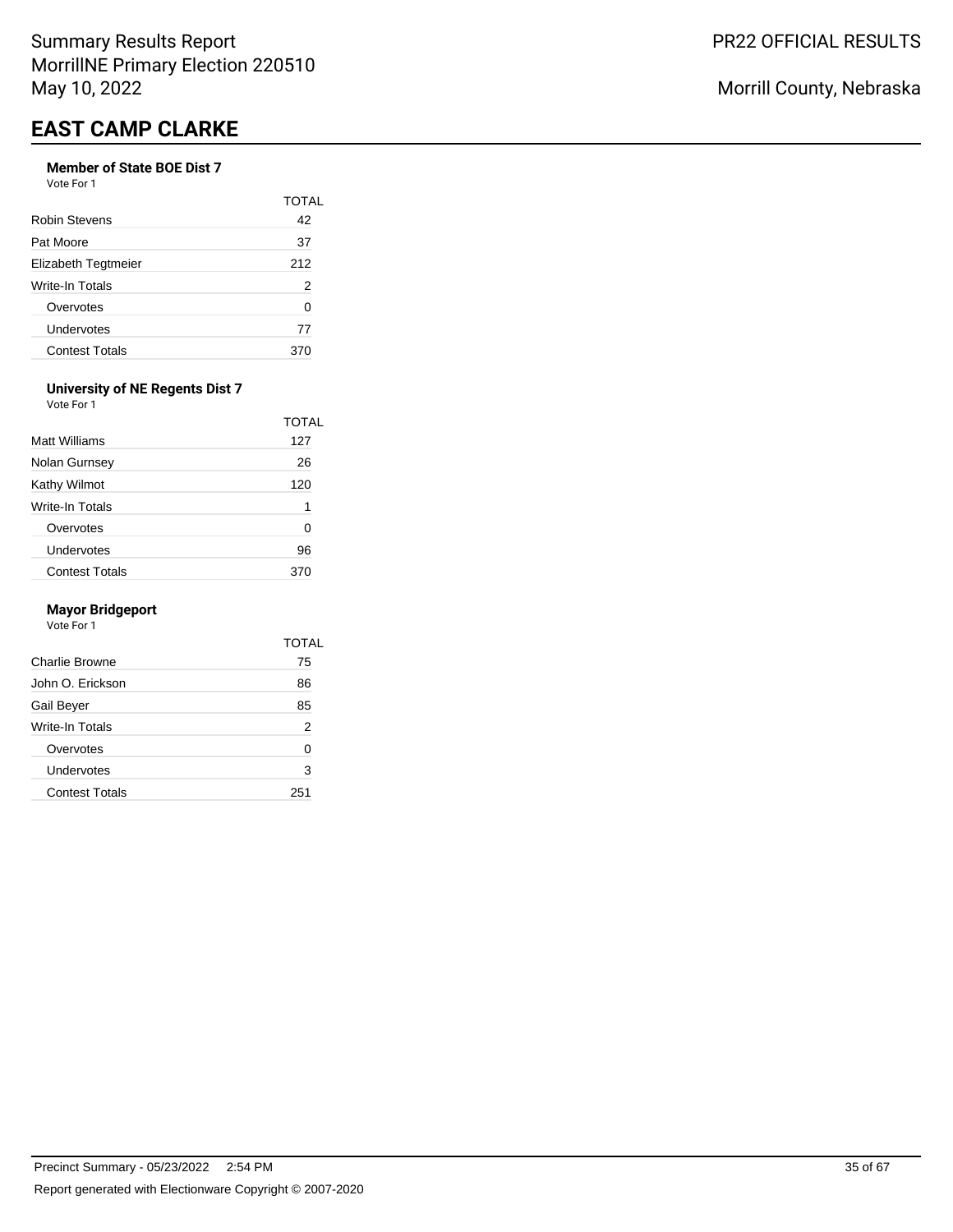# EAST CAMP CLARKE

### Member of State BOE Dist 7

Vote For 1

| | TOTAL |
|---|---|
| Robin Stevens | 42 |
| Pat Moore | 37 |
| Elizabeth Tegtmeier | 212 |
| Write-In Totals | 2 |
| Overvotes | 0 |
| Undervotes | 77 |
| Contest Totals | 370 |

### University of NE Regents Dist 7

Vote For 1

| | TOTAL |
|---|---|
| Matt Williams | 127 |
| Nolan Gurnsey | 26 |
| Kathy Wilmot | 120 |
| Write-In Totals | 1 |
| Overvotes | 0 |
| Undervotes | 96 |
| Contest Totals | 370 |

### Mayor Bridgeport

Vote For 1

| | TOTAL |
|---|---|
| Charlie Browne | 75 |
| John O. Erickson | 86 |
| Gail Beyer | 85 |
| Write-In Totals | 2 |
| Overvotes | 0 |
| Undervotes | 3 |
| Contest Totals | 251 |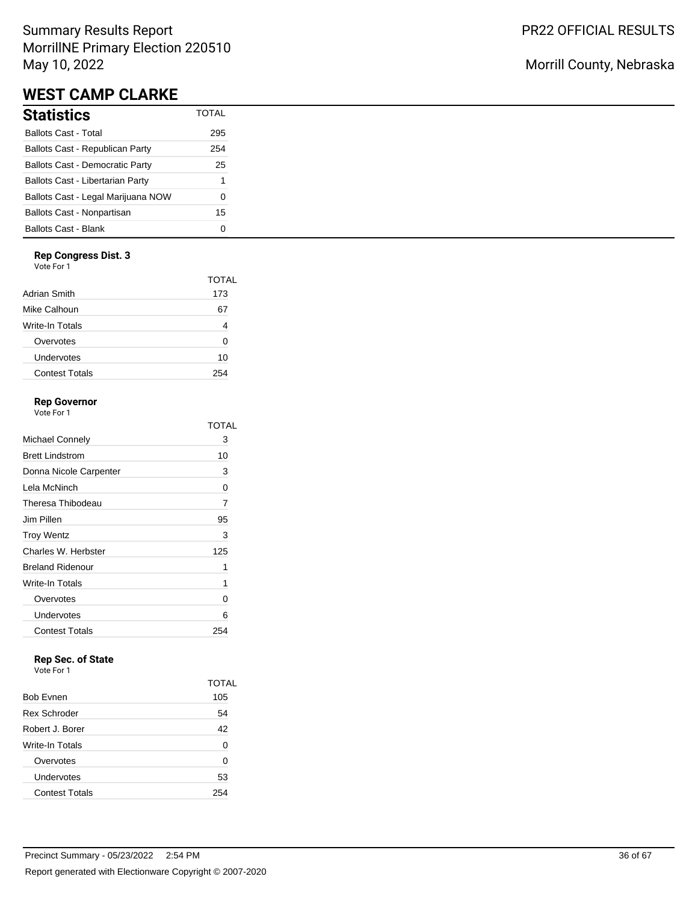# WEST CAMP CLARKE

## Statistics

| | TOTAL |
|---|---|
| Ballots Cast - Total | 295 |
| Ballots Cast - Republican Party | 254 |
| Ballots Cast - Democratic Party | 25 |
| Ballots Cast - Libertarian Party | 1 |
| Ballots Cast - Legal Marijuana NOW | 0 |
| Ballots Cast - Nonpartisan | 15 |
| Ballots Cast - Blank | 0 |

### Rep Congress Dist. 3

Vote For 1

| | TOTAL |
|---|---|
| Adrian Smith | 173 |
| Mike Calhoun | 67 |
| Write-In Totals | 4 |
| Overvotes | 0 |
| Undervotes | 10 |
| Contest Totals | 254 |

### Rep Governor

Vote For 1

| | TOTAL |
|---|---|
| Michael Connely | 3 |
| Brett Lindstrom | 10 |
| Donna Nicole Carpenter | 3 |
| Lela McNinch | 0 |
| Theresa Thibodeau | 7 |
| Jim Pillen | 95 |
| Troy Wentz | 3 |
| Charles W. Herbster | 125 |
| Breland Ridenour | 1 |
| Write-In Totals | 1 |
| Overvotes | 0 |
| Undervotes | 6 |
| Contest Totals | 254 |

### Rep Sec. of State

Vote For 1

| | TOTAL |
|---|---|
| Bob Evnen | 105 |
| Rex Schroder | 54 |
| Robert J. Borer | 42 |
| Write-In Totals | 0 |
| Overvotes | 0 |
| Undervotes | 53 |
| Contest Totals | 254 |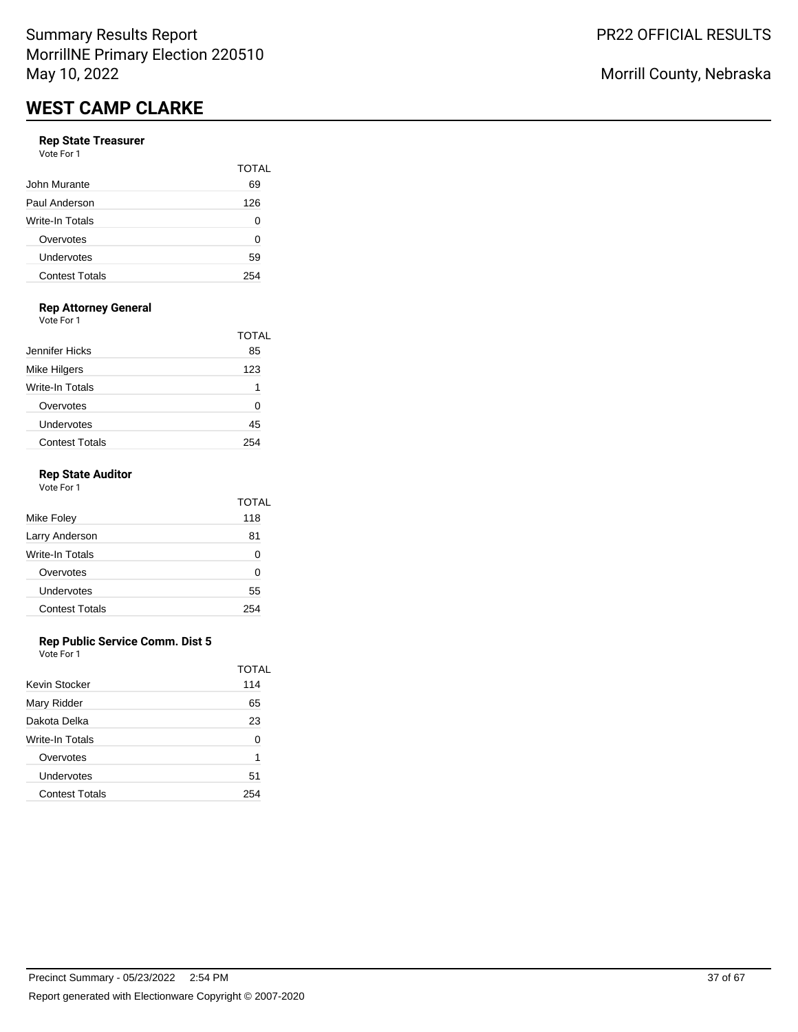# WEST CAMP CLARKE

### Rep State Treasurer

Vote For 1

| | TOTAL |
|---|---|
| John Murante | 69 |
| Paul Anderson | 126 |
| Write-In Totals | 0 |
| Overvotes | 0 |
| Undervotes | 59 |
| Contest Totals | 254 |

### Rep Attorney General

Vote For 1

| | TOTAL |
|---|---|
| Jennifer Hicks | 85 |
| Mike Hilgers | 123 |
| Write-In Totals | 1 |
| Overvotes | 0 |
| Undervotes | 45 |
| Contest Totals | 254 |

### Rep State Auditor

Vote For 1

| | TOTAL |
|---|---|
| Mike Foley | 118 |
| Larry Anderson | 81 |
| Write-In Totals | 0 |
| Overvotes | 0 |
| Undervotes | 55 |
| Contest Totals | 254 |

### Rep Public Service Comm. Dist 5

Vote For 1

| | TOTAL |
|---|---|
| Kevin Stocker | 114 |
| Mary Ridder | 65 |
| Dakota Delka | 23 |
| Write-In Totals | 0 |
| Overvotes | 1 |
| Undervotes | 51 |
| Contest Totals | 254 |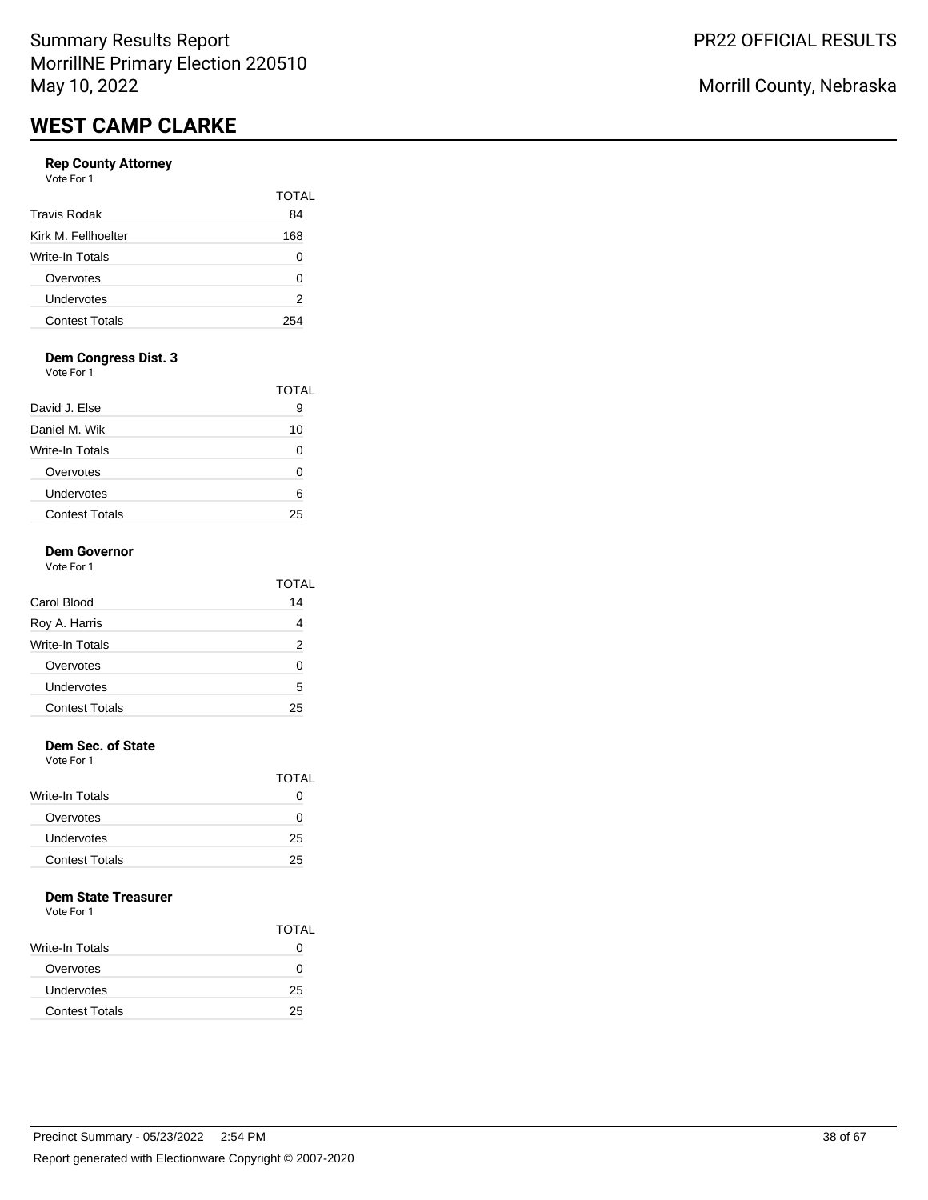## WEST CAMP CLARKE

### Rep County Attorney

Vote For 1

| | TOTAL |
|---|---|
| Travis Rodak | 84 |
| Kirk M. Fellhoelter | 168 |
| Write-In Totals | 0 |
| Overvotes | 0 |
| Undervotes | 2 |
| Contest Totals | 254 |

### Dem Congress Dist. 3

Vote For 1

| | TOTAL |
|---|---|
| David J. Else | 9 |
| Daniel M. Wik | 10 |
| Write-In Totals | 0 |
| Overvotes | 0 |
| Undervotes | 6 |
| Contest Totals | 25 |

### Dem Governor

Vote For 1

| | TOTAL |
|---|---|
| Carol Blood | 14 |
| Roy A. Harris | 4 |
| Write-In Totals | 2 |
| Overvotes | 0 |
| Undervotes | 5 |
| Contest Totals | 25 |

### Dem Sec. of State

Vote For 1

| | TOTAL |
|---|---|
| Write-In Totals | 0 |
| Overvotes | 0 |
| Undervotes | 25 |
| Contest Totals | 25 |

### Dem State Treasurer

Vote For 1

| | TOTAL |
|---|---|
| Write-In Totals | 0 |
| Overvotes | 0 |
| Undervotes | 25 |
| Contest Totals | 25 |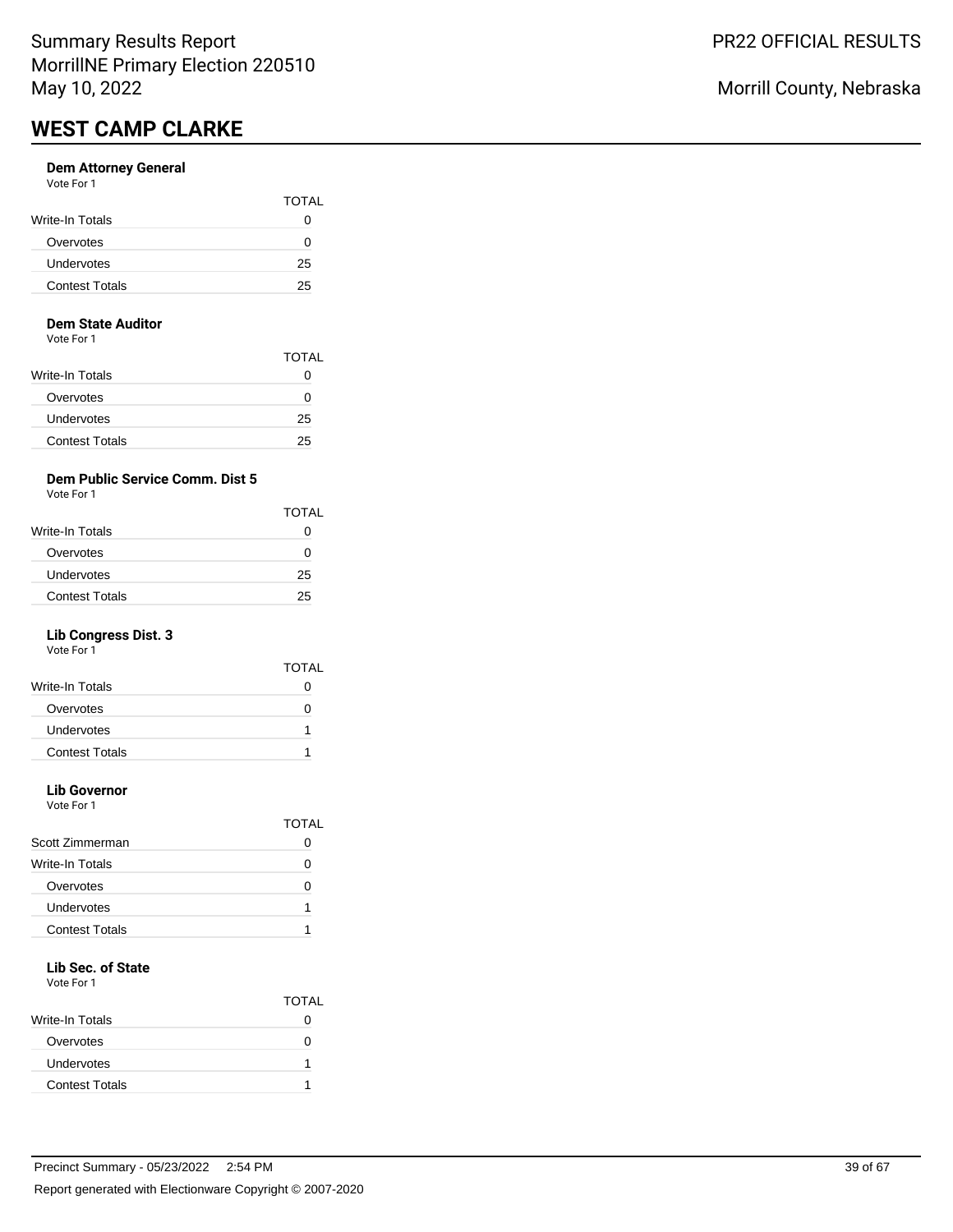# WEST CAMP CLARKE

**Dem Attorney General**
Vote For 1

| | TOTAL |
|---|---|
| Write-In Totals | 0 |
| Overvotes | 0 |
| Undervotes | 25 |
| Contest Totals | 25 |

**Dem State Auditor**
Vote For 1

| | TOTAL |
|---|---|
| Write-In Totals | 0 |
| Overvotes | 0 |
| Undervotes | 25 |
| Contest Totals | 25 |

**Dem Public Service Comm. Dist 5**
Vote For 1

| | TOTAL |
|---|---|
| Write-In Totals | 0 |
| Overvotes | 0 |
| Undervotes | 25 |
| Contest Totals | 25 |

**Lib Congress Dist. 3**
Vote For 1

| | TOTAL |
|---|---|
| Write-In Totals | 0 |
| Overvotes | 0 |
| Undervotes | 1 |
| Contest Totals | 1 |

**Lib Governor**
Vote For 1

| | TOTAL |
|---|---|
| Scott Zimmerman | 0 |
| Write-In Totals | 0 |
| Overvotes | 0 |
| Undervotes | 1 |
| Contest Totals | 1 |

**Lib Sec. of State**
Vote For 1

| | TOTAL |
|---|---|
| Write-In Totals | 0 |
| Overvotes | 0 |
| Undervotes | 1 |
| Contest Totals | 1 |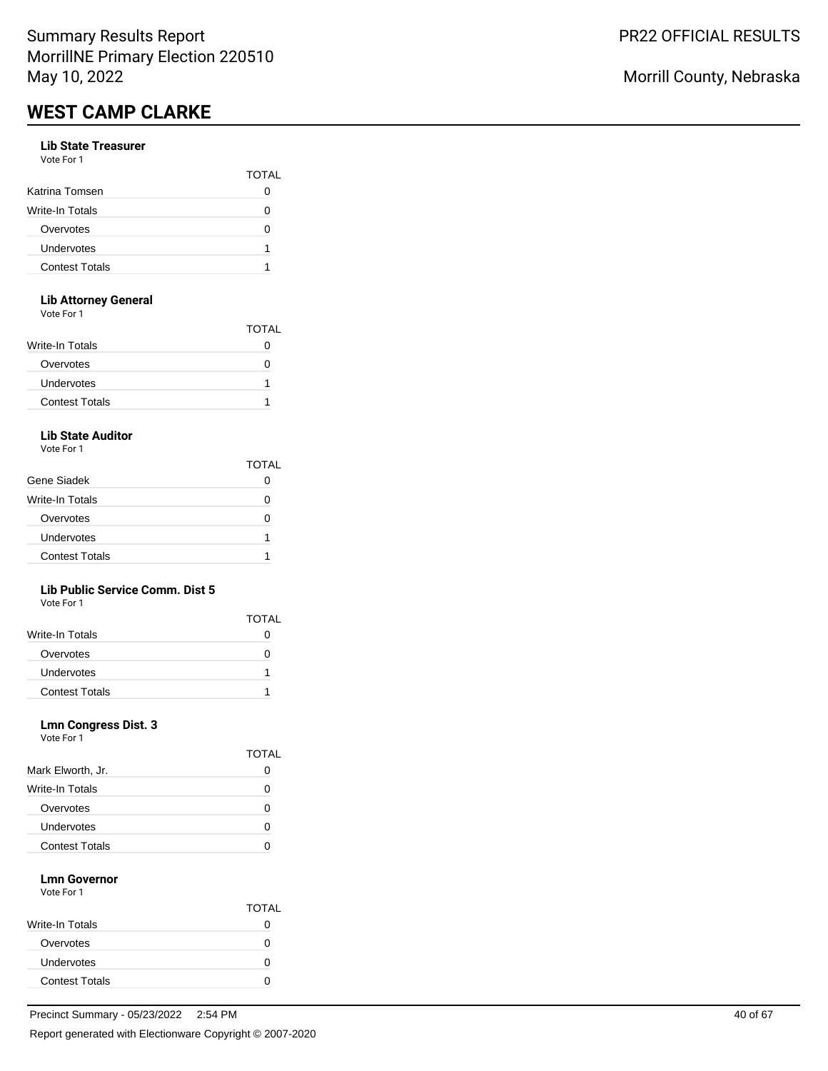## WEST CAMP CLARKE

### Lib State Treasurer
Vote For 1

| | TOTAL |
|---|---|
| Katrina Tomsen | 0 |
| Write-In Totals | 0 |
| Overvotes | 0 |
| Undervotes | 1 |
| Contest Totals | 1 |

### Lib Attorney General
Vote For 1

| | TOTAL |
|---|---|
| Write-In Totals | 0 |
| Overvotes | 0 |
| Undervotes | 1 |
| Contest Totals | 1 |

### Lib State Auditor
Vote For 1

| | TOTAL |
|---|---|
| Gene Siadek | 0 |
| Write-In Totals | 0 |
| Overvotes | 0 |
| Undervotes | 1 |
| Contest Totals | 1 |

### Lib Public Service Comm. Dist 5
Vote For 1

| | TOTAL |
|---|---|
| Write-In Totals | 0 |
| Overvotes | 0 |
| Undervotes | 1 |
| Contest Totals | 1 |

### Lmn Congress Dist. 3
Vote For 1

| | TOTAL |
|---|---|
| Mark Elworth, Jr. | 0 |
| Write-In Totals | 0 |
| Overvotes | 0 |
| Undervotes | 0 |
| Contest Totals | 0 |

### Lmn Governor
Vote For 1

| | TOTAL |
|---|---|
| Write-In Totals | 0 |
| Overvotes | 0 |
| Undervotes | 0 |
| Contest Totals | 0 |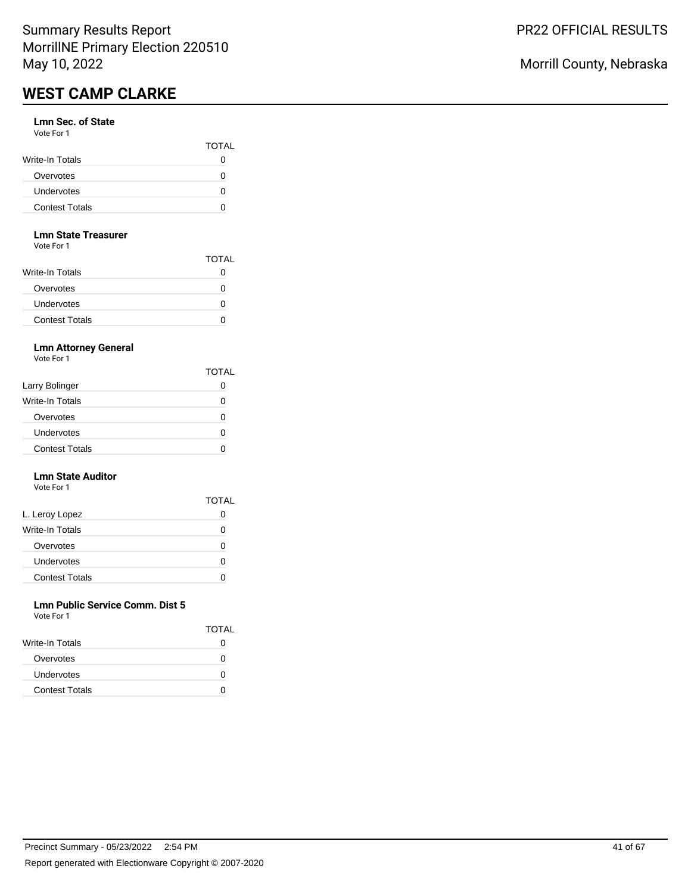## WEST CAMP CLARKE

**Lmn Sec. of State**
Vote For 1

| | TOTAL |
|---|---|
| Write-In Totals | 0 |
| Overvotes | 0 |
| Undervotes | 0 |
| Contest Totals | 0 |

**Lmn State Treasurer**
Vote For 1

| | TOTAL |
|---|---|
| Write-In Totals | 0 |
| Overvotes | 0 |
| Undervotes | 0 |
| Contest Totals | 0 |

**Lmn Attorney General**
Vote For 1

| | TOTAL |
|---|---|
| Larry Bolinger | 0 |
| Write-In Totals | 0 |
| Overvotes | 0 |
| Undervotes | 0 |
| Contest Totals | 0 |

**Lmn State Auditor**
Vote For 1

| | TOTAL |
|---|---|
| L. Leroy Lopez | 0 |
| Write-In Totals | 0 |
| Overvotes | 0 |
| Undervotes | 0 |
| Contest Totals | 0 |

**Lmn Public Service Comm. Dist 5**
Vote For 1

| | TOTAL |
|---|---|
| Write-In Totals | 0 |
| Overvotes | 0 |
| Undervotes | 0 |
| Contest Totals | 0 |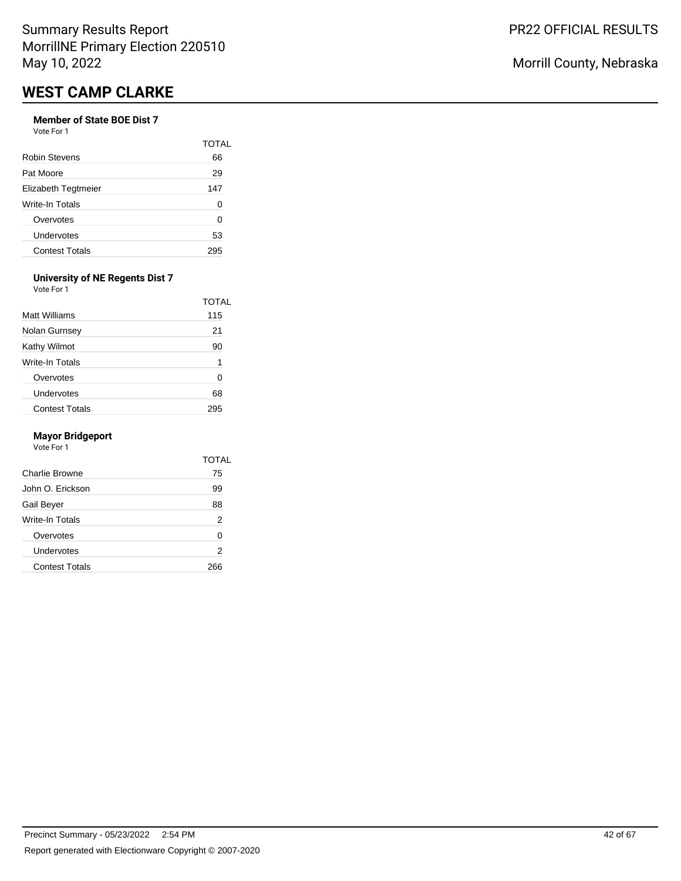## WEST CAMP CLARKE

### Member of State BOE Dist 7

Vote For 1

| | TOTAL |
|---|---|
| Robin Stevens | 66 |
| Pat Moore | 29 |
| Elizabeth Tegtmeier | 147 |
| Write-In Totals | 0 |
| Overvotes | 0 |
| Undervotes | 53 |
| Contest Totals | 295 |

### University of NE Regents Dist 7

Vote For 1

| | TOTAL |
|---|---|
| Matt Williams | 115 |
| Nolan Gurnsey | 21 |
| Kathy Wilmot | 90 |
| Write-In Totals | 1 |
| Overvotes | 0 |
| Undervotes | 68 |
| Contest Totals | 295 |

### Mayor Bridgeport

Vote For 1

| | TOTAL |
|---|---|
| Charlie Browne | 75 |
| John O. Erickson | 99 |
| Gail Beyer | 88 |
| Write-In Totals | 2 |
| Overvotes | 0 |
| Undervotes | 2 |
| Contest Totals | 266 |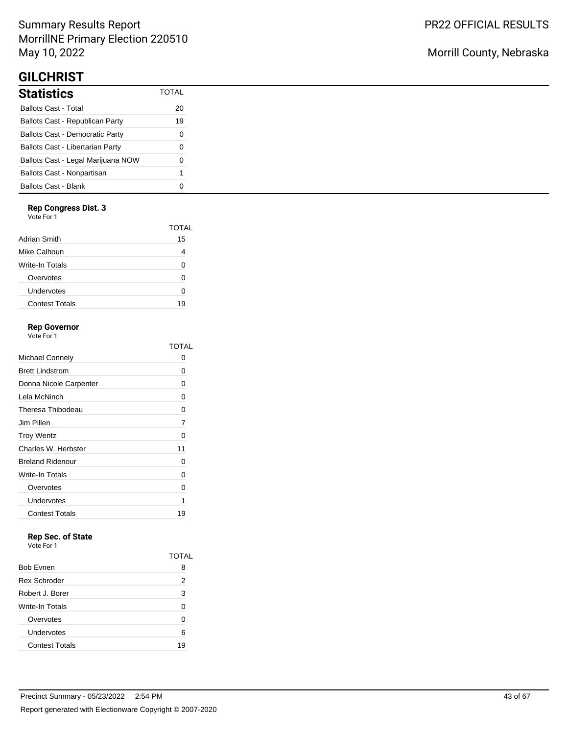# GILCHRIST

## Statistics

| Statistics | TOTAL |
|---|---|
| Ballots Cast - Total | 20 |
| Ballots Cast - Republican Party | 19 |
| Ballots Cast - Democratic Party | 0 |
| Ballots Cast - Libertarian Party | 0 |
| Ballots Cast - Legal Marijuana NOW | 0 |
| Ballots Cast - Nonpartisan | 1 |
| Ballots Cast - Blank | 0 |

### Rep Congress Dist. 3

Vote For 1

| | TOTAL |
|---|---|
| Adrian Smith | 15 |
| Mike Calhoun | 4 |
| Write-In Totals | 0 |
| Overvotes | 0 |
| Undervotes | 0 |
| Contest Totals | 19 |

### Rep Governor

Vote For 1

| | TOTAL |
|---|---|
| Michael Connely | 0 |
| Brett Lindstrom | 0 |
| Donna Nicole Carpenter | 0 |
| Lela McNinch | 0 |
| Theresa Thibodeau | 0 |
| Jim Pillen | 7 |
| Troy Wentz | 0 |
| Charles W. Herbster | 11 |
| Breland Ridenour | 0 |
| Write-In Totals | 0 |
| Overvotes | 0 |
| Undervotes | 1 |
| Contest Totals | 19 |

### Rep Sec. of State

Vote For 1

| | TOTAL |
|---|---|
| Bob Evnen | 8 |
| Rex Schroder | 2 |
| Robert J. Borer | 3 |
| Write-In Totals | 0 |
| Overvotes | 0 |
| Undervotes | 6 |
| Contest Totals | 19 |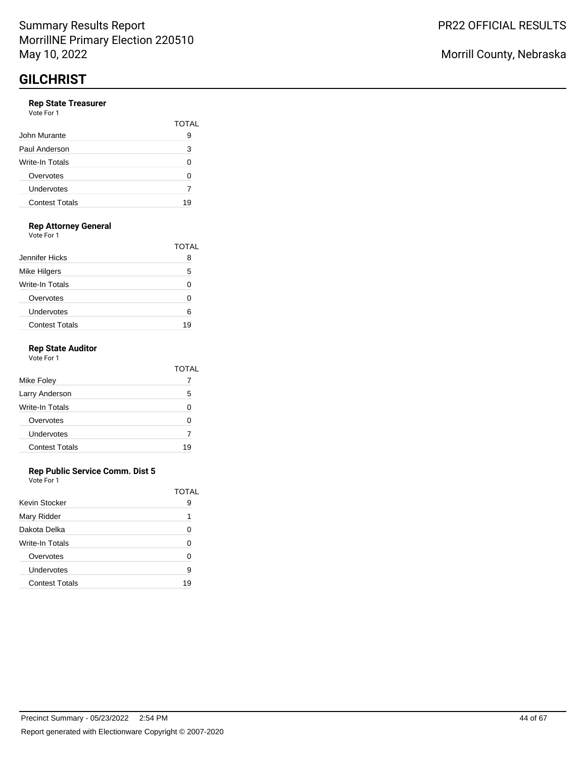# GILCHRIST

### Rep State Treasurer

Vote For 1

| | TOTAL |
|---|---|
| John Murante | 9 |
| Paul Anderson | 3 |
| Write-In Totals | 0 |
| Overvotes | 0 |
| Undervotes | 7 |
| Contest Totals | 19 |

### Rep Attorney General

Vote For 1

| | TOTAL |
|---|---|
| Jennifer Hicks | 8 |
| Mike Hilgers | 5 |
| Write-In Totals | 0 |
| Overvotes | 0 |
| Undervotes | 6 |
| Contest Totals | 19 |

### Rep State Auditor

Vote For 1

| | TOTAL |
|---|---|
| Mike Foley | 7 |
| Larry Anderson | 5 |
| Write-In Totals | 0 |
| Overvotes | 0 |
| Undervotes | 7 |
| Contest Totals | 19 |

### Rep Public Service Comm. Dist 5

Vote For 1

| | TOTAL |
|---|---|
| Kevin Stocker | 9 |
| Mary Ridder | 1 |
| Dakota Delka | 0 |
| Write-In Totals | 0 |
| Overvotes | 0 |
| Undervotes | 9 |
| Contest Totals | 19 |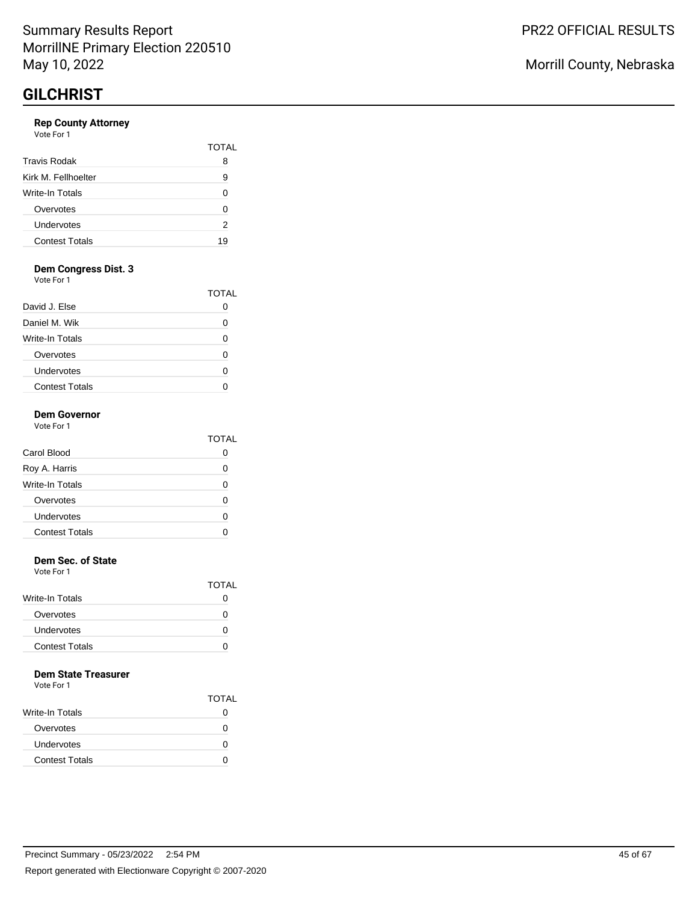Summary Results Report
MorrillNE Primary Election 220510
May 10, 2022

PR22 OFFICIAL RESULTS

Morrill County, Nebraska

# GILCHRIST

### Rep County Attorney

Vote For 1

| | TOTAL |
|---|---|
| Travis Rodak | 8 |
| Kirk M. Fellhoelter | 9 |
| Write-In Totals | 0 |
| Overvotes | 0 |
| Undervotes | 2 |
| Contest Totals | 19 |

### Dem Congress Dist. 3

Vote For 1

| | TOTAL |
|---|---|
| David J. Else | 0 |
| Daniel M. Wik | 0 |
| Write-In Totals | 0 |
| Overvotes | 0 |
| Undervotes | 0 |
| Contest Totals | 0 |

### Dem Governor

Vote For 1

| | TOTAL |
|---|---|
| Carol Blood | 0 |
| Roy A. Harris | 0 |
| Write-In Totals | 0 |
| Overvotes | 0 |
| Undervotes | 0 |
| Contest Totals | 0 |

### Dem Sec. of State

Vote For 1

| | TOTAL |
|---|---|
| Write-In Totals | 0 |
| Overvotes | 0 |
| Undervotes | 0 |
| Contest Totals | 0 |

### Dem State Treasurer

Vote For 1

| | TOTAL |
|---|---|
| Write-In Totals | 0 |
| Overvotes | 0 |
| Undervotes | 0 |
| Contest Totals | 0 |

Precinct Summary - 05/23/2022 2:54 PM

Report generated with Electionware Copyright © 2007-2020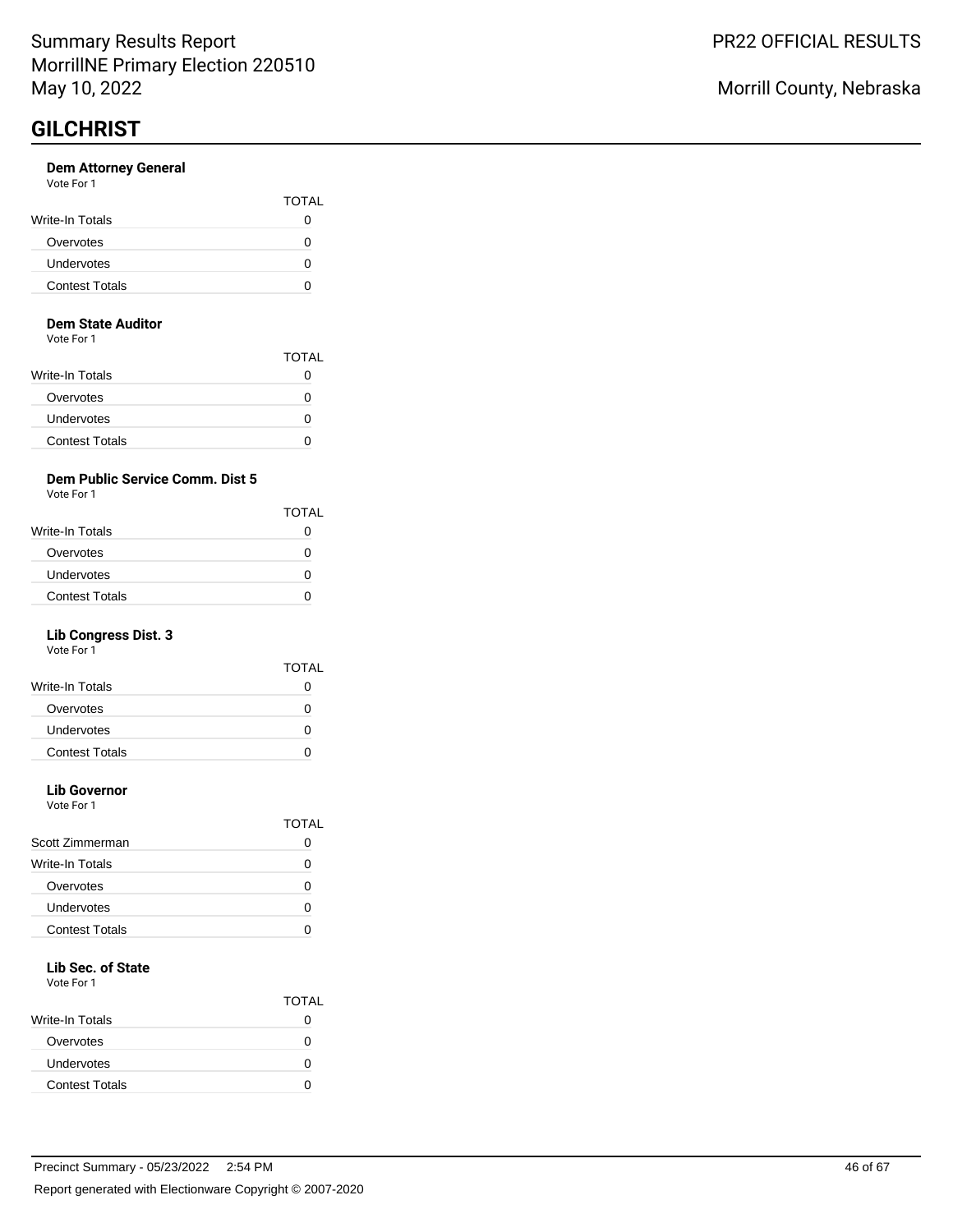# GILCHRIST

### Dem Attorney General

Vote For 1

| | TOTAL |
|---|---|
| Write-In Totals | 0 |
| Overvotes | 0 |
| Undervotes | 0 |
| Contest Totals | 0 |

### Dem State Auditor

Vote For 1

| | TOTAL |
|---|---|
| Write-In Totals | 0 |
| Overvotes | 0 |
| Undervotes | 0 |
| Contest Totals | 0 |

### Dem Public Service Comm. Dist 5

Vote For 1

| | TOTAL |
|---|---|
| Write-In Totals | 0 |
| Overvotes | 0 |
| Undervotes | 0 |
| Contest Totals | 0 |

### Lib Congress Dist. 3

Vote For 1

| | TOTAL |
|---|---|
| Write-In Totals | 0 |
| Overvotes | 0 |
| Undervotes | 0 |
| Contest Totals | 0 |

### Lib Governor

Vote For 1

| | TOTAL |
|---|---|
| Scott Zimmerman | 0 |
| Write-In Totals | 0 |
| Overvotes | 0 |
| Undervotes | 0 |
| Contest Totals | 0 |

### Lib Sec. of State

Vote For 1

| | TOTAL |
|---|---|
| Write-In Totals | 0 |
| Overvotes | 0 |
| Undervotes | 0 |
| Contest Totals | 0 |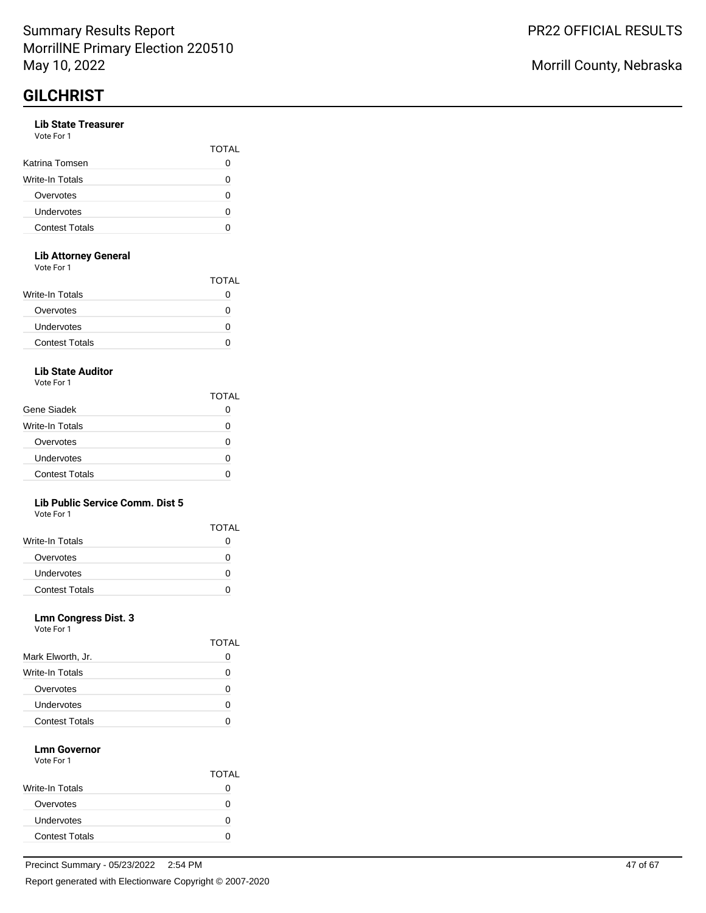# GILCHRIST

### Lib State Treasurer

Vote For 1

| | TOTAL |
|---|---|
| Katrina Tomsen | 0 |
| Write-In Totals | 0 |
| Overvotes | 0 |
| Undervotes | 0 |
| Contest Totals | 0 |

### Lib Attorney General

Vote For 1

| | TOTAL |
|---|---|
| Write-In Totals | 0 |
| Overvotes | 0 |
| Undervotes | 0 |
| Contest Totals | 0 |

### Lib State Auditor

Vote For 1

| | TOTAL |
|---|---|
| Gene Siadek | 0 |
| Write-In Totals | 0 |
| Overvotes | 0 |
| Undervotes | 0 |
| Contest Totals | 0 |

### Lib Public Service Comm. Dist 5

Vote For 1

| | TOTAL |
|---|---|
| Write-In Totals | 0 |
| Overvotes | 0 |
| Undervotes | 0 |
| Contest Totals | 0 |

### Lmn Congress Dist. 3

Vote For 1

| | TOTAL |
|---|---|
| Mark Elworth, Jr. | 0 |
| Write-In Totals | 0 |
| Overvotes | 0 |
| Undervotes | 0 |
| Contest Totals | 0 |

### Lmn Governor

Vote For 1

| | TOTAL |
|---|---|
| Write-In Totals | 0 |
| Overvotes | 0 |
| Undervotes | 0 |
| Contest Totals | 0 |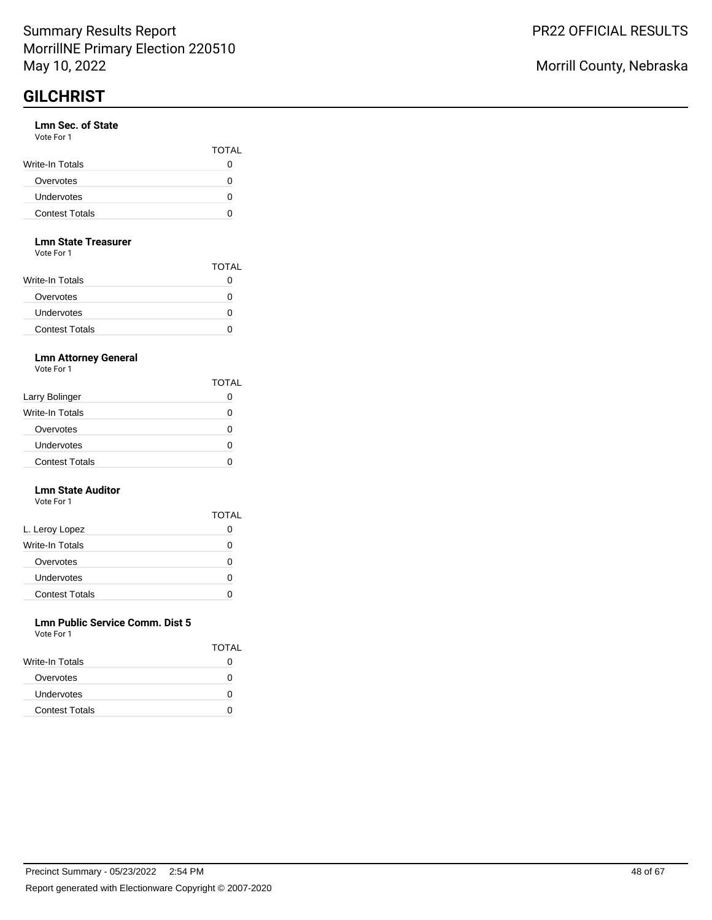# GILCHRIST

### Lmn Sec. of State

Vote For 1

| | TOTAL |
| --- | --- |
| Write-In Totals | 0 |
| Overvotes | 0 |
| Undervotes | 0 |
| Contest Totals | 0 |

### Lmn State Treasurer

Vote For 1

| | TOTAL |
| --- | --- |
| Write-In Totals | 0 |
| Overvotes | 0 |
| Undervotes | 0 |
| Contest Totals | 0 |

### Lmn Attorney General

Vote For 1

| | TOTAL |
| --- | --- |
| Larry Bolinger | 0 |
| Write-In Totals | 0 |
| Overvotes | 0 |
| Undervotes | 0 |
| Contest Totals | 0 |

### Lmn State Auditor

Vote For 1

| | TOTAL |
| --- | --- |
| L. Leroy Lopez | 0 |
| Write-In Totals | 0 |
| Overvotes | 0 |
| Undervotes | 0 |
| Contest Totals | 0 |

### Lmn Public Service Comm. Dist 5

Vote For 1

| | TOTAL |
| --- | --- |
| Write-In Totals | 0 |
| Overvotes | 0 |
| Undervotes | 0 |
| Contest Totals | 0 |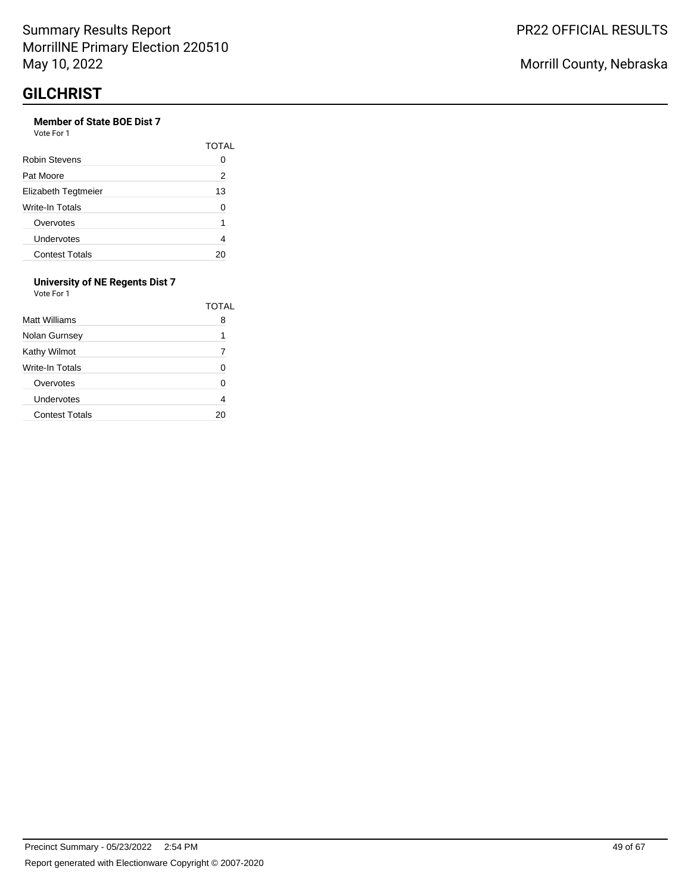# GILCHRIST

**Member of State BOE Dist 7**

Vote For 1

| | TOTAL |
|---|---|
| Robin Stevens | 0 |
| Pat Moore | 2 |
| Elizabeth Tegtmeier | 13 |
| Write-In Totals | 0 |
| Overvotes | 1 |
| Undervotes | 4 |
| Contest Totals | 20 |

**University of NE Regents Dist 7**

Vote For 1

| | TOTAL |
|---|---|
| Matt Williams | 8 |
| Nolan Gurnsey | 1 |
| Kathy Wilmot | 7 |
| Write-In Totals | 0 |
| Overvotes | 0 |
| Undervotes | 4 |
| Contest Totals | 20 |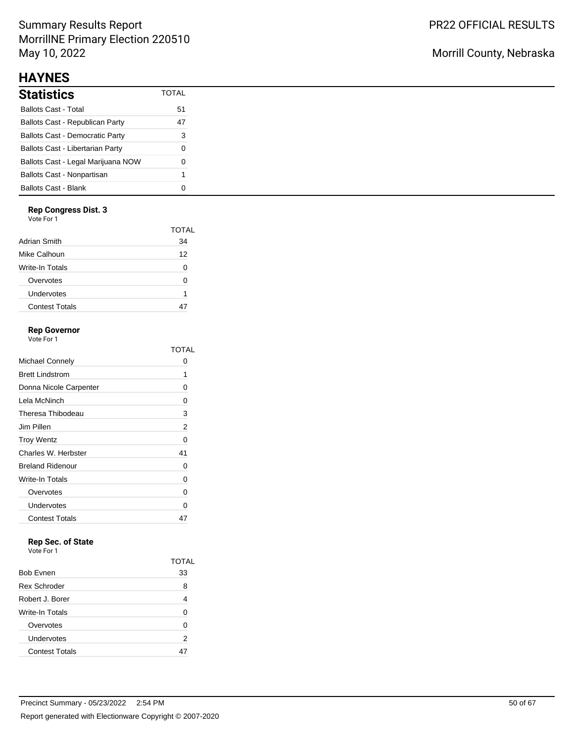# HAYNES

## Statistics

| Statistics | TOTAL |
|---|---|
| Ballots Cast - Total | 51 |
| Ballots Cast - Republican Party | 47 |
| Ballots Cast - Democratic Party | 3 |
| Ballots Cast - Libertarian Party | 0 |
| Ballots Cast - Legal Marijuana NOW | 0 |
| Ballots Cast - Nonpartisan | 1 |
| Ballots Cast - Blank | 0 |

### Rep Congress Dist. 3

Vote For 1

| | TOTAL |
|---|---|
| Adrian Smith | 34 |
| Mike Calhoun | 12 |
| Write-In Totals | 0 |
| Overvotes | 0 |
| Undervotes | 1 |
| Contest Totals | 47 |

### Rep Governor

Vote For 1

| | TOTAL |
|---|---|
| Michael Connely | 0 |
| Brett Lindstrom | 1 |
| Donna Nicole Carpenter | 0 |
| Lela McNinch | 0 |
| Theresa Thibodeau | 3 |
| Jim Pillen | 2 |
| Troy Wentz | 0 |
| Charles W. Herbster | 41 |
| Breland Ridenour | 0 |
| Write-In Totals | 0 |
| Overvotes | 0 |
| Undervotes | 0 |
| Contest Totals | 47 |

### Rep Sec. of State

Vote For 1

| | TOTAL |
|---|---|
| Bob Evnen | 33 |
| Rex Schroder | 8 |
| Robert J. Borer | 4 |
| Write-In Totals | 0 |
| Overvotes | 0 |
| Undervotes | 2 |
| Contest Totals | 47 |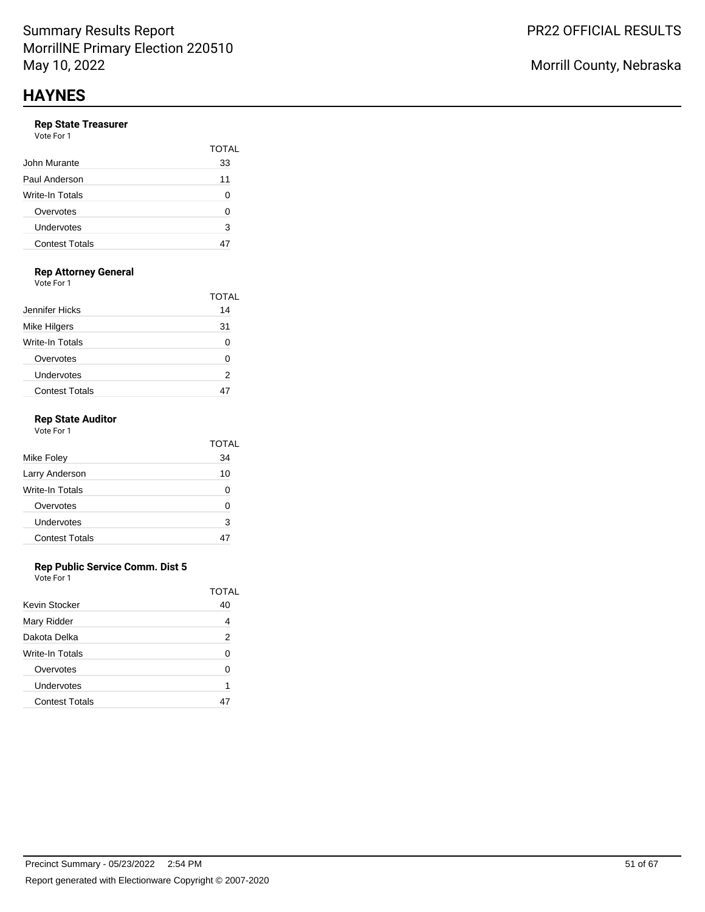## HAYNES

### Rep State Treasurer

Vote For 1

| | TOTAL |
|---|---|
| John Murante | 33 |
| Paul Anderson | 11 |
| Write-In Totals | 0 |
| Overvotes | 0 |
| Undervotes | 3 |
| Contest Totals | 47 |

### Rep Attorney General

Vote For 1

| | TOTAL |
|---|---|
| Jennifer Hicks | 14 |
| Mike Hilgers | 31 |
| Write-In Totals | 0 |
| Overvotes | 0 |
| Undervotes | 2 |
| Contest Totals | 47 |

### Rep State Auditor

Vote For 1

| | TOTAL |
|---|---|
| Mike Foley | 34 |
| Larry Anderson | 10 |
| Write-In Totals | 0 |
| Overvotes | 0 |
| Undervotes | 3 |
| Contest Totals | 47 |

### Rep Public Service Comm. Dist 5

Vote For 1

| | TOTAL |
|---|---|
| Kevin Stocker | 40 |
| Mary Ridder | 4 |
| Dakota Delka | 2 |
| Write-In Totals | 0 |
| Overvotes | 0 |
| Undervotes | 1 |
| Contest Totals | 47 |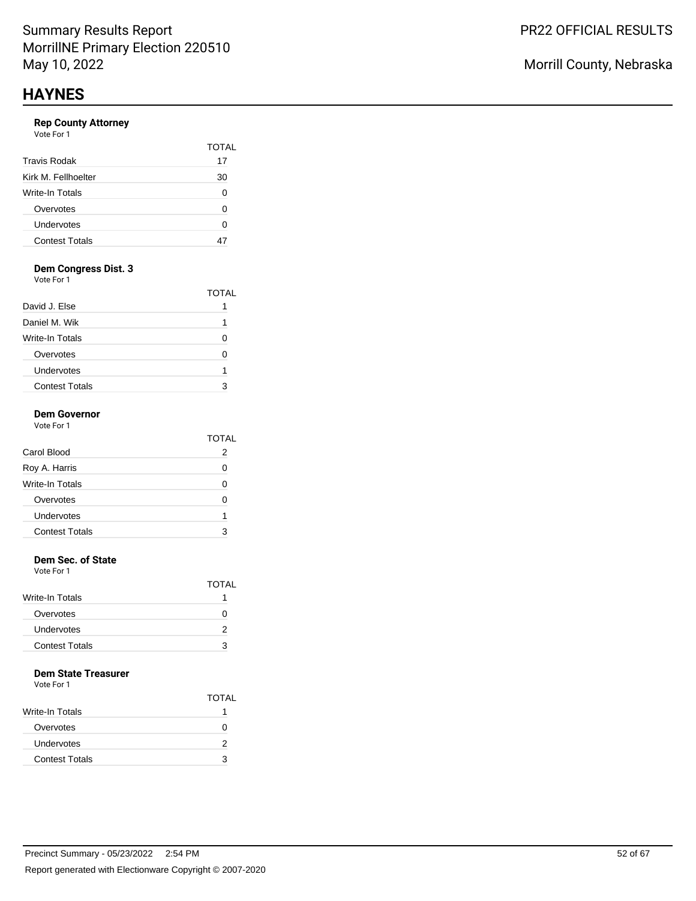# HAYNES

### Rep County Attorney

Vote For 1

| | TOTAL |
|---|---|
| Travis Rodak | 17 |
| Kirk M. Fellhoelter | 30 |
| Write-In Totals | 0 |
| Overvotes | 0 |
| Undervotes | 0 |
| Contest Totals | 47 |

### Dem Congress Dist. 3

Vote For 1

| | TOTAL |
|---|---|
| David J. Else | 1 |
| Daniel M. Wik | 1 |
| Write-In Totals | 0 |
| Overvotes | 0 |
| Undervotes | 1 |
| Contest Totals | 3 |

### Dem Governor

Vote For 1

| | TOTAL |
|---|---|
| Carol Blood | 2 |
| Roy A. Harris | 0 |
| Write-In Totals | 0 |
| Overvotes | 0 |
| Undervotes | 1 |
| Contest Totals | 3 |

### Dem Sec. of State

Vote For 1

| | TOTAL |
|---|---|
| Write-In Totals | 1 |
| Overvotes | 0 |
| Undervotes | 2 |
| Contest Totals | 3 |

### Dem State Treasurer

Vote For 1

| | TOTAL |
|---|---|
| Write-In Totals | 1 |
| Overvotes | 0 |
| Undervotes | 2 |
| Contest Totals | 3 |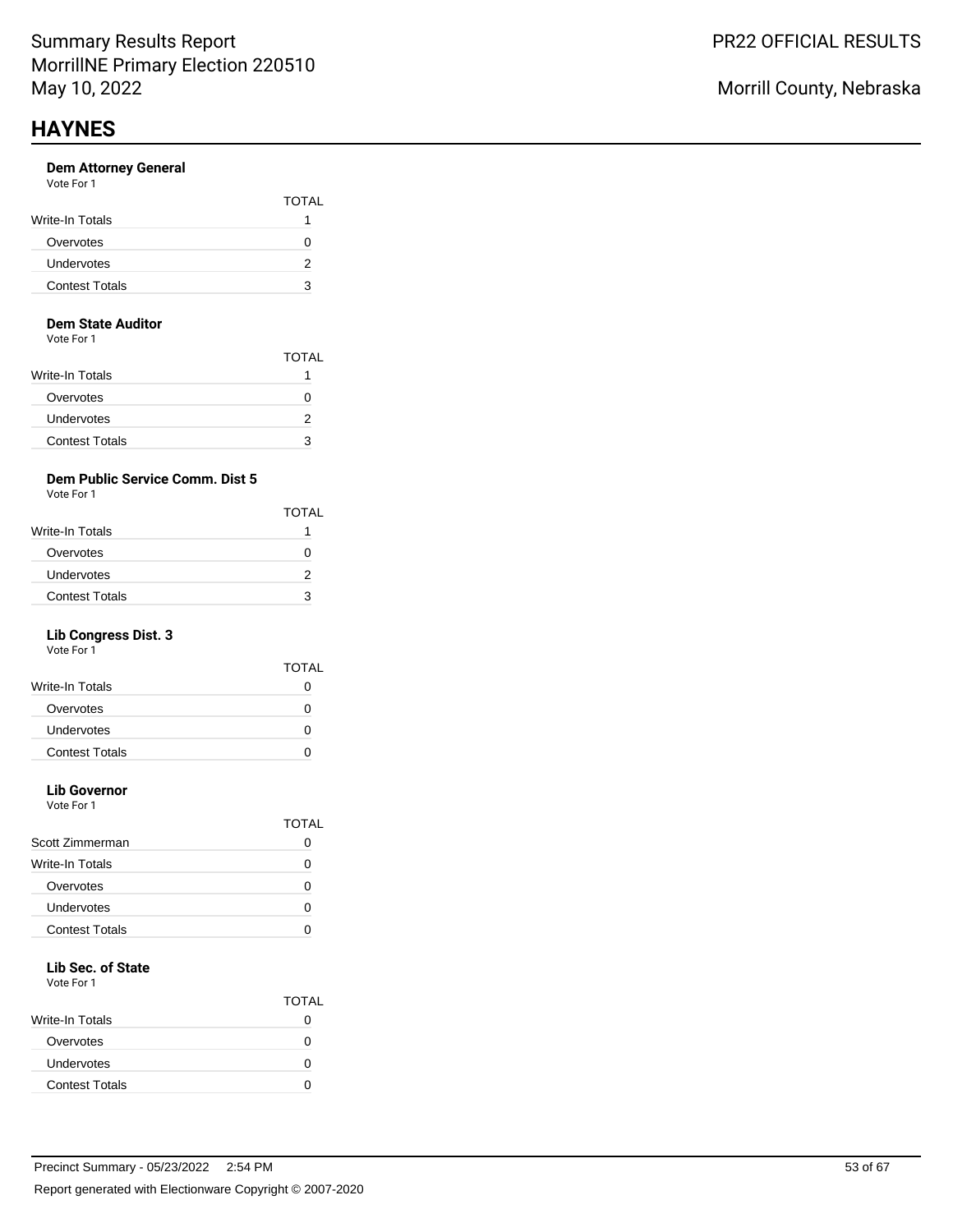# HAYNES

### Dem Attorney General

Vote For 1

| | TOTAL |
|---|---|
| Write-In Totals | 1 |
| Overvotes | 0 |
| Undervotes | 2 |
| Contest Totals | 3 |

### Dem State Auditor

Vote For 1

| | TOTAL |
|---|---|
| Write-In Totals | 1 |
| Overvotes | 0 |
| Undervotes | 2 |
| Contest Totals | 3 |

### Dem Public Service Comm. Dist 5

Vote For 1

| | TOTAL |
|---|---|
| Write-In Totals | 1 |
| Overvotes | 0 |
| Undervotes | 2 |
| Contest Totals | 3 |

### Lib Congress Dist. 3

Vote For 1

| | TOTAL |
|---|---|
| Write-In Totals | 0 |
| Overvotes | 0 |
| Undervotes | 0 |
| Contest Totals | 0 |

### Lib Governor

Vote For 1

| | TOTAL |
|---|---|
| Scott Zimmerman | 0 |
| Write-In Totals | 0 |
| Overvotes | 0 |
| Undervotes | 0 |
| Contest Totals | 0 |

### Lib Sec. of State

Vote For 1

| | TOTAL |
|---|---|
| Write-In Totals | 0 |
| Overvotes | 0 |
| Undervotes | 0 |
| Contest Totals | 0 |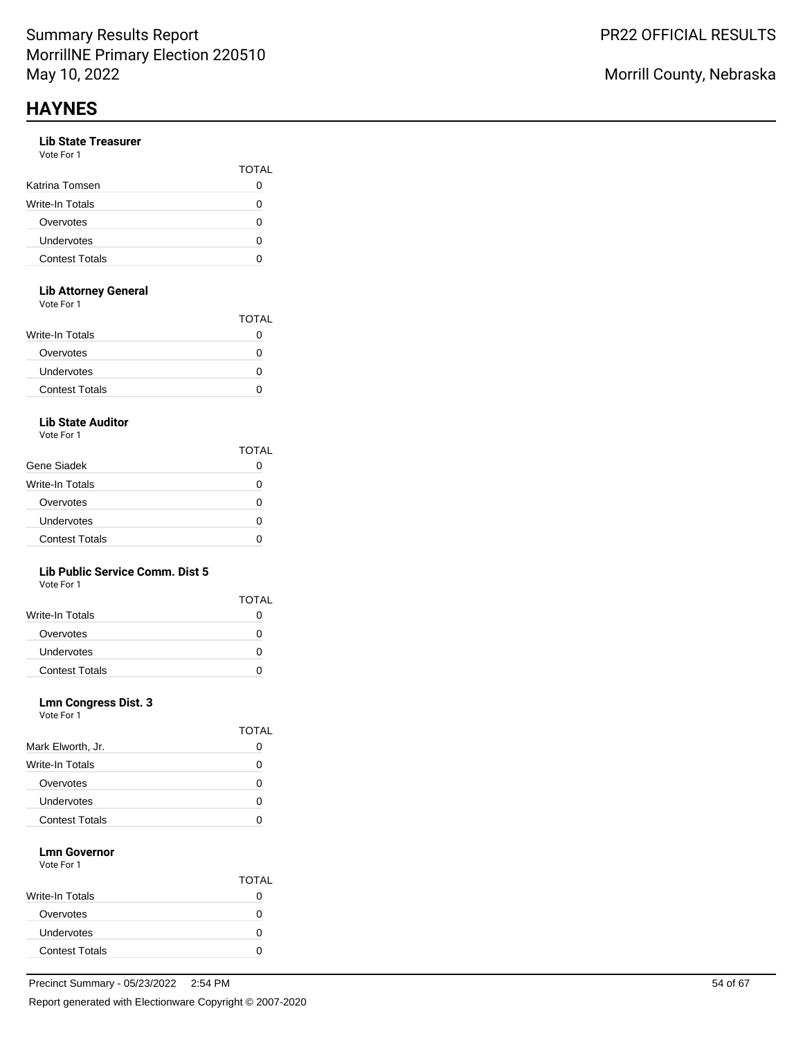# HAYNES

### Lib State Treasurer

Vote For 1

| | TOTAL |
|---|---|
| Katrina Tomsen | 0 |
| Write-In Totals | 0 |
| Overvotes | 0 |
| Undervotes | 0 |
| Contest Totals | 0 |

### Lib Attorney General

Vote For 1

| | TOTAL |
|---|---|
| Write-In Totals | 0 |
| Overvotes | 0 |
| Undervotes | 0 |
| Contest Totals | 0 |

### Lib State Auditor

Vote For 1

| | TOTAL |
|---|---|
| Gene Siadek | 0 |
| Write-In Totals | 0 |
| Overvotes | 0 |
| Undervotes | 0 |
| Contest Totals | 0 |

### Lib Public Service Comm. Dist 5

Vote For 1

| | TOTAL |
|---|---|
| Write-In Totals | 0 |
| Overvotes | 0 |
| Undervotes | 0 |
| Contest Totals | 0 |

### Lmn Congress Dist. 3

Vote For 1

| | TOTAL |
|---|---|
| Mark Elworth, Jr. | 0 |
| Write-In Totals | 0 |
| Overvotes | 0 |
| Undervotes | 0 |
| Contest Totals | 0 |

### Lmn Governor

Vote For 1

| | TOTAL |
|---|---|
| Write-In Totals | 0 |
| Overvotes | 0 |
| Undervotes | 0 |
| Contest Totals | 0 |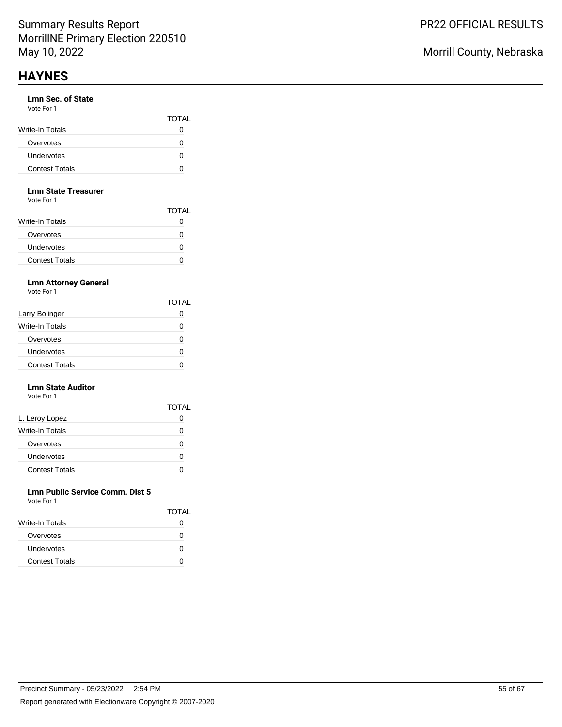# HAYNES

### Lmn Sec. of State

Vote For 1

| | TOTAL |
|---|---|
| Write-In Totals | 0 |
| Overvotes | 0 |
| Undervotes | 0 |
| Contest Totals | 0 |

### Lmn State Treasurer

Vote For 1

| | TOTAL |
|---|---|
| Write-In Totals | 0 |
| Overvotes | 0 |
| Undervotes | 0 |
| Contest Totals | 0 |

### Lmn Attorney General

Vote For 1

| | TOTAL |
|---|---|
| Larry Bolinger | 0 |
| Write-In Totals | 0 |
| Overvotes | 0 |
| Undervotes | 0 |
| Contest Totals | 0 |

### Lmn State Auditor

Vote For 1

| | TOTAL |
|---|---|
| L. Leroy Lopez | 0 |
| Write-In Totals | 0 |
| Overvotes | 0 |
| Undervotes | 0 |
| Contest Totals | 0 |

### Lmn Public Service Comm. Dist 5

Vote For 1

| | TOTAL |
|---|---|
| Write-In Totals | 0 |
| Overvotes | 0 |
| Undervotes | 0 |
| Contest Totals | 0 |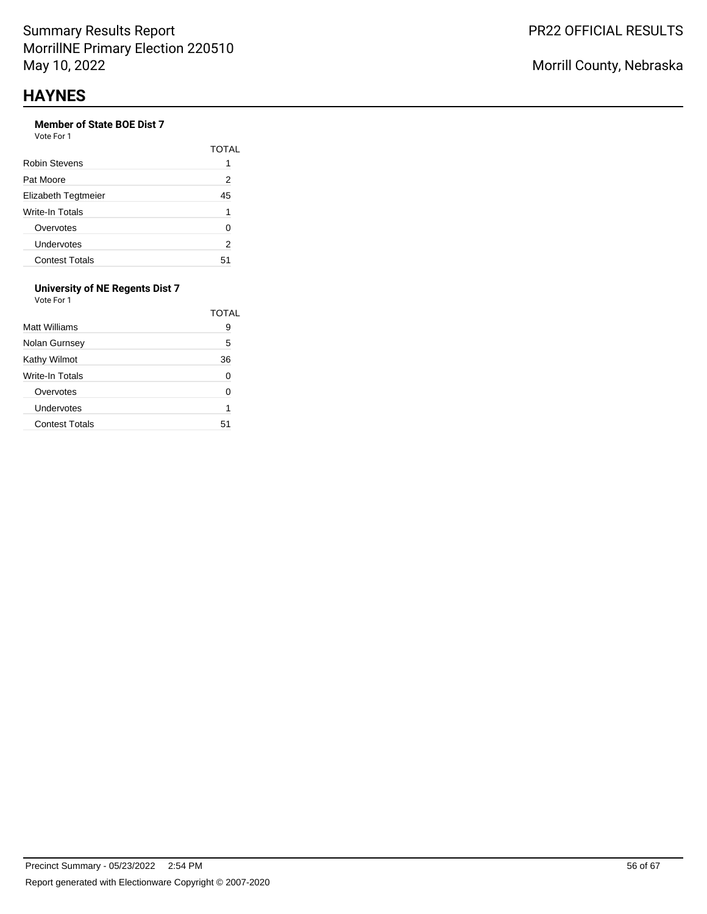## HAYNES

**Member of State BOE Dist 7**

Vote For 1

| | TOTAL |
|---|---|
| Robin Stevens | 1 |
| Pat Moore | 2 |
| Elizabeth Tegtmeier | 45 |
| Write-In Totals | 1 |
| Overvotes | 0 |
| Undervotes | 2 |
| Contest Totals | 51 |

**University of NE Regents Dist 7**

Vote For 1

| | TOTAL |
|---|---|
| Matt Williams | 9 |
| Nolan Gurnsey | 5 |
| Kathy Wilmot | 36 |
| Write-In Totals | 0 |
| Overvotes | 0 |
| Undervotes | 1 |
| Contest Totals | 51 |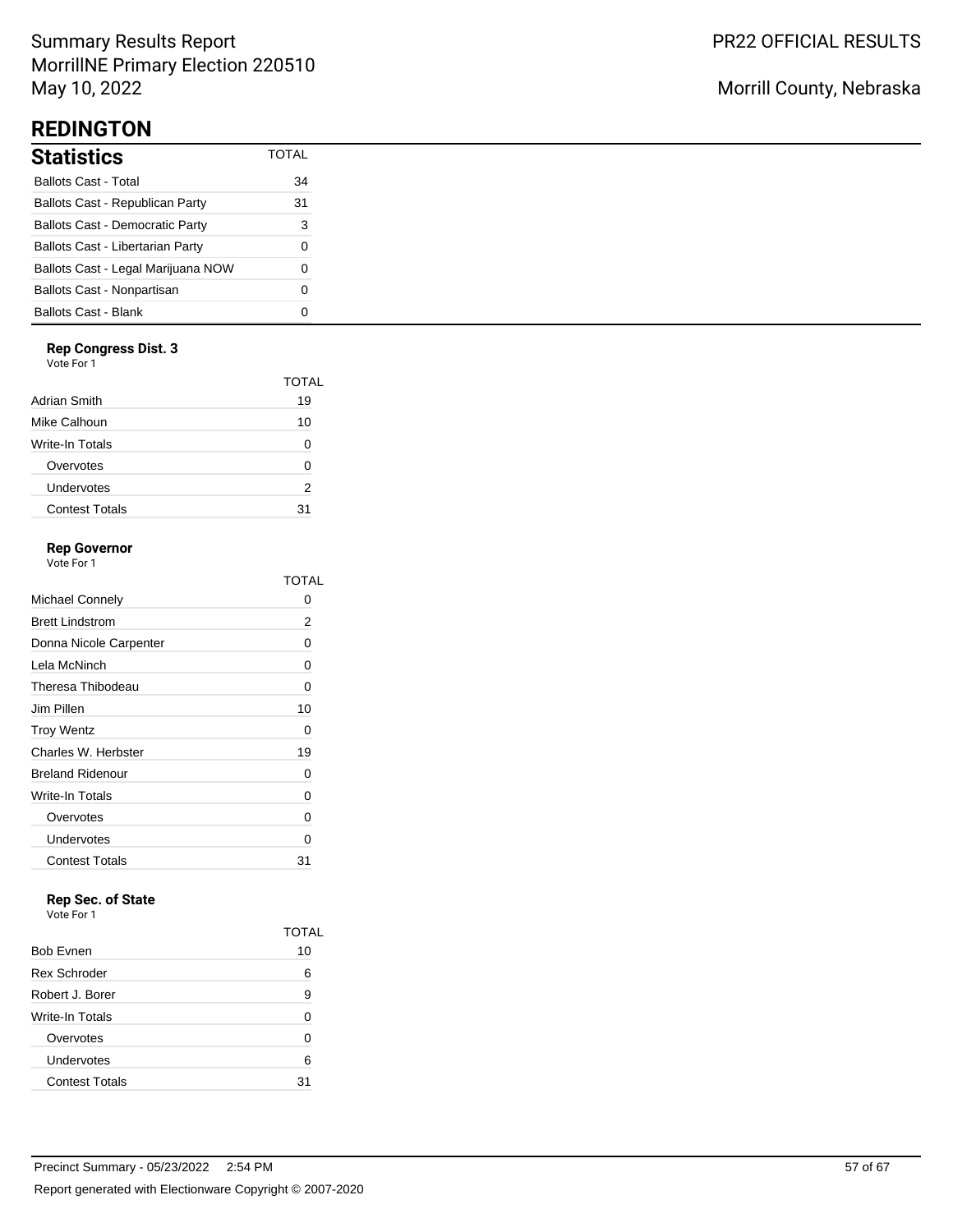# REDINGTON

## Statistics

| | TOTAL |
|---|---|
| Ballots Cast - Total | 34 |
| Ballots Cast - Republican Party | 31 |
| Ballots Cast - Democratic Party | 3 |
| Ballots Cast - Libertarian Party | 0 |
| Ballots Cast - Legal Marijuana NOW | 0 |
| Ballots Cast - Nonpartisan | 0 |
| Ballots Cast - Blank | 0 |

### Rep Congress Dist. 3

Vote For 1

| | TOTAL |
|---|---|
| Adrian Smith | 19 |
| Mike Calhoun | 10 |
| Write-In Totals | 0 |
| Overvotes | 0 |
| Undervotes | 2 |
| Contest Totals | 31 |

### Rep Governor

Vote For 1

| | TOTAL |
|---|---|
| Michael Connely | 0 |
| Brett Lindstrom | 2 |
| Donna Nicole Carpenter | 0 |
| Lela McNinch | 0 |
| Theresa Thibodeau | 0 |
| Jim Pillen | 10 |
| Troy Wentz | 0 |
| Charles W. Herbster | 19 |
| Breland Ridenour | 0 |
| Write-In Totals | 0 |
| Overvotes | 0 |
| Undervotes | 0 |
| Contest Totals | 31 |

### Rep Sec. of State

Vote For 1

| | TOTAL |
|---|---|
| Bob Evnen | 10 |
| Rex Schroder | 6 |
| Robert J. Borer | 9 |
| Write-In Totals | 0 |
| Overvotes | 0 |
| Undervotes | 6 |
| Contest Totals | 31 |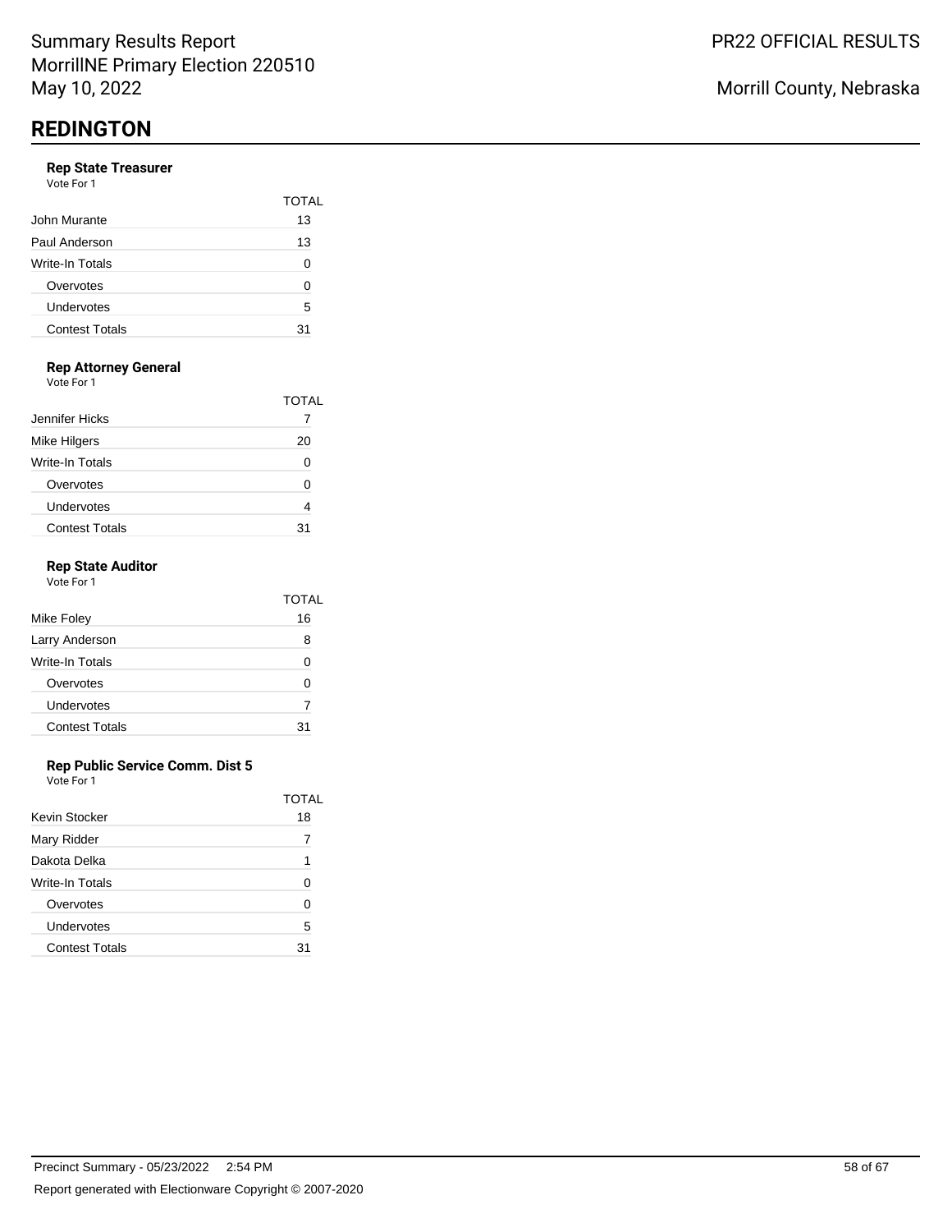# REDINGTON

### Rep State Treasurer

Vote For 1

| | TOTAL |
|---|---|
| John Murante | 13 |
| Paul Anderson | 13 |
| Write-In Totals | 0 |
| Overvotes | 0 |
| Undervotes | 5 |
| Contest Totals | 31 |

### Rep Attorney General

Vote For 1

| | TOTAL |
|---|---|
| Jennifer Hicks | 7 |
| Mike Hilgers | 20 |
| Write-In Totals | 0 |
| Overvotes | 0 |
| Undervotes | 4 |
| Contest Totals | 31 |

### Rep State Auditor

Vote For 1

| | TOTAL |
|---|---|
| Mike Foley | 16 |
| Larry Anderson | 8 |
| Write-In Totals | 0 |
| Overvotes | 0 |
| Undervotes | 7 |
| Contest Totals | 31 |

### Rep Public Service Comm. Dist 5

Vote For 1

| | TOTAL |
|---|---|
| Kevin Stocker | 18 |
| Mary Ridder | 7 |
| Dakota Delka | 1 |
| Write-In Totals | 0 |
| Overvotes | 0 |
| Undervotes | 5 |
| Contest Totals | 31 |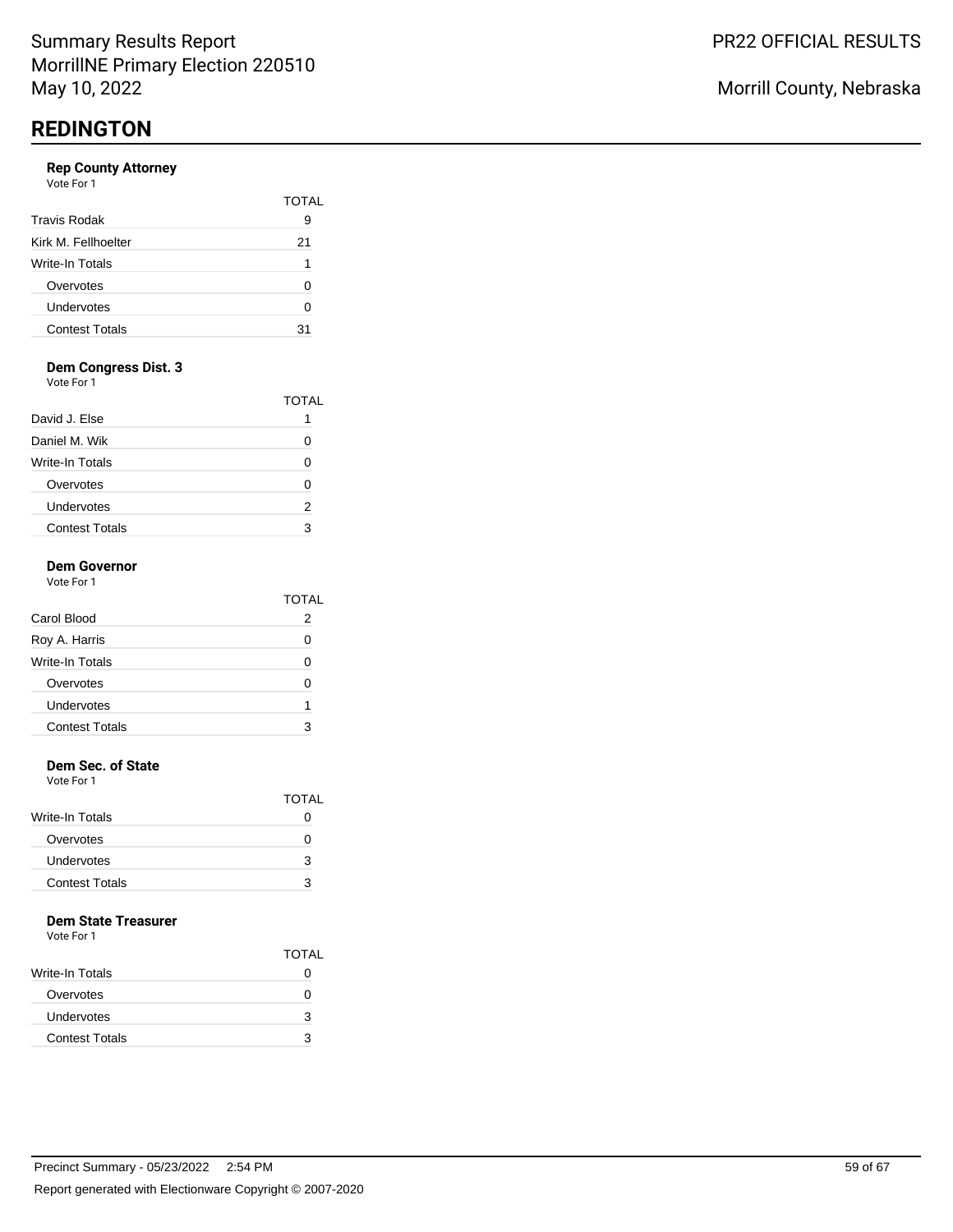## REDINGTON

### Rep County Attorney

Vote For 1

| | TOTAL |
|---|---|
| Travis Rodak | 9 |
| Kirk M. Fellhoelter | 21 |
| Write-In Totals | 1 |
| Overvotes | 0 |
| Undervotes | 0 |
| Contest Totals | 31 |

### Dem Congress Dist. 3

Vote For 1

| | TOTAL |
|---|---|
| David J. Else | 1 |
| Daniel M. Wik | 0 |
| Write-In Totals | 0 |
| Overvotes | 0 |
| Undervotes | 2 |
| Contest Totals | 3 |

### Dem Governor

Vote For 1

| | TOTAL |
|---|---|
| Carol Blood | 2 |
| Roy A. Harris | 0 |
| Write-In Totals | 0 |
| Overvotes | 0 |
| Undervotes | 1 |
| Contest Totals | 3 |

### Dem Sec. of State

Vote For 1

| | TOTAL |
|---|---|
| Write-In Totals | 0 |
| Overvotes | 0 |
| Undervotes | 3 |
| Contest Totals | 3 |

### Dem State Treasurer

Vote For 1

| | TOTAL |
|---|---|
| Write-In Totals | 0 |
| Overvotes | 0 |
| Undervotes | 3 |
| Contest Totals | 3 |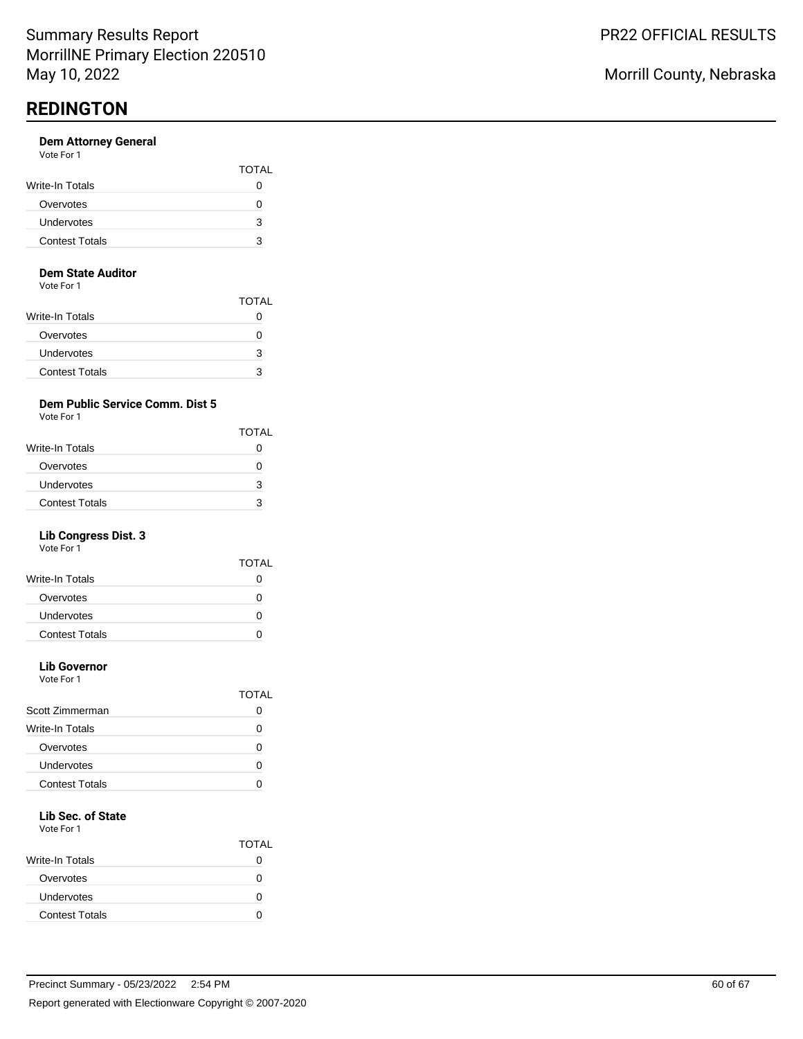Summary Results Report
MorrillNE Primary Election 220510
May 10, 2022

PR22 OFFICIAL RESULTS

Morrill County, Nebraska

## REDINGTON

### Dem Attorney General

Vote For 1

| | TOTAL |
|---|---|
| Write-In Totals | 0 |
| Overvotes | 0 |
| Undervotes | 3 |
| Contest Totals | 3 |

### Dem State Auditor

Vote For 1

| | TOTAL |
|---|---|
| Write-In Totals | 0 |
| Overvotes | 0 |
| Undervotes | 3 |
| Contest Totals | 3 |

### Dem Public Service Comm. Dist 5

Vote For 1

| | TOTAL |
|---|---|
| Write-In Totals | 0 |
| Overvotes | 0 |
| Undervotes | 3 |
| Contest Totals | 3 |

### Lib Congress Dist. 3

Vote For 1

| | TOTAL |
|---|---|
| Write-In Totals | 0 |
| Overvotes | 0 |
| Undervotes | 0 |
| Contest Totals | 0 |

### Lib Governor

Vote For 1

| | TOTAL |
|---|---|
| Scott Zimmerman | 0 |
| Write-In Totals | 0 |
| Overvotes | 0 |
| Undervotes | 0 |
| Contest Totals | 0 |

### Lib Sec. of State

Vote For 1

| | TOTAL |
|---|---|
| Write-In Totals | 0 |
| Overvotes | 0 |
| Undervotes | 0 |
| Contest Totals | 0 |

Precinct Summary - 05/23/2022 2:54 PM

Report generated with Electionware Copyright © 2007-2020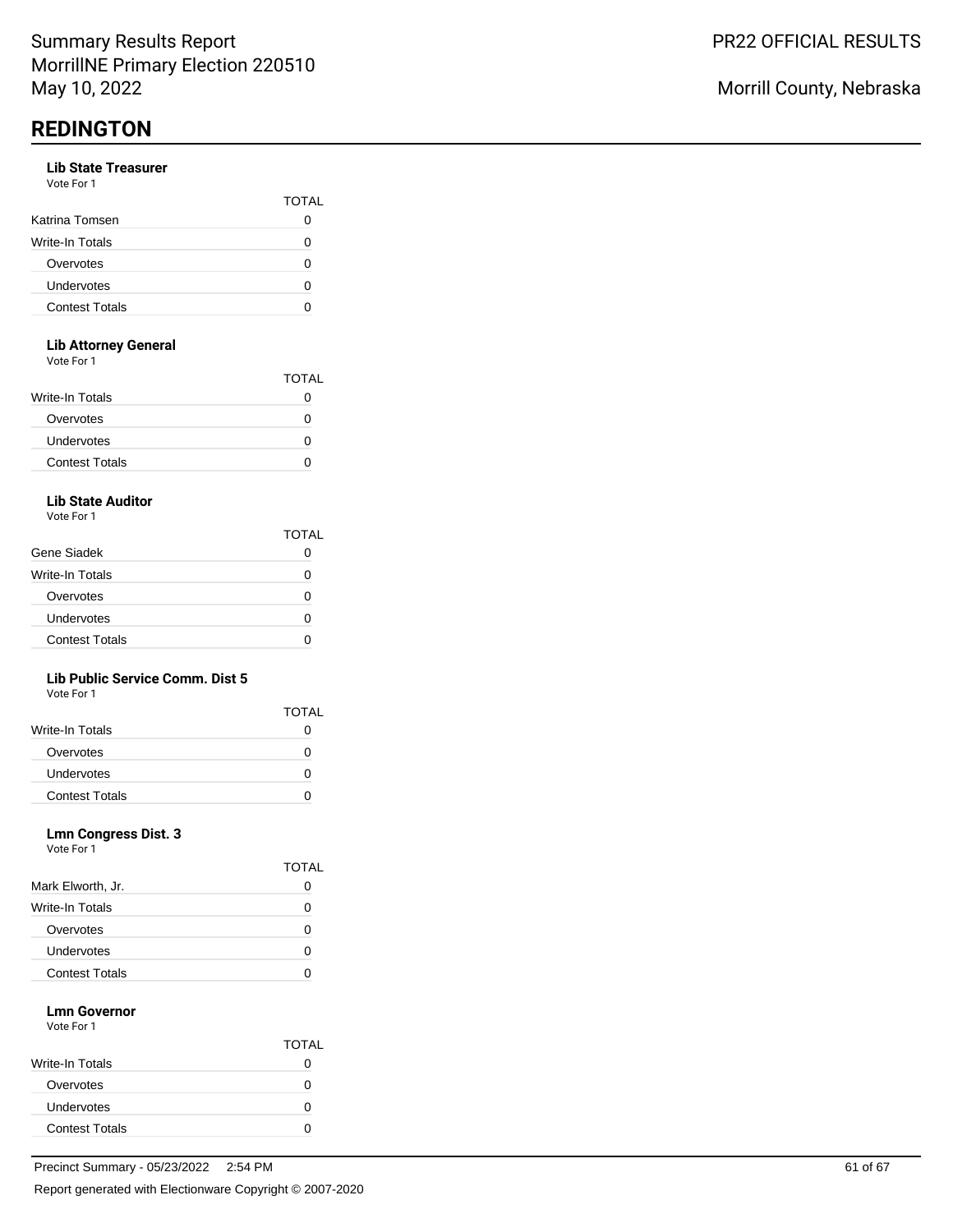# REDINGTON

### Lib State Treasurer

Vote For 1

| | TOTAL |
|---|---|
| Katrina Tomsen | 0 |
| Write-In Totals | 0 |
| Overvotes | 0 |
| Undervotes | 0 |
| Contest Totals | 0 |

### Lib Attorney General

Vote For 1

| | TOTAL |
|---|---|
| Write-In Totals | 0 |
| Overvotes | 0 |
| Undervotes | 0 |
| Contest Totals | 0 |

### Lib State Auditor

Vote For 1

| | TOTAL |
|---|---|
| Gene Siadek | 0 |
| Write-In Totals | 0 |
| Overvotes | 0 |
| Undervotes | 0 |
| Contest Totals | 0 |

### Lib Public Service Comm. Dist 5

Vote For 1

| | TOTAL |
|---|---|
| Write-In Totals | 0 |
| Overvotes | 0 |
| Undervotes | 0 |
| Contest Totals | 0 |

### Lmn Congress Dist. 3

Vote For 1

| | TOTAL |
|---|---|
| Mark Elworth, Jr. | 0 |
| Write-In Totals | 0 |
| Overvotes | 0 |
| Undervotes | 0 |
| Contest Totals | 0 |

### Lmn Governor

Vote For 1

| | TOTAL |
|---|---|
| Write-In Totals | 0 |
| Overvotes | 0 |
| Undervotes | 0 |
| Contest Totals | 0 |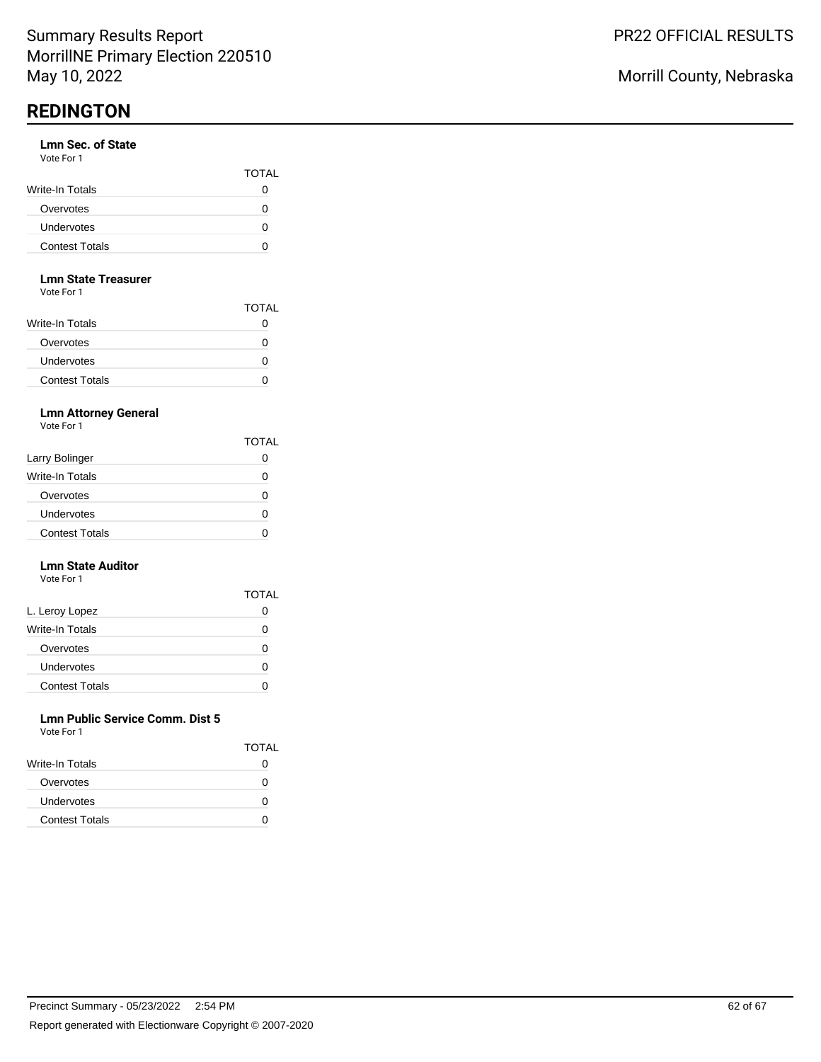## REDINGTON

### Lmn Sec. of State

Vote For 1

| | TOTAL |
|---|---|
| Write-In Totals | 0 |
| Overvotes | 0 |
| Undervotes | 0 |
| Contest Totals | 0 |

### Lmn State Treasurer

Vote For 1

| | TOTAL |
|---|---|
| Write-In Totals | 0 |
| Overvotes | 0 |
| Undervotes | 0 |
| Contest Totals | 0 |

### Lmn Attorney General

Vote For 1

| | TOTAL |
|---|---|
| Larry Bolinger | 0 |
| Write-In Totals | 0 |
| Overvotes | 0 |
| Undervotes | 0 |
| Contest Totals | 0 |

### Lmn State Auditor

Vote For 1

| | TOTAL |
|---|---|
| L. Leroy Lopez | 0 |
| Write-In Totals | 0 |
| Overvotes | 0 |
| Undervotes | 0 |
| Contest Totals | 0 |

### Lmn Public Service Comm. Dist 5

Vote For 1

| | TOTAL |
|---|---|
| Write-In Totals | 0 |
| Overvotes | 0 |
| Undervotes | 0 |
| Contest Totals | 0 |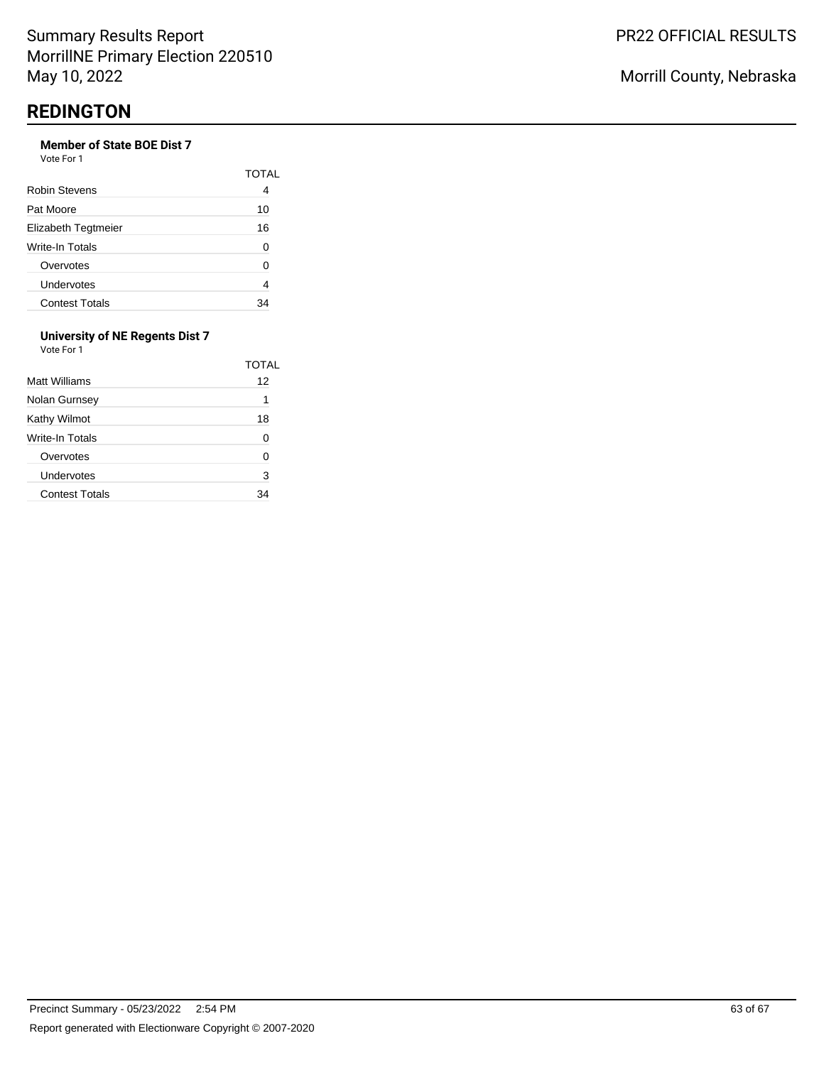## REDINGTON

**Member of State BOE Dist 7**
Vote For 1

| | TOTAL |
|---|---|
| Robin Stevens | 4 |
| Pat Moore | 10 |
| Elizabeth Tegtmeier | 16 |
| Write-In Totals | 0 |
| Overvotes | 0 |
| Undervotes | 4 |
| Contest Totals | 34 |

**University of NE Regents Dist 7**
Vote For 1

| | TOTAL |
|---|---|
| Matt Williams | 12 |
| Nolan Gurnsey | 1 |
| Kathy Wilmot | 18 |
| Write-In Totals | 0 |
| Overvotes | 0 |
| Undervotes | 3 |
| Contest Totals | 34 |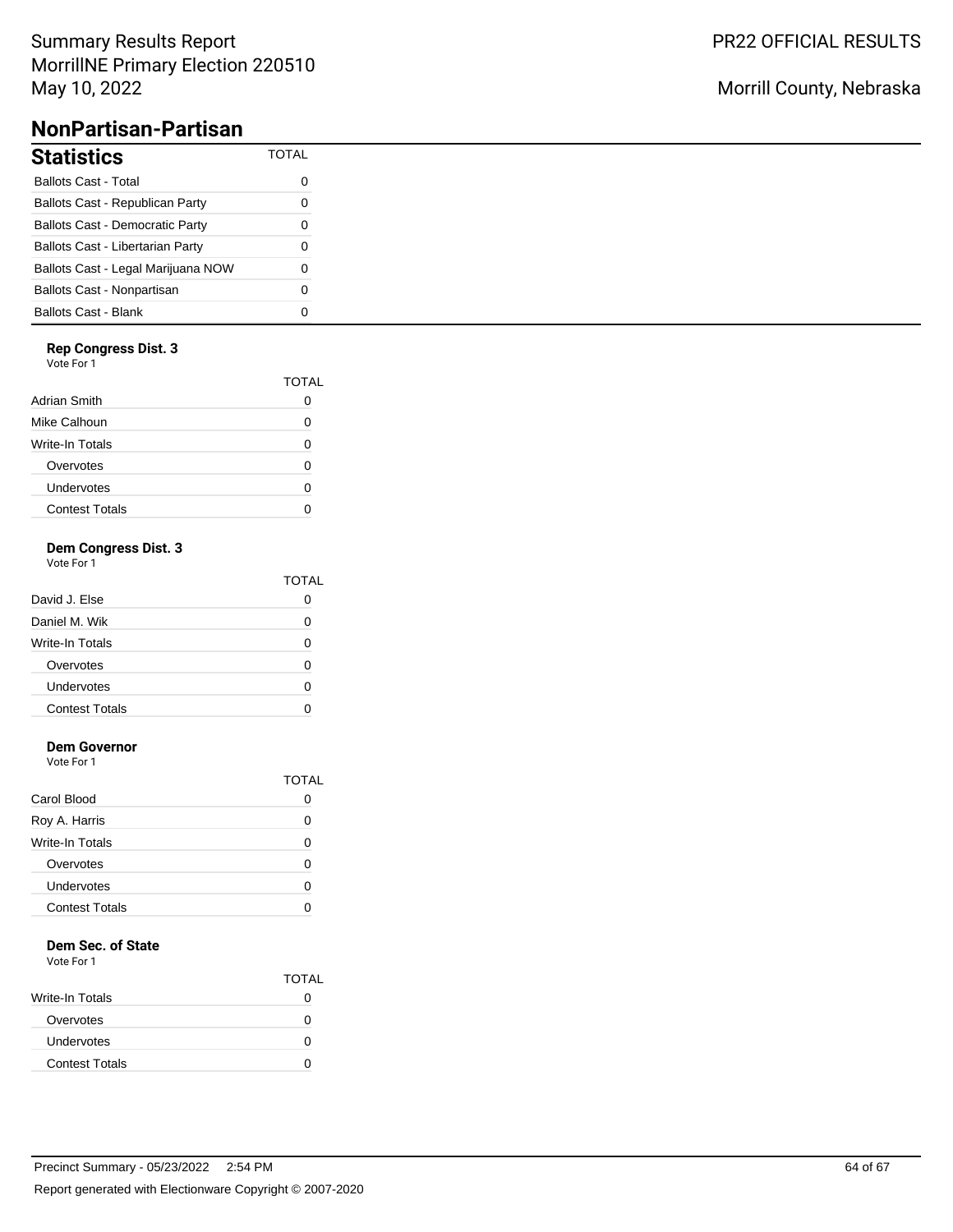Summary Results Report
MorrillNE Primary Election 220510
May 10, 2022

PR22 OFFICIAL RESULTS

Morrill County, Nebraska

## NonPartisan-Partisan

| Statistics | TOTAL |
|---|---|
| Ballots Cast - Total | 0 |
| Ballots Cast - Republican Party | 0 |
| Ballots Cast - Democratic Party | 0 |
| Ballots Cast - Libertarian Party | 0 |
| Ballots Cast - Legal Marijuana NOW | 0 |
| Ballots Cast - Nonpartisan | 0 |
| Ballots Cast - Blank | 0 |

### Rep Congress Dist. 3

Vote For 1

| | TOTAL |
|---|---|
| Adrian Smith | 0 |
| Mike Calhoun | 0 |
| Write-In Totals | 0 |
| Overvotes | 0 |
| Undervotes | 0 |
| Contest Totals | 0 |

### Dem Congress Dist. 3

Vote For 1

| | TOTAL |
|---|---|
| David J. Else | 0 |
| Daniel M. Wik | 0 |
| Write-In Totals | 0 |
| Overvotes | 0 |
| Undervotes | 0 |
| Contest Totals | 0 |

### Dem Governor

Vote For 1

| | TOTAL |
|---|---|
| Carol Blood | 0 |
| Roy A. Harris | 0 |
| Write-In Totals | 0 |
| Overvotes | 0 |
| Undervotes | 0 |
| Contest Totals | 0 |

### Dem Sec. of State

Vote For 1

| | TOTAL |
|---|---|
| Write-In Totals | 0 |
| Overvotes | 0 |
| Undervotes | 0 |
| Contest Totals | 0 |

Precinct Summary - 05/23/2022 2:54 PM

Report generated with Electionware Copyright © 2007-2020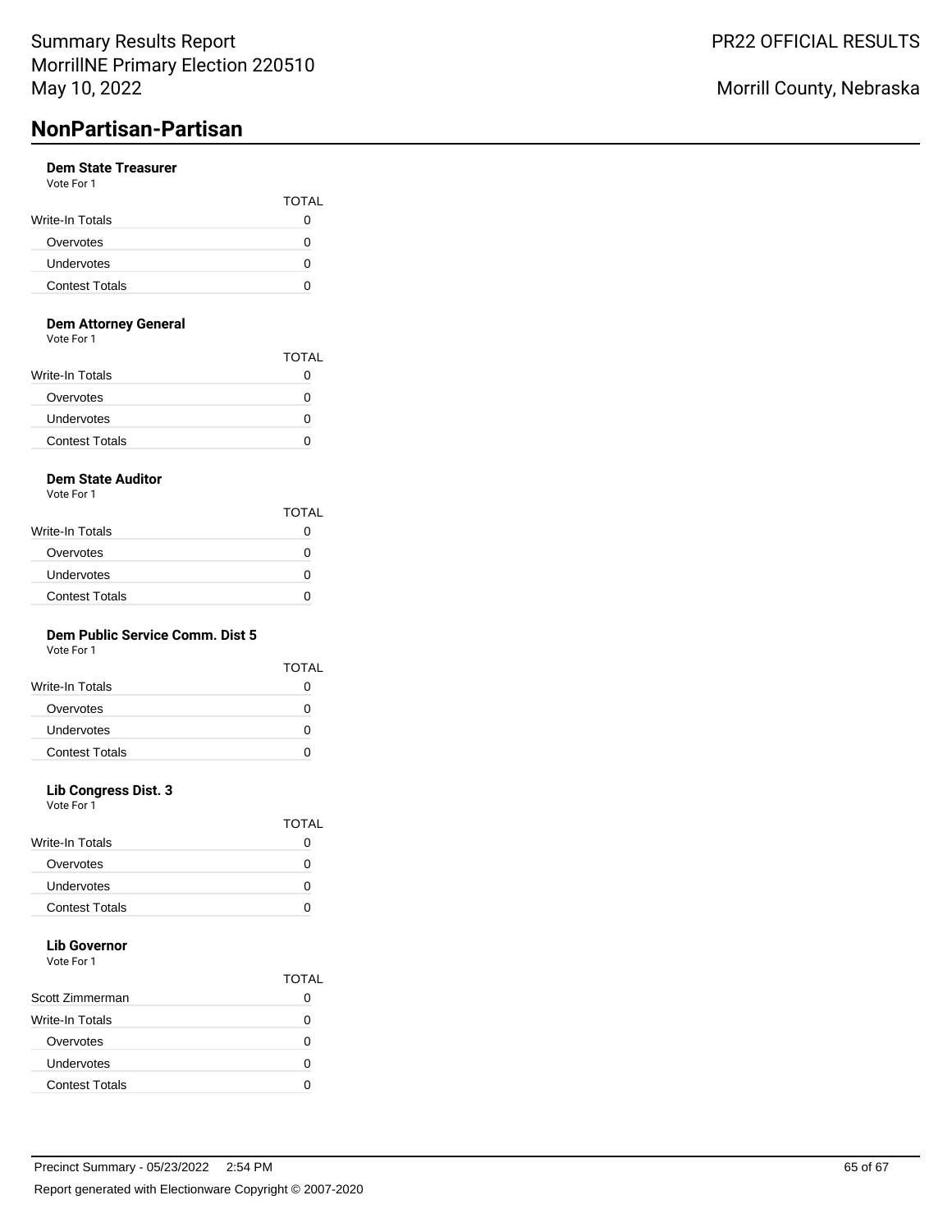## NonPartisan-Partisan

### Dem State Treasurer

Vote For 1

| | TOTAL |
|---|---|
| Write-In Totals | 0 |
| Overvotes | 0 |
| Undervotes | 0 |
| Contest Totals | 0 |

### Dem Attorney General

Vote For 1

| | TOTAL |
|---|---|
| Write-In Totals | 0 |
| Overvotes | 0 |
| Undervotes | 0 |
| Contest Totals | 0 |

### Dem State Auditor

Vote For 1

| | TOTAL |
|---|---|
| Write-In Totals | 0 |
| Overvotes | 0 |
| Undervotes | 0 |
| Contest Totals | 0 |

### Dem Public Service Comm. Dist 5

Vote For 1

| | TOTAL |
|---|---|
| Write-In Totals | 0 |
| Overvotes | 0 |
| Undervotes | 0 |
| Contest Totals | 0 |

### Lib Congress Dist. 3

Vote For 1

| | TOTAL |
|---|---|
| Write-In Totals | 0 |
| Overvotes | 0 |
| Undervotes | 0 |
| Contest Totals | 0 |

### Lib Governor

Vote For 1

| | TOTAL |
|---|---|
| Scott Zimmerman | 0 |
| Write-In Totals | 0 |
| Overvotes | 0 |
| Undervotes | 0 |
| Contest Totals | 0 |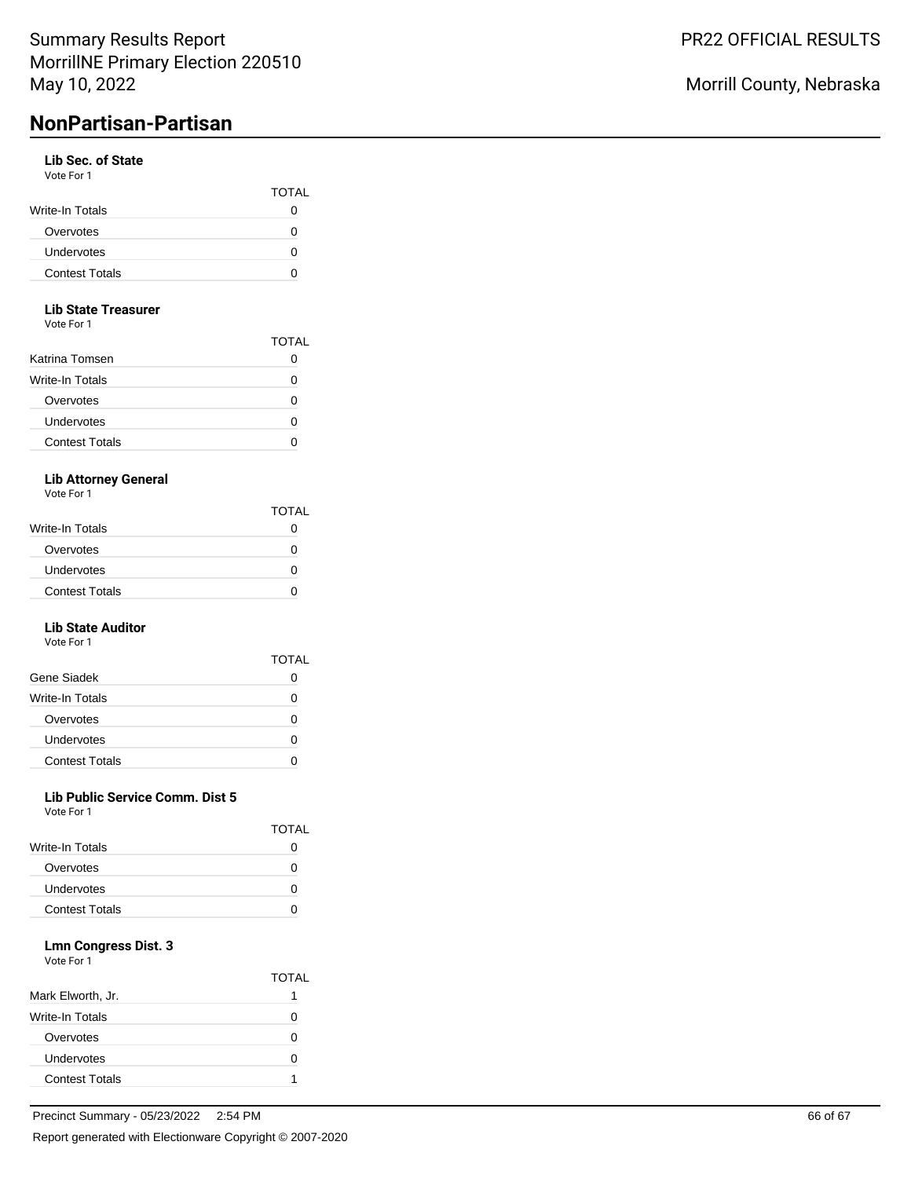## NonPartisan-Partisan

### Lib Sec. of State

Vote For 1

| | TOTAL |
|---|---|
| Write-In Totals | 0 |
| Overvotes | 0 |
| Undervotes | 0 |
| Contest Totals | 0 |

### Lib State Treasurer

Vote For 1

| | TOTAL |
|---|---|
| Katrina Tomsen | 0 |
| Write-In Totals | 0 |
| Overvotes | 0 |
| Undervotes | 0 |
| Contest Totals | 0 |

### Lib Attorney General

Vote For 1

| | TOTAL |
|---|---|
| Write-In Totals | 0 |
| Overvotes | 0 |
| Undervotes | 0 |
| Contest Totals | 0 |

### Lib State Auditor

Vote For 1

| | TOTAL |
|---|---|
| Gene Siadek | 0 |
| Write-In Totals | 0 |
| Overvotes | 0 |
| Undervotes | 0 |
| Contest Totals | 0 |

### Lib Public Service Comm. Dist 5

Vote For 1

| | TOTAL |
|---|---|
| Write-In Totals | 0 |
| Overvotes | 0 |
| Undervotes | 0 |
| Contest Totals | 0 |

### Lmn Congress Dist. 3

Vote For 1

| | TOTAL |
|---|---|
| Mark Elworth, Jr. | 1 |
| Write-In Totals | 0 |
| Overvotes | 0 |
| Undervotes | 0 |
| Contest Totals | 1 |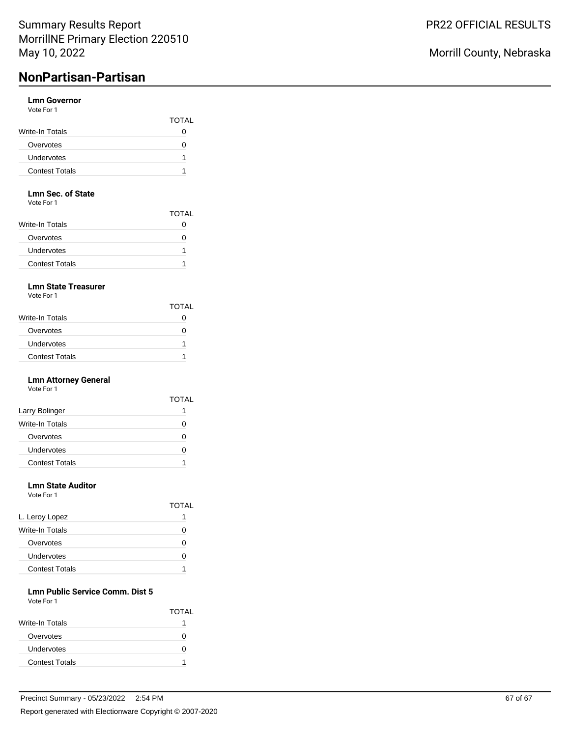## NonPartisan-Partisan

### Lmn Governor

Vote For 1

| | TOTAL |
|---|---|
| Write-In Totals | 0 |
| Overvotes | 0 |
| Undervotes | 1 |
| Contest Totals | 1 |

### Lmn Sec. of State

Vote For 1

| | TOTAL |
|---|---|
| Write-In Totals | 0 |
| Overvotes | 0 |
| Undervotes | 1 |
| Contest Totals | 1 |

### Lmn State Treasurer

Vote For 1

| | TOTAL |
|---|---|
| Write-In Totals | 0 |
| Overvotes | 0 |
| Undervotes | 1 |
| Contest Totals | 1 |

### Lmn Attorney General

Vote For 1

| | TOTAL |
|---|---|
| Larry Bolinger | 1 |
| Write-In Totals | 0 |
| Overvotes | 0 |
| Undervotes | 0 |
| Contest Totals | 1 |

### Lmn State Auditor

Vote For 1

| | TOTAL |
|---|---|
| L. Leroy Lopez | 1 |
| Write-In Totals | 0 |
| Overvotes | 0 |
| Undervotes | 0 |
| Contest Totals | 1 |

### Lmn Public Service Comm. Dist 5

Vote For 1

| | TOTAL |
|---|---|
| Write-In Totals | 1 |
| Overvotes | 0 |
| Undervotes | 0 |
| Contest Totals | 1 |